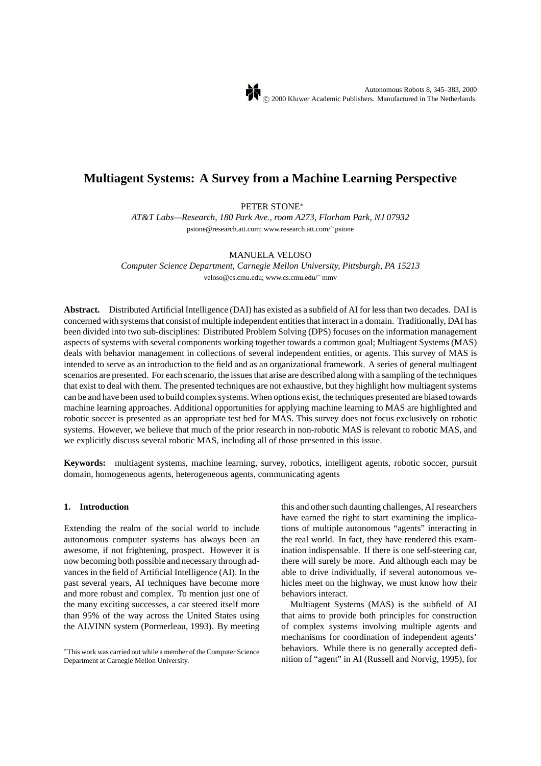# Multiagent Systems: A Survey from a Machine Learning Perspective

PETER STONE*

*AT&T Labs—Research, 180 Park Ave., room A273, Florham Park, NJ 07932*

pstone@research.att.com; www.research.att.com/~pstone

MANUELA VELOSO

*Computer Science Department, Carnegie Mellon University, Pittsburgh, PA 15213*

veloso@cs.cmu.edu; www.cs.cmu.edu/~mmv

**Abstract.** Distributed Artificial Intelligence (DAI) has existed as a subfield of AI for less than two decades. DAI is concerned with systems that consist of multiple independent entities that interact in a domain. Traditionally, DAI has been divided into two sub-disciplines: Distributed Problem Solving (DPS) focuses on the information management aspects of systems with several components working together towards a common goal; Multiagent Systems (MAS) deals with behavior management in collections of several independent entities, or agents. This survey of MAS is intended to serve as an introduction to the field and as an organizational framework. A series of general multiagent scenarios are presented. For each scenario, the issues that arise are described along with a sampling of the techniques that exist to deal with them. The presented techniques are not exhaustive, but they highlight how multiagent systems can be and have been used to build complex systems. When options exist, the techniques presented are biased towards machine learning approaches. Additional opportunities for applying machine learning to MAS are highlighted and robotic soccer is presented as an appropriate test bed for MAS. This survey does not focus exclusively on robotic systems. However, we believe that much of the prior research in non-robotic MAS is relevant to robotic MAS, and we explicitly discuss several robotic MAS, including all of those presented in this issue.

**Keywords:** multiagent systems, machine learning, survey, robotics, intelligent agents, robotic soccer, pursuit domain, homogeneous agents, heterogeneous agents, communicating agents

## 1. Introduction

Extending the realm of the social world to include autonomous computer systems has always been an awesome, if not frightening, prospect. However it is now becoming both possible and necessary through advances in the field of Artificial Intelligence (AI). In the past several years, AI techniques have become more and more robust and complex. To mention just one of the many exciting successes, a car steered itself more than 95% of the way across the United States using the ALVINN system (Pormerleau, 1993). By meeting this and other such daunting challenges, AI researchers have earned the right to start examining the implications of multiple autonomous "agents" interacting in the real world. In fact, they have rendered this examination indispensable. If there is one self-steering car, there will surely be more. And although each may be able to drive individually, if several autonomous vehicles meet on the highway, we must know how their behaviors interact.

Multiagent Systems (MAS) is the subfield of AI that aims to provide both principles for construction of complex systems involving multiple agents and mechanisms for coordination of independent agents' behaviors. While there is no generally accepted definition of "agent" in AI (Russell and Norvig, 1995), for

*This work was carried out while a member of the Computer Science Department at Carnegie Mellon University.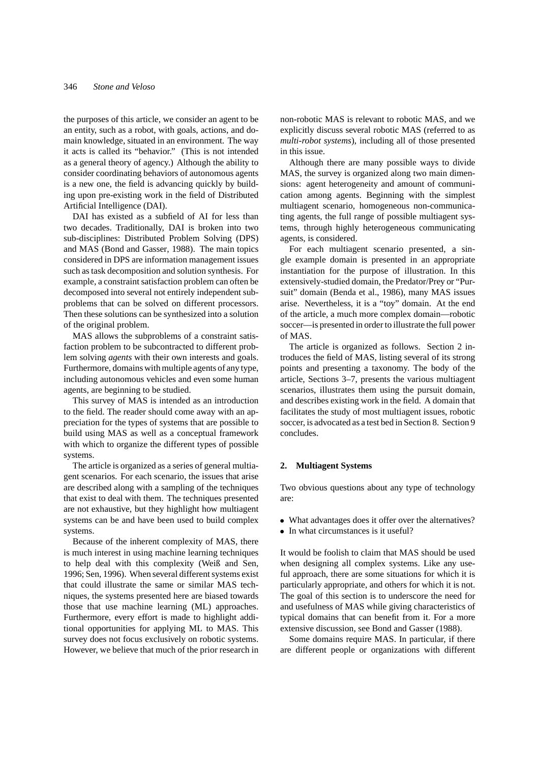the purposes of this article, we consider an agent to be an entity, such as a robot, with goals, actions, and domain knowledge, situated in an environment. The way it acts is called its "behavior." (This is not intended as a general theory of agency.) Although the ability to consider coordinating behaviors of autonomous agents is a new one, the field is advancing quickly by building upon pre-existing work in the field of Distributed Artificial Intelligence (DAI).

DAI has existed as a subfield of AI for less than two decades. Traditionally, DAI is broken into two sub-disciplines: Distributed Problem Solving (DPS) and MAS (Bond and Gasser, 1988). The main topics considered in DPS are information management issues such as task decomposition and solution synthesis. For example, a constraint satisfaction problem can often be decomposed into several not entirely independent subproblems that can be solved on different processors. Then these solutions can be synthesized into a solution of the original problem.

MAS allows the subproblems of a constraint satisfaction problem to be subcontracted to different problem solving *agents* with their own interests and goals. Furthermore, domains with multiple agents of any type, including autonomous vehicles and even some human agents, are beginning to be studied.

This survey of MAS is intended as an introduction to the field. The reader should come away with an appreciation for the types of systems that are possible to build using MAS as well as a conceptual framework with which to organize the different types of possible systems.

The article is organized as a series of general multiagent scenarios. For each scenario, the issues that arise are described along with a sampling of the techniques that exist to deal with them. The techniques presented are not exhaustive, but they highlight how multiagent systems can be and have been used to build complex systems.

Because of the inherent complexity of MAS, there is much interest in using machine learning techniques to help deal with this complexity (Weiß and Sen, 1996; Sen, 1996). When several different systems exist that could illustrate the same or similar MAS techniques, the systems presented here are biased towards those that use machine learning (ML) approaches. Furthermore, every effort is made to highlight additional opportunities for applying ML to MAS. This survey does not focus exclusively on robotic systems. However, we believe that much of the prior research in non-robotic MAS is relevant to robotic MAS, and we explicitly discuss several robotic MAS (referred to as *multi-robot systems*), including all of those presented in this issue.

Although there are many possible ways to divide MAS, the survey is organized along two main dimensions: agent heterogeneity and amount of communication among agents. Beginning with the simplest multiagent scenario, homogeneous non-communicating agents, the full range of possible multiagent systems, through highly heterogeneous communicating agents, is considered.

For each multiagent scenario presented, a single example domain is presented in an appropriate instantiation for the purpose of illustration. In this extensively-studied domain, the Predator/Prey or "Pursuit" domain (Benda et al., 1986), many MAS issues arise. Nevertheless, it is a "toy" domain. At the end of the article, a much more complex domain—robotic soccer—is presented in order to illustrate the full power of MAS.

The article is organized as follows. Section 2 introduces the field of MAS, listing several of its strong points and presenting a taxonomy. The body of the article, Sections 3–7, presents the various multiagent scenarios, illustrates them using the pursuit domain, and describes existing work in the field. A domain that facilitates the study of most multiagent issues, robotic soccer, is advocated as a test bed in Section 8. Section 9 concludes.

## 2. Multiagent Systems

Two obvious questions about any type of technology are:

- What advantages does it offer over the alternatives?
- In what circumstances is it useful?

It would be foolish to claim that MAS should be used when designing all complex systems. Like any useful approach, there are some situations for which it is particularly appropriate, and others for which it is not. The goal of this section is to underscore the need for and usefulness of MAS while giving characteristics of typical domains that can benefit from it. For a more extensive discussion, see Bond and Gasser (1988).

Some domains require MAS. In particular, if there are different people or organizations with different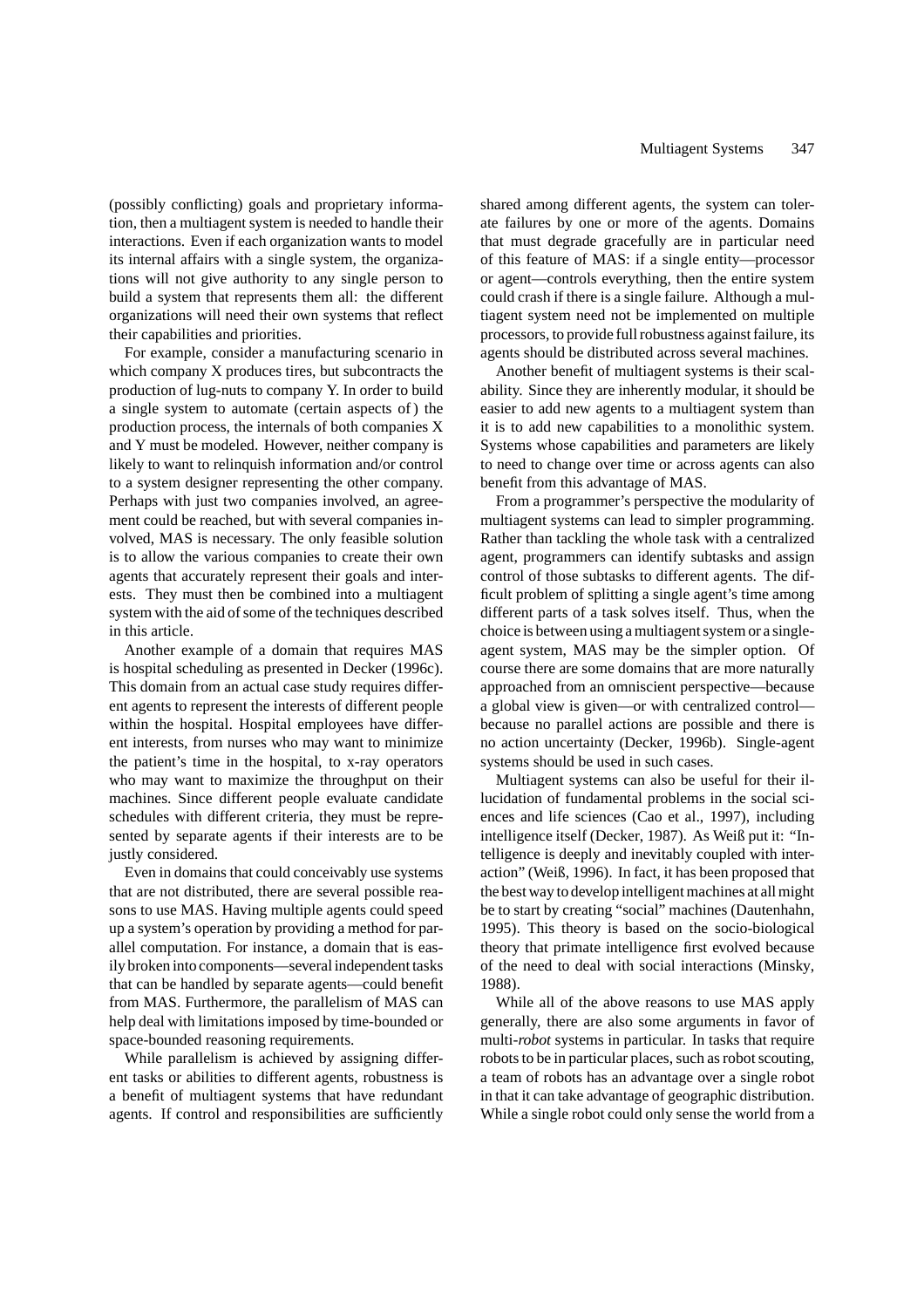(possibly conflicting) goals and proprietary information, then a multiagent system is needed to handle their interactions. Even if each organization wants to model its internal affairs with a single system, the organizations will not give authority to any single person to build a system that represents them all: the different organizations will need their own systems that reflect their capabilities and priorities.

For example, consider a manufacturing scenario in which company X produces tires, but subcontracts the production of lug-nuts to company Y. In order to build a single system to automate (certain aspects of) the production process, the internals of both companies X and Y must be modeled. However, neither company is likely to want to relinquish information and/or control to a system designer representing the other company. Perhaps with just two companies involved, an agreement could be reached, but with several companies involved, MAS is necessary. The only feasible solution is to allow the various companies to create their own agents that accurately represent their goals and interests. They must then be combined into a multiagent system with the aid of some of the techniques described in this article.

Another example of a domain that requires MAS is hospital scheduling as presented in Decker (1996c). This domain from an actual case study requires different agents to represent the interests of different people within the hospital. Hospital employees have different interests, from nurses who may want to minimize the patient's time in the hospital, to x-ray operators who may want to maximize the throughput on their machines. Since different people evaluate candidate schedules with different criteria, they must be represented by separate agents if their interests are to be justly considered.

Even in domains that could conceivably use systems that are not distributed, there are several possible reasons to use MAS. Having multiple agents could speed up a system's operation by providing a method for parallel computation. For instance, a domain that is easily broken into components—several independent tasks that can be handled by separate agents—could benefit from MAS. Furthermore, the parallelism of MAS can help deal with limitations imposed by time-bounded or space-bounded reasoning requirements.

While parallelism is achieved by assigning different tasks or abilities to different agents, robustness is a benefit of multiagent systems that have redundant agents. If control and responsibilities are sufficiently shared among different agents, the system can tolerate failures by one or more of the agents. Domains that must degrade gracefully are in particular need of this feature of MAS: if a single entity—processor or agent—controls everything, then the entire system could crash if there is a single failure. Although a multiagent system need not be implemented on multiple processors, to provide full robustness against failure, its agents should be distributed across several machines.

Another benefit of multiagent systems is their scalability. Since they are inherently modular, it should be easier to add new agents to a multiagent system than it is to add new capabilities to a monolithic system. Systems whose capabilities and parameters are likely to need to change over time or across agents can also benefit from this advantage of MAS.

From a programmer's perspective the modularity of multiagent systems can lead to simpler programming. Rather than tackling the whole task with a centralized agent, programmers can identify subtasks and assign control of those subtasks to different agents. The difficult problem of splitting a single agent's time among different parts of a task solves itself. Thus, when the choice is between using a multiagent system or a single-agent system, MAS may be the simpler option. Of course there are some domains that are more naturally approached from an omniscient perspective—because a global view is given—or with centralized control—because no parallel actions are possible and there is no action uncertainty (Decker, 1996b). Single-agent systems should be used in such cases.

Multiagent systems can also be useful for their illucidation of fundamental problems in the social sciences and life sciences (Cao et al., 1997), including intelligence itself (Decker, 1987). As Weiß put it: "Intelligence is deeply and inevitably coupled with interaction" (Weiß, 1996). In fact, it has been proposed that the best way to develop intelligent machines at all might be to start by creating "social" machines (Dautenhahn, 1995). This theory is based on the socio-biological theory that primate intelligence first evolved because of the need to deal with social interactions (Minsky, 1988).

While all of the above reasons to use MAS apply generally, there are also some arguments in favor of multi-*robot* systems in particular. In tasks that require robots to be in particular places, such as robot scouting, a team of robots has an advantage over a single robot in that it can take advantage of geographic distribution. While a single robot could only sense the world from a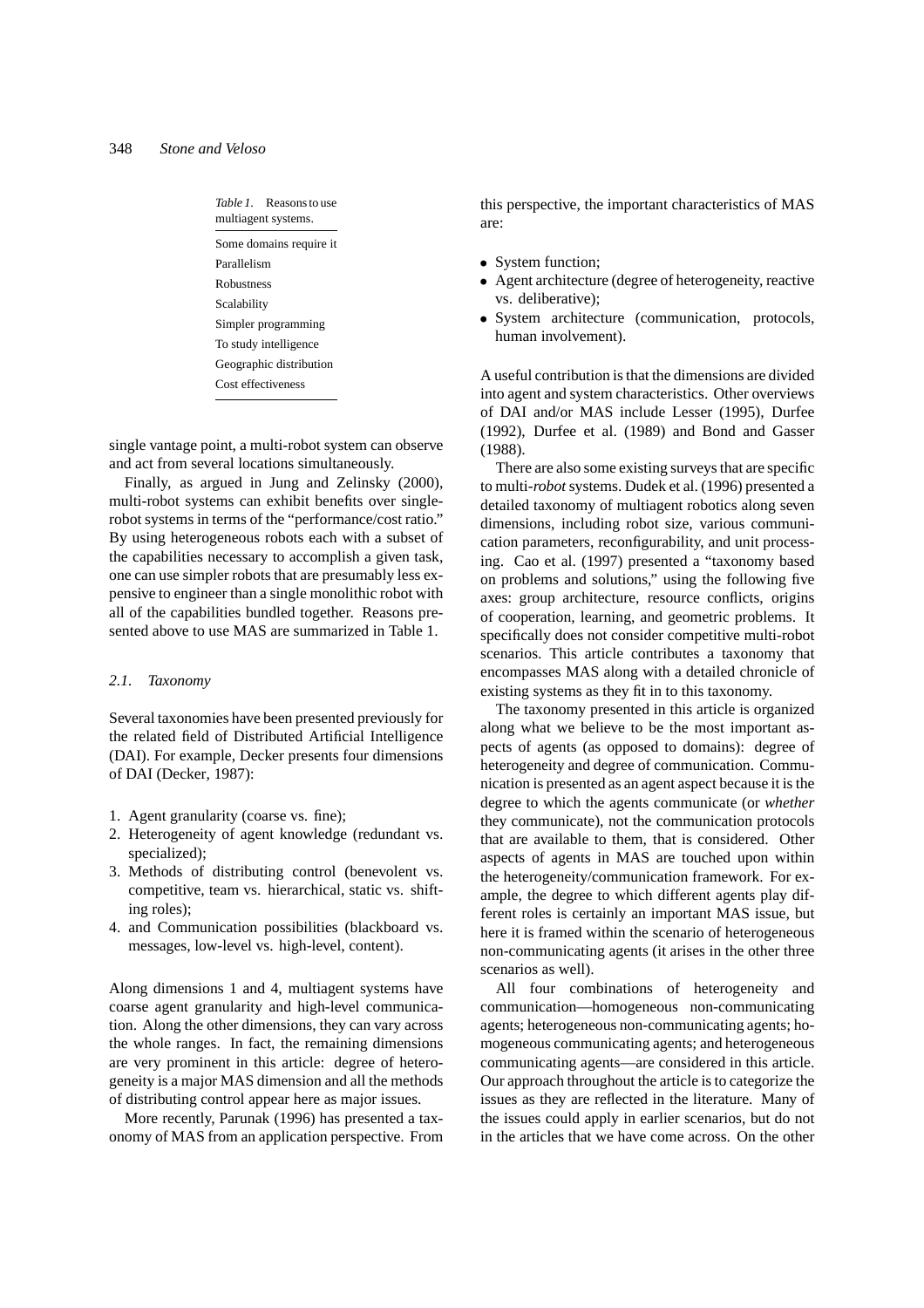*Table 1*. Reasons to use multiagent systems.

| |
|---|
| Some domains require it |
| Parallelism |
| Robustness |
| Scalability |
| Simpler programming |
| To study intelligence |
| Geographic distribution |
| Cost effectiveness |

single vantage point, a multi-robot system can observe and act from several locations simultaneously.

Finally, as argued in Jung and Zelinsky (2000), multi-robot systems can exhibit benefits over single-robot systems in terms of the "performance/cost ratio." By using heterogeneous robots each with a subset of the capabilities necessary to accomplish a given task, one can use simpler robots that are presumably less expensive to engineer than a single monolithic robot with all of the capabilities bundled together. Reasons presented above to use MAS are summarized in Table 1.

### *2.1. Taxonomy*

Several taxonomies have been presented previously for the related field of Distributed Artificial Intelligence (DAI). For example, Decker presents four dimensions of DAI (Decker, 1987):

1. Agent granularity (coarse vs. fine);
2. Heterogeneity of agent knowledge (redundant vs. specialized);
3. Methods of distributing control (benevolent vs. competitive, team vs. hierarchical, static vs. shifting roles);
4. and Communication possibilities (blackboard vs. messages, low-level vs. high-level, content).

Along dimensions 1 and 4, multiagent systems have coarse agent granularity and high-level communication. Along the other dimensions, they can vary across the whole ranges. In fact, the remaining dimensions are very prominent in this article: degree of heterogeneity is a major MAS dimension and all the methods of distributing control appear here as major issues.

More recently, Parunak (1996) has presented a taxonomy of MAS from an application perspective. From this perspective, the important characteristics of MAS are:

- System function;
- Agent architecture (degree of heterogeneity, reactive vs. deliberative);
- System architecture (communication, protocols, human involvement).

A useful contribution is that the dimensions are divided into agent and system characteristics. Other overviews of DAI and/or MAS include Lesser (1995), Durfee (1992), Durfee et al. (1989) and Bond and Gasser (1988).

There are also some existing surveys that are specific to multi-*robot* systems. Dudek et al. (1996) presented a detailed taxonomy of multiagent robotics along seven dimensions, including robot size, various communication parameters, reconfigurability, and unit processing. Cao et al. (1997) presented a "taxonomy based on problems and solutions," using the following five axes: group architecture, resource conflicts, origins of cooperation, learning, and geometric problems. It specifically does not consider competitive multi-robot scenarios. This article contributes a taxonomy that encompasses MAS along with a detailed chronicle of existing systems as they fit in to this taxonomy.

The taxonomy presented in this article is organized along what we believe to be the most important aspects of agents (as opposed to domains): degree of heterogeneity and degree of communication. Communication is presented as an agent aspect because it is the degree to which the agents communicate (or *whether* they communicate), not the communication protocols that are available to them, that is considered. Other aspects of agents in MAS are touched upon within the heterogeneity/communication framework. For example, the degree to which different agents play different roles is certainly an important MAS issue, but here it is framed within the scenario of heterogeneous non-communicating agents (it arises in the other three scenarios as well).

All four combinations of heterogeneity and communication—homogeneous non-communicating agents; heterogeneous non-communicating agents; homogeneous communicating agents; and heterogeneous communicating agents—are considered in this article. Our approach throughout the article is to categorize the issues as they are reflected in the literature. Many of the issues could apply in earlier scenarios, but do not in the articles that we have come across. On the other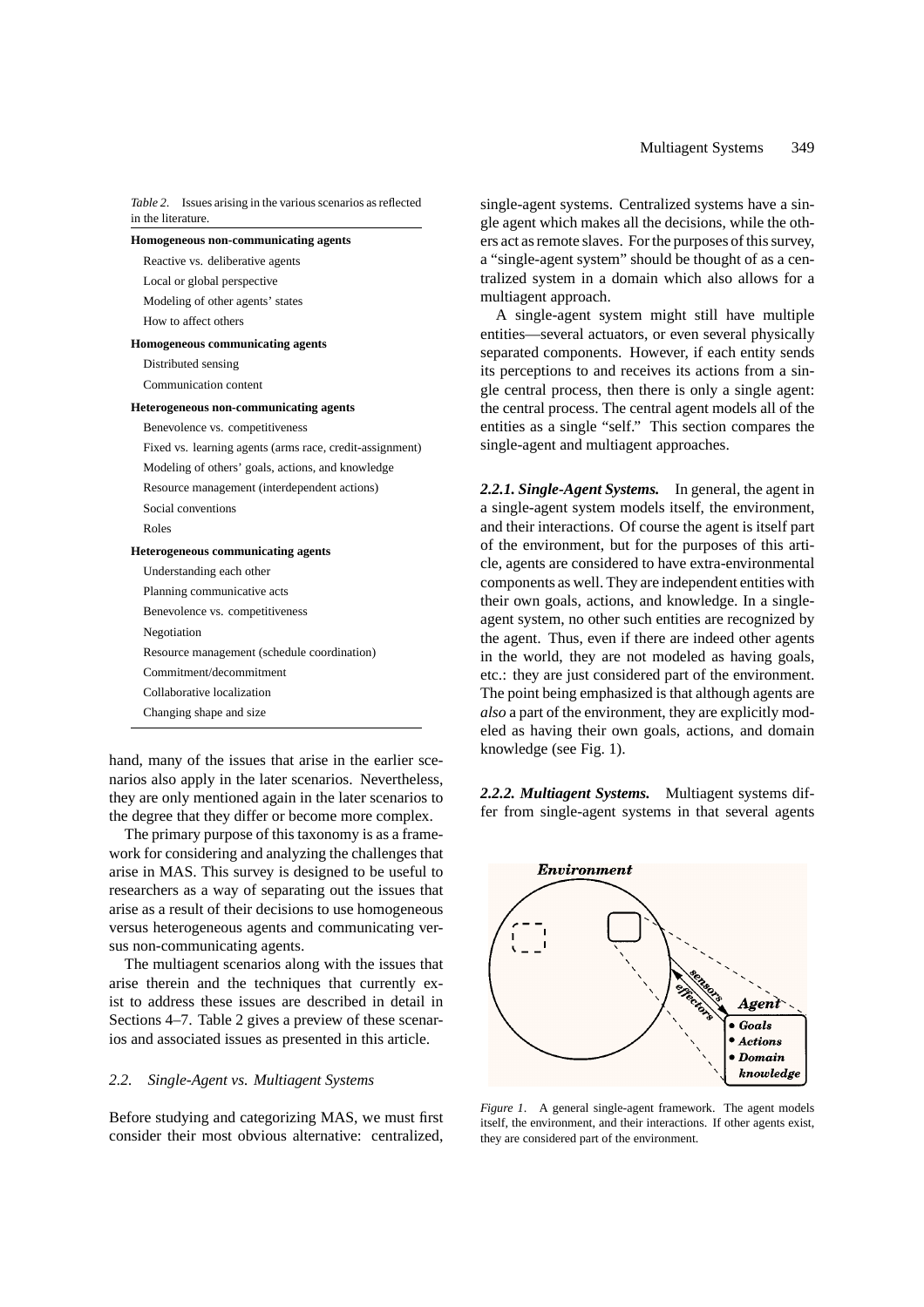*Table 2.* Issues arising in the various scenarios as reflected in the literature.

| |
|---|
| **Homogeneous non-communicating agents** |
| Reactive vs. deliberative agents |
| Local or global perspective |
| Modeling of other agents' states |
| How to affect others |
| **Homogeneous communicating agents** |
| Distributed sensing |
| Communication content |
| **Heterogeneous non-communicating agents** |
| Benevolence vs. competitiveness |
| Fixed vs. learning agents (arms race, credit-assignment) |
| Modeling of others' goals, actions, and knowledge |
| Resource management (interdependent actions) |
| Social conventions |
| Roles |
| **Heterogeneous communicating agents** |
| Understanding each other |
| Planning communicative acts |
| Benevolence vs. competitiveness |
| Negotiation |
| Resource management (schedule coordination) |
| Commitment/decommitment |
| Collaborative localization |
| Changing shape and size |

hand, many of the issues that arise in the earlier scenarios also apply in the later scenarios. Nevertheless, they are only mentioned again in the later scenarios to the degree that they differ or become more complex.

The primary purpose of this taxonomy is as a framework for considering and analyzing the challenges that arise in MAS. This survey is designed to be useful to researchers as a way of separating out the issues that arise as a result of their decisions to use homogeneous versus heterogeneous agents and communicating versus non-communicating agents.

The multiagent scenarios along with the issues that arise therein and the techniques that currently exist to address these issues are described in detail in Sections 4–7. Table 2 gives a preview of these scenarios and associated issues as presented in this article.

### *2.2. Single-Agent vs. Multiagent Systems*

Before studying and categorizing MAS, we must first consider their most obvious alternative: centralized, single-agent systems. Centralized systems have a single agent which makes all the decisions, while the others act as remote slaves. For the purposes of this survey, a "single-agent system" should be thought of as a centralized system in a domain which also allows for a multiagent approach.

A single-agent system might still have multiple entities—several actuators, or even several physically separated components. However, if each entity sends its perceptions to and receives its actions from a single central process, then there is only a single agent: the central process. The central agent models all of the entities as a single "self." This section compares the single-agent and multiagent approaches.

***2.2.1. Single-Agent Systems.*** In general, the agent in a single-agent system models itself, the environment, and their interactions. Of course the agent is itself part of the environment, but for the purposes of this article, agents are considered to have extra-environmental components as well. They are independent entities with their own goals, actions, and knowledge. In a single-agent system, no other such entities are recognized by the agent. Thus, even if there are indeed other agents in the world, they are not modeled as having goals, etc.: they are just considered part of the environment. The point being emphasized is that although agents are *also* a part of the environment, they are explicitly modeled as having their own goals, actions, and domain knowledge (see Fig. 1).

***2.2.2. Multiagent Systems.*** Multiagent systems differ from single-agent systems in that several agents

Environment
sensors
effectors
Agent
• Goals
• Actions
• Domain knowledge

*Figure 1.* A general single-agent framework. The agent models itself, the environment, and their interactions. If other agents exist, they are considered part of the environment.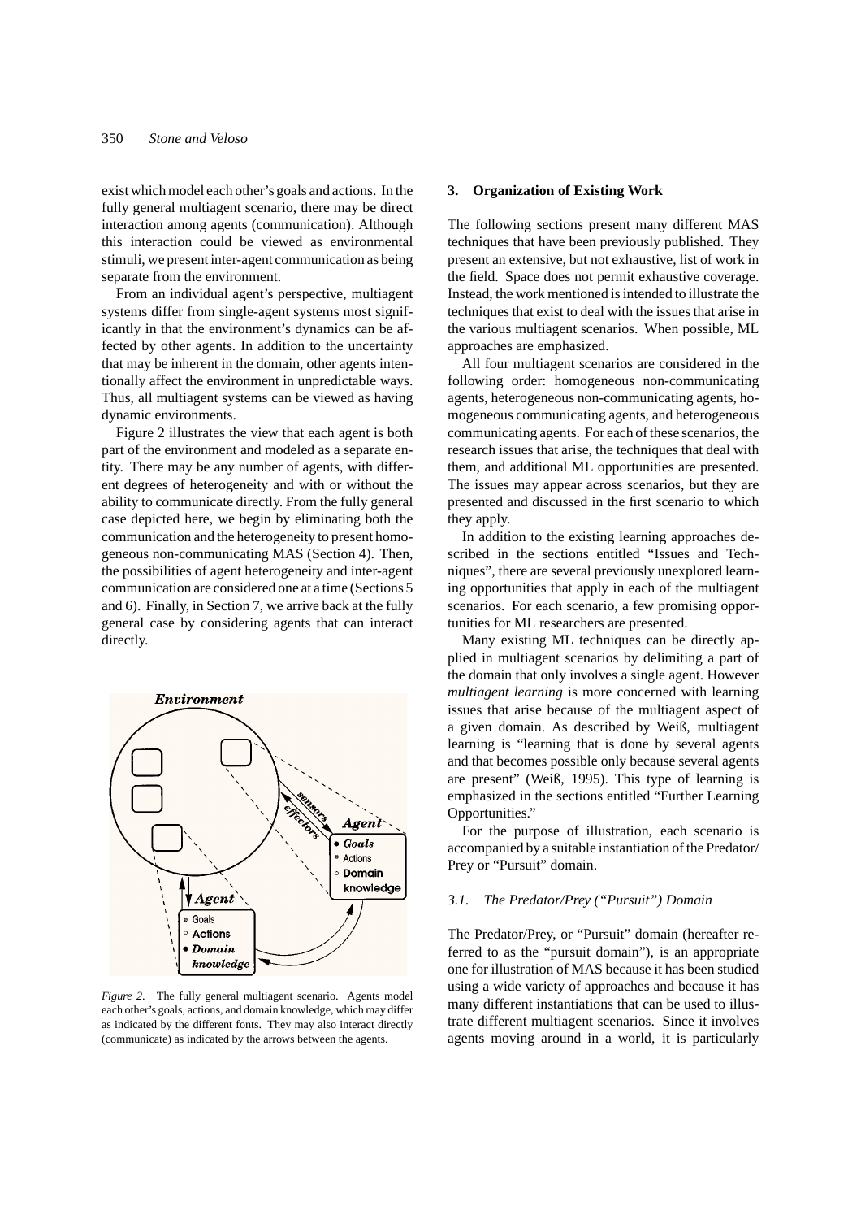exist which model each other's goals and actions. In the fully general multiagent scenario, there may be direct interaction among agents (communication). Although this interaction could be viewed as environmental stimuli, we present inter-agent communication as being separate from the environment.

From an individual agent's perspective, multiagent systems differ from single-agent systems most significantly in that the environment's dynamics can be affected by other agents. In addition to the uncertainty that may be inherent in the domain, other agents intentionally affect the environment in unpredictable ways. Thus, all multiagent systems can be viewed as having dynamic environments.

Figure 2 illustrates the view that each agent is both part of the environment and modeled as a separate entity. There may be any number of agents, with different degrees of heterogeneity and with or without the ability to communicate directly. From the fully general case depicted here, we begin by eliminating both the communication and the heterogeneity to present homogeneous non-communicating MAS (Section 4). Then, the possibilities of agent heterogeneity and inter-agent communication are considered one at a time (Sections 5 and 6). Finally, in Section 7, we arrive back at the fully general case by considering agents that can interact directly.

Environment

sensors

effectors

Agent
- Goals
- Actions
- Domain knowledge

Agent
- Goals
- Actions
- Domain knowledge

*Figure 2.* The fully general multiagent scenario. Agents model each other's goals, actions, and domain knowledge, which may differ as indicated by the different fonts. They may also interact directly (communicate) as indicated by the arrows between the agents.

## 3. Organization of Existing Work

The following sections present many different MAS techniques that have been previously published. They present an extensive, but not exhaustive, list of work in the field. Space does not permit exhaustive coverage. Instead, the work mentioned is intended to illustrate the techniques that exist to deal with the issues that arise in the various multiagent scenarios. When possible, ML approaches are emphasized.

All four multiagent scenarios are considered in the following order: homogeneous non-communicating agents, heterogeneous non-communicating agents, homogeneous communicating agents, and heterogeneous communicating agents. For each of these scenarios, the research issues that arise, the techniques that deal with them, and additional ML opportunities are presented. The issues may appear across scenarios, but they are presented and discussed in the first scenario to which they apply.

In addition to the existing learning approaches described in the sections entitled "Issues and Techniques", there are several previously unexplored learning opportunities that apply in each of the multiagent scenarios. For each scenario, a few promising opportunities for ML researchers are presented.

Many existing ML techniques can be directly applied in multiagent scenarios by delimiting a part of the domain that only involves a single agent. However *multiagent learning* is more concerned with learning issues that arise because of the multiagent aspect of a given domain. As described by Weiß, multiagent learning is "learning that is done by several agents and that becomes possible only because several agents are present" (Weiß, 1995). This type of learning is emphasized in the sections entitled "Further Learning Opportunities."

For the purpose of illustration, each scenario is accompanied by a suitable instantiation of the Predator/Prey or "Pursuit" domain.

### 3.1. The Predator/Prey ("Pursuit") Domain

The Predator/Prey, or "Pursuit" domain (hereafter referred to as the "pursuit domain"), is an appropriate one for illustration of MAS because it has been studied using a wide variety of approaches and because it has many different instantiations that can be used to illustrate different multiagent scenarios. Since it involves agents moving around in a world, it is particularly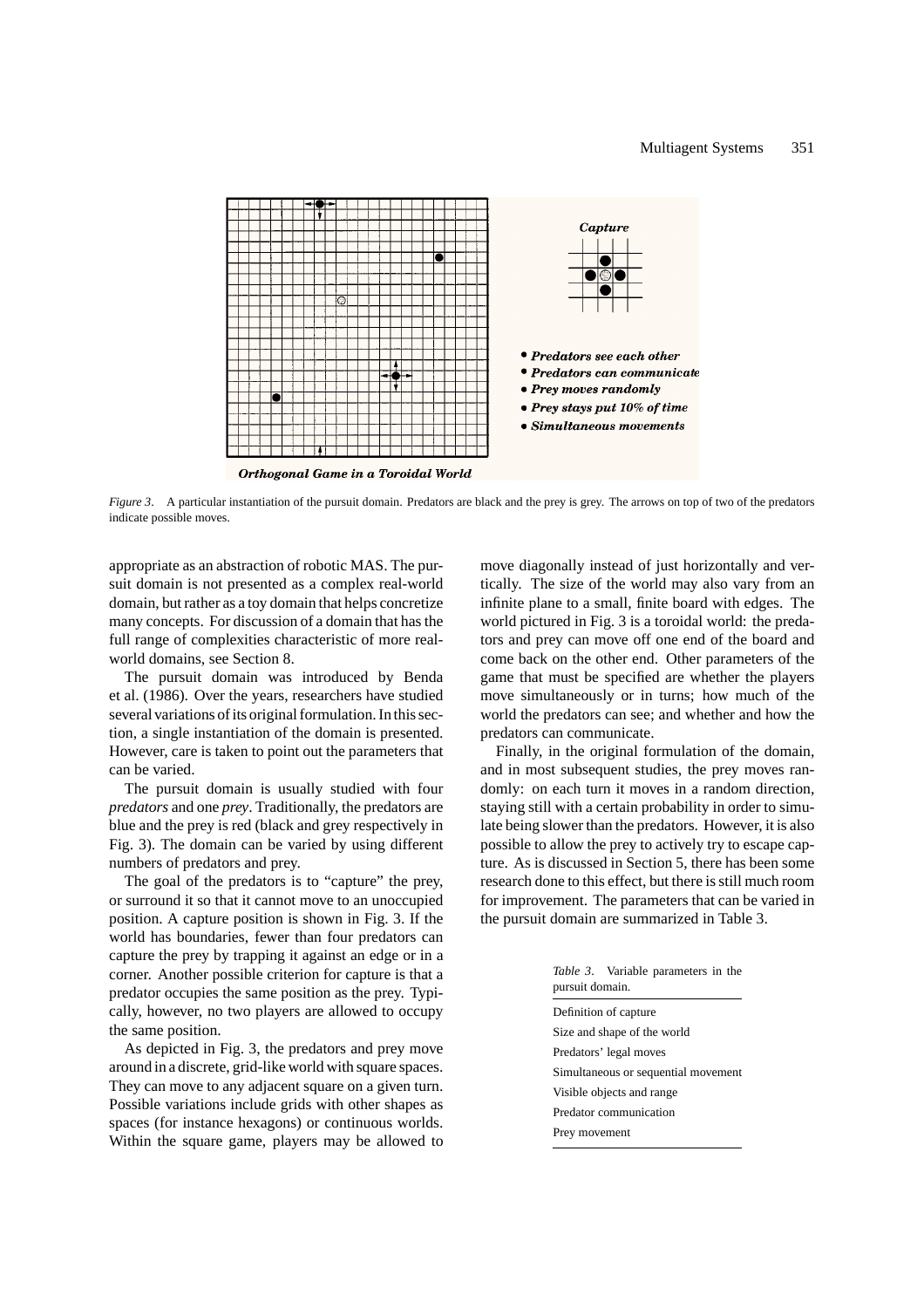Capture

• Predators see each other
• Predators can communicate
• Prey moves randomly
• Prey stays put 10% of time
• Simultaneous movements

Orthogonal Game in a Toroidal World

*Figure 3*. A particular instantiation of the pursuit domain. Predators are black and the prey is grey. The arrows on top of two of the predators indicate possible moves.

appropriate as an abstraction of robotic MAS. The pursuit domain is not presented as a complex real-world domain, but rather as a toy domain that helps concretize many concepts. For discussion of a domain that has the full range of complexities characteristic of more real-world domains, see Section 8.

The pursuit domain was introduced by Benda et al. (1986). Over the years, researchers have studied several variations of its original formulation. In this section, a single instantiation of the domain is presented. However, care is taken to point out the parameters that can be varied.

The pursuit domain is usually studied with four *predators* and one *prey*. Traditionally, the predators are blue and the prey is red (black and grey respectively in Fig. 3). The domain can be varied by using different numbers of predators and prey.

The goal of the predators is to "capture" the prey, or surround it so that it cannot move to an unoccupied position. A capture position is shown in Fig. 3. If the world has boundaries, fewer than four predators can capture the prey by trapping it against an edge or in a corner. Another possible criterion for capture is that a predator occupies the same position as the prey. Typically, however, no two players are allowed to occupy the same position.

As depicted in Fig. 3, the predators and prey move around in a discrete, grid-like world with square spaces. They can move to any adjacent square on a given turn. Possible variations include grids with other shapes as spaces (for instance hexagons) or continuous worlds. Within the square game, players may be allowed to move diagonally instead of just horizontally and vertically. The size of the world may also vary from an infinite plane to a small, finite board with edges. The world pictured in Fig. 3 is a toroidal world: the predators and prey can move off one end of the board and come back on the other end. Other parameters of the game that must be specified are whether the players move simultaneously or in turns; how much of the world the predators can see; and whether and how the predators can communicate.

Finally, in the original formulation of the domain, and in most subsequent studies, the prey moves randomly: on each turn it moves in a random direction, staying still with a certain probability in order to simulate being slower than the predators. However, it is also possible to allow the prey to actively try to escape capture. As is discussed in Section 5, there has been some research done to this effect, but there is still much room for improvement. The parameters that can be varied in the pursuit domain are summarized in Table 3.

*Table 3*. Variable parameters in the pursuit domain.

| |
|---|
| Definition of capture |
| Size and shape of the world |
| Predators' legal moves |
| Simultaneous or sequential movement |
| Visible objects and range |
| Predator communication |
| Prey movement |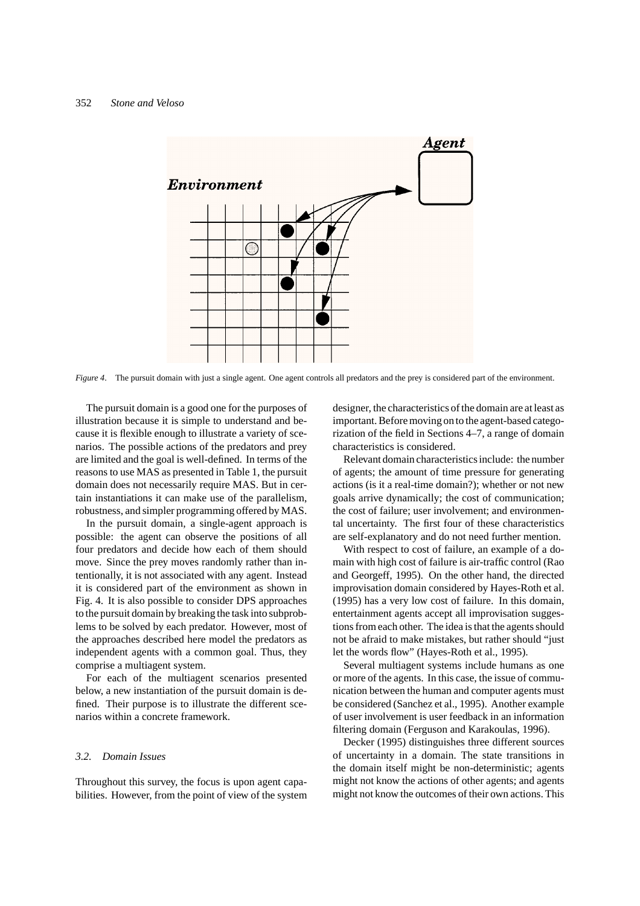*Figure 4*. The pursuit domain with just a single agent. One agent controls all predators and the prey is considered part of the environment.

The pursuit domain is a good one for the purposes of illustration because it is simple to understand and because it is flexible enough to illustrate a variety of scenarios. The possible actions of the predators and prey are limited and the goal is well-defined. In terms of the reasons to use MAS as presented in Table 1, the pursuit domain does not necessarily require MAS. But in certain instantiations it can make use of the parallelism, robustness, and simpler programming offered by MAS.

In the pursuit domain, a single-agent approach is possible: the agent can observe the positions of all four predators and decide how each of them should move. Since the prey moves randomly rather than intentionally, it is not associated with any agent. Instead it is considered part of the environment as shown in Fig. 4. It is also possible to consider DPS approaches to the pursuit domain by breaking the task into subproblems to be solved by each predator. However, most of the approaches described here model the predators as independent agents with a common goal. Thus, they comprise a multiagent system.

For each of the multiagent scenarios presented below, a new instantiation of the pursuit domain is defined. Their purpose is to illustrate the different scenarios within a concrete framework.

### *3.2. Domain Issues*

Throughout this survey, the focus is upon agent capabilities. However, from the point of view of the system designer, the characteristics of the domain are at least as important. Before moving on to the agent-based categorization of the field in Sections 4–7, a range of domain characteristics is considered.

Relevant domain characteristics include: the number of agents; the amount of time pressure for generating actions (is it a real-time domain?); whether or not new goals arrive dynamically; the cost of communication; the cost of failure; user involvement; and environmental uncertainty. The first four of these characteristics are self-explanatory and do not need further mention.

With respect to cost of failure, an example of a domain with high cost of failure is air-traffic control (Rao and Georgeff, 1995). On the other hand, the directed improvisation domain considered by Hayes-Roth et al. (1995) has a very low cost of failure. In this domain, entertainment agents accept all improvisation suggestions from each other. The idea is that the agents should not be afraid to make mistakes, but rather should "just let the words flow" (Hayes-Roth et al., 1995).

Several multiagent systems include humans as one or more of the agents. In this case, the issue of communication between the human and computer agents must be considered (Sanchez et al., 1995). Another example of user involvement is user feedback in an information filtering domain (Ferguson and Karakoulas, 1996).

Decker (1995) distinguishes three different sources of uncertainty in a domain. The state transitions in the domain itself might be non-deterministic; agents might not know the actions of other agents; and agents might not know the outcomes of their own actions. This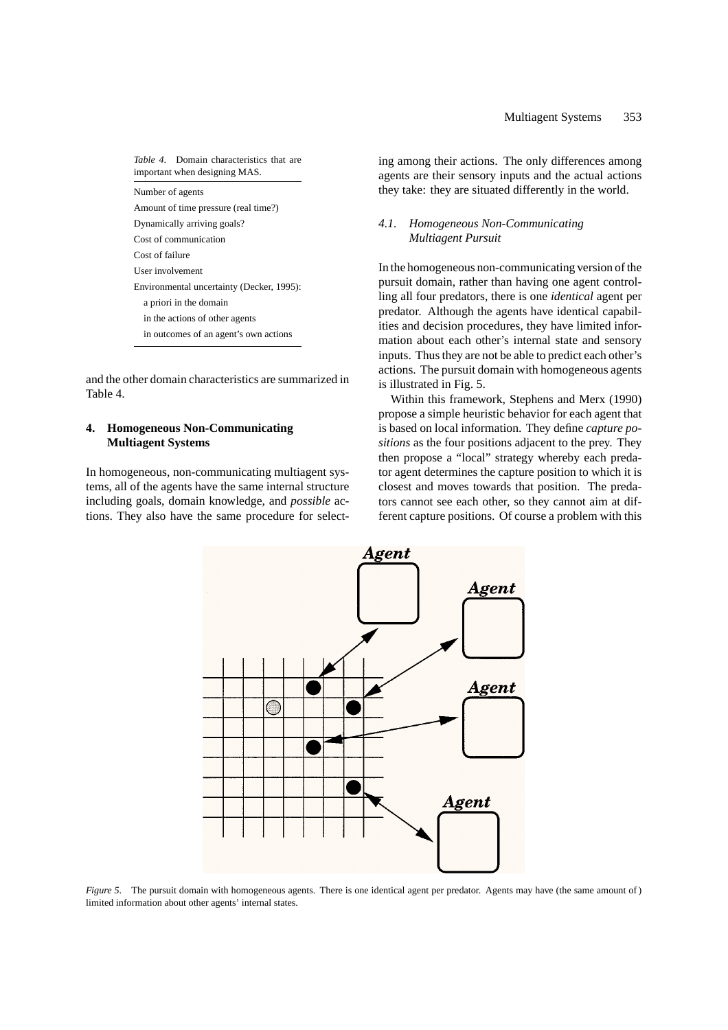*Table 4.* Domain characteristics that are important when designing MAS.

| |
|---|
| Number of agents |
| Amount of time pressure (real time?) |
| Dynamically arriving goals? |
| Cost of communication |
| Cost of failure |
| User involvement |
| Environmental uncertainty (Decker, 1995): |
| a priori in the domain |
| in the actions of other agents |
| in outcomes of an agent's own actions |

and the other domain characteristics are summarized in Table 4.

## 4. Homogeneous Non-Communicating Multiagent Systems

In homogeneous, non-communicating multiagent systems, all of the agents have the same internal structure including goals, domain knowledge, and *possible* actions. They also have the same procedure for selecting among their actions. The only differences among agents are their sensory inputs and the actual actions they take: they are situated differently in the world.

### *4.1. Homogeneous Non-Communicating Multiagent Pursuit*

In the homogeneous non-communicating version of the pursuit domain, rather than having one agent controlling all four predators, there is one *identical* agent per predator. Although the agents have identical capabilities and decision procedures, they have limited information about each other's internal state and sensory inputs. Thus they are not be able to predict each other's actions. The pursuit domain with homogeneous agents is illustrated in Fig. 5.

Within this framework, Stephens and Merx (1990) propose a simple heuristic behavior for each agent that is based on local information. They define *capture positions* as the four positions adjacent to the prey. They then propose a "local" strategy whereby each predator agent determines the capture position to which it is closest and moves towards that position. The predators cannot see each other, so they cannot aim at different capture positions. Of course a problem with this

*Figure 5.* The pursuit domain with homogeneous agents. There is one identical agent per predator. Agents may have (the same amount of) limited information about other agents' internal states.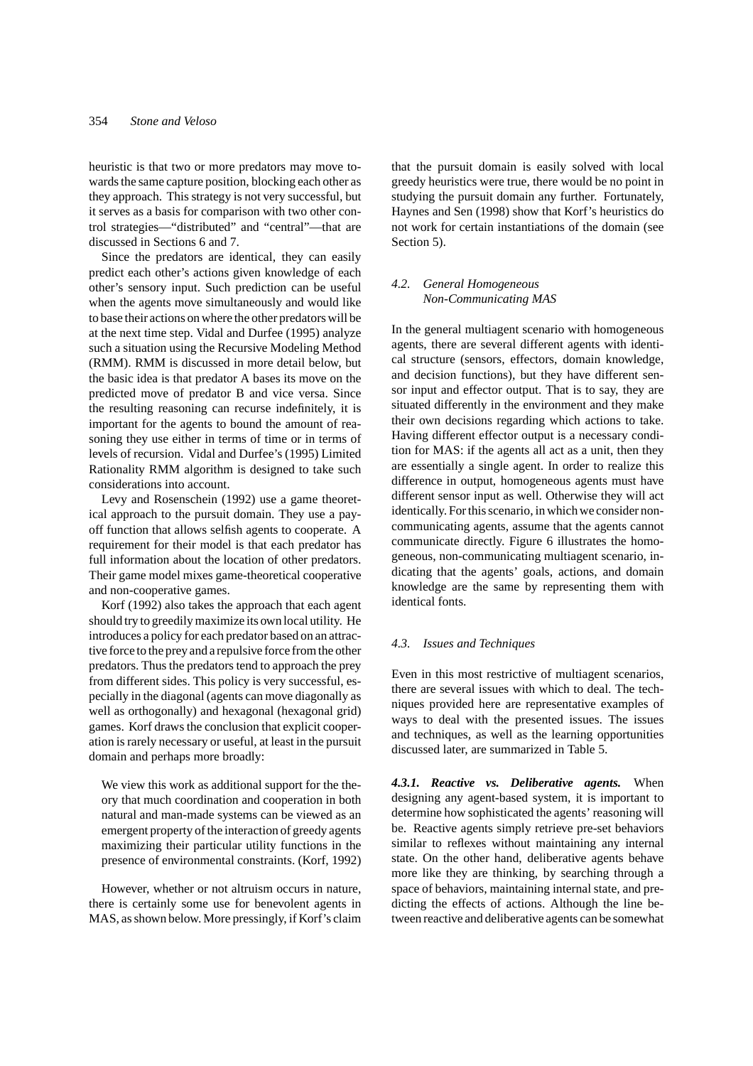heuristic is that two or more predators may move towards the same capture position, blocking each other as they approach. This strategy is not very successful, but it serves as a basis for comparison with two other control strategies—"distributed" and "central"—that are discussed in Sections 6 and 7.

Since the predators are identical, they can easily predict each other's actions given knowledge of each other's sensory input. Such prediction can be useful when the agents move simultaneously and would like to base their actions on where the other predators will be at the next time step. Vidal and Durfee (1995) analyze such a situation using the Recursive Modeling Method (RMM). RMM is discussed in more detail below, but the basic idea is that predator A bases its move on the predicted move of predator B and vice versa. Since the resulting reasoning can recurse indefinitely, it is important for the agents to bound the amount of reasoning they use either in terms of time or in terms of levels of recursion. Vidal and Durfee's (1995) Limited Rationality RMM algorithm is designed to take such considerations into account.

Levy and Rosenschein (1992) use a game theoretical approach to the pursuit domain. They use a payoff function that allows selfish agents to cooperate. A requirement for their model is that each predator has full information about the location of other predators. Their game model mixes game-theoretical cooperative and non-cooperative games.

Korf (1992) also takes the approach that each agent should try to greedily maximize its own local utility. He introduces a policy for each predator based on an attractive force to the prey and a repulsive force from the other predators. Thus the predators tend to approach the prey from different sides. This policy is very successful, especially in the diagonal (agents can move diagonally as well as orthogonally) and hexagonal (hexagonal grid) games. Korf draws the conclusion that explicit cooperation is rarely necessary or useful, at least in the pursuit domain and perhaps more broadly:

> We view this work as additional support for the theory that much coordination and cooperation in both natural and man-made systems can be viewed as an emergent property of the interaction of greedy agents maximizing their particular utility functions in the presence of environmental constraints. (Korf, 1992)

However, whether or not altruism occurs in nature, there is certainly some use for benevolent agents in MAS, as shown below. More pressingly, if Korf's claim that the pursuit domain is easily solved with local greedy heuristics were true, there would be no point in studying the pursuit domain any further. Fortunately, Haynes and Sen (1998) show that Korf's heuristics do not work for certain instantiations of the domain (see Section 5).

### *4.2. General Homogeneous Non-Communicating MAS*

In the general multiagent scenario with homogeneous agents, there are several different agents with identical structure (sensors, effectors, domain knowledge, and decision functions), but they have different sensor input and effector output. That is to say, they are situated differently in the environment and they make their own decisions regarding which actions to take. Having different effector output is a necessary condition for MAS: if the agents all act as a unit, then they are essentially a single agent. In order to realize this difference in output, homogeneous agents must have different sensor input as well. Otherwise they will act identically. For this scenario, in which we consider non-communicating agents, assume that the agents cannot communicate directly. Figure 6 illustrates the homogeneous, non-communicating multiagent scenario, indicating that the agents' goals, actions, and domain knowledge are the same by representing them with identical fonts.

### *4.3. Issues and Techniques*

Even in this most restrictive of multiagent scenarios, there are several issues with which to deal. The techniques provided here are representative examples of ways to deal with the presented issues. The issues and techniques, as well as the learning opportunities discussed later, are summarized in Table 5.

***4.3.1. Reactive vs. Deliberative agents.*** When designing any agent-based system, it is important to determine how sophisticated the agents' reasoning will be. Reactive agents simply retrieve pre-set behaviors similar to reflexes without maintaining any internal state. On the other hand, deliberative agents behave more like they are thinking, by searching through a space of behaviors, maintaining internal state, and predicting the effects of actions. Although the line between reactive and deliberative agents can be somewhat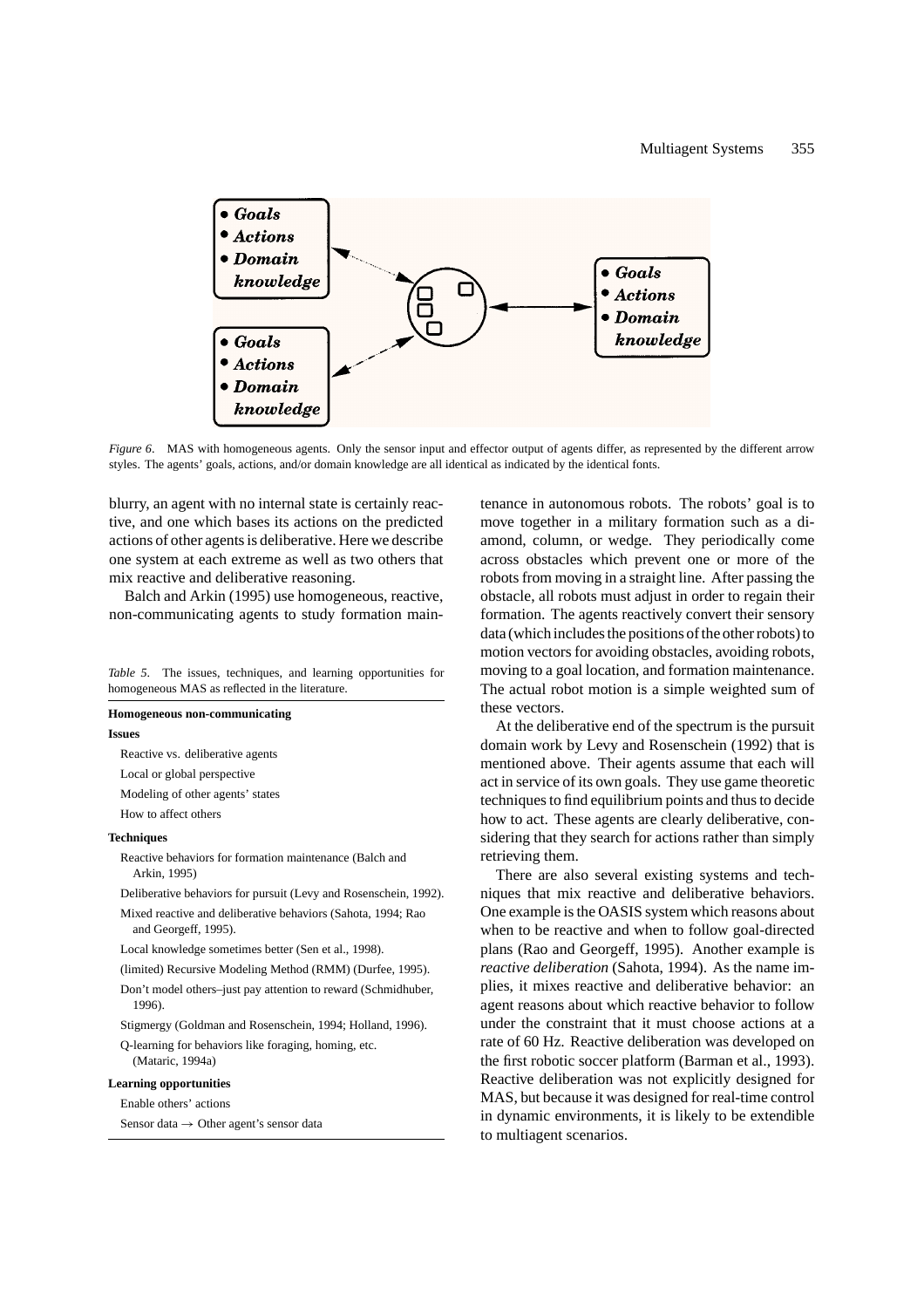*Figure 6*. MAS with homogeneous agents. Only the sensor input and effector output of agents differ, as represented by the different arrow styles. The agents' goals, actions, and/or domain knowledge are all identical as indicated by the identical fonts.

blurry, an agent with no internal state is certainly reactive, and one which bases its actions on the predicted actions of other agents is deliberative. Here we describe one system at each extreme as well as two others that mix reactive and deliberative reasoning.

Balch and Arkin (1995) use homogeneous, reactive, non-communicating agents to study formation maintenance in autonomous robots. The robots' goal is to move together in a military formation such as a diamond, column, or wedge. They periodically come across obstacles which prevent one or more of the robots from moving in a straight line. After passing the obstacle, all robots must adjust in order to regain their formation. The agents reactively convert their sensory data (which includes the positions of the other robots) to motion vectors for avoiding obstacles, avoiding robots, moving to a goal location, and formation maintenance. The actual robot motion is a simple weighted sum of these vectors.

*Table 5*. The issues, techniques, and learning opportunities for homogeneous MAS as reflected in the literature.

**Homogeneous non-communicating**

**Issues**

- Reactive vs. deliberative agents
- Local or global perspective
- Modeling of other agents' states
- How to affect others

**Techniques**

- Reactive behaviors for formation maintenance (Balch and Arkin, 1995)
- Deliberative behaviors for pursuit (Levy and Rosenschein, 1992).
- Mixed reactive and deliberative behaviors (Sahota, 1994; Rao and Georgeff, 1995).
- Local knowledge sometimes better (Sen et al., 1998).
- (limited) Recursive Modeling Method (RMM) (Durfee, 1995).
- Don't model others–just pay attention to reward (Schmidhuber, 1996).
- Stigmergy (Goldman and Rosenschein, 1994; Holland, 1996).
- Q-learning for behaviors like foraging, homing, etc. (Mataric, 1994a)

**Learning opportunities**

- Enable others' actions
- Sensor data → Other agent's sensor data

At the deliberative end of the spectrum is the pursuit domain work by Levy and Rosenschein (1992) that is mentioned above. Their agents assume that each will act in service of its own goals. They use game theoretic techniques to find equilibrium points and thus to decide how to act. These agents are clearly deliberative, considering that they search for actions rather than simply retrieving them.

There are also several existing systems and techniques that mix reactive and deliberative behaviors. One example is the OASIS system which reasons about when to be reactive and when to follow goal-directed plans (Rao and Georgeff, 1995). Another example is *reactive deliberation* (Sahota, 1994). As the name implies, it mixes reactive and deliberative behavior: an agent reasons about which reactive behavior to follow under the constraint that it must choose actions at a rate of 60 Hz. Reactive deliberation was developed on the first robotic soccer platform (Barman et al., 1993). Reactive deliberation was not explicitly designed for MAS, but because it was designed for real-time control in dynamic environments, it is likely to be extendible to multiagent scenarios.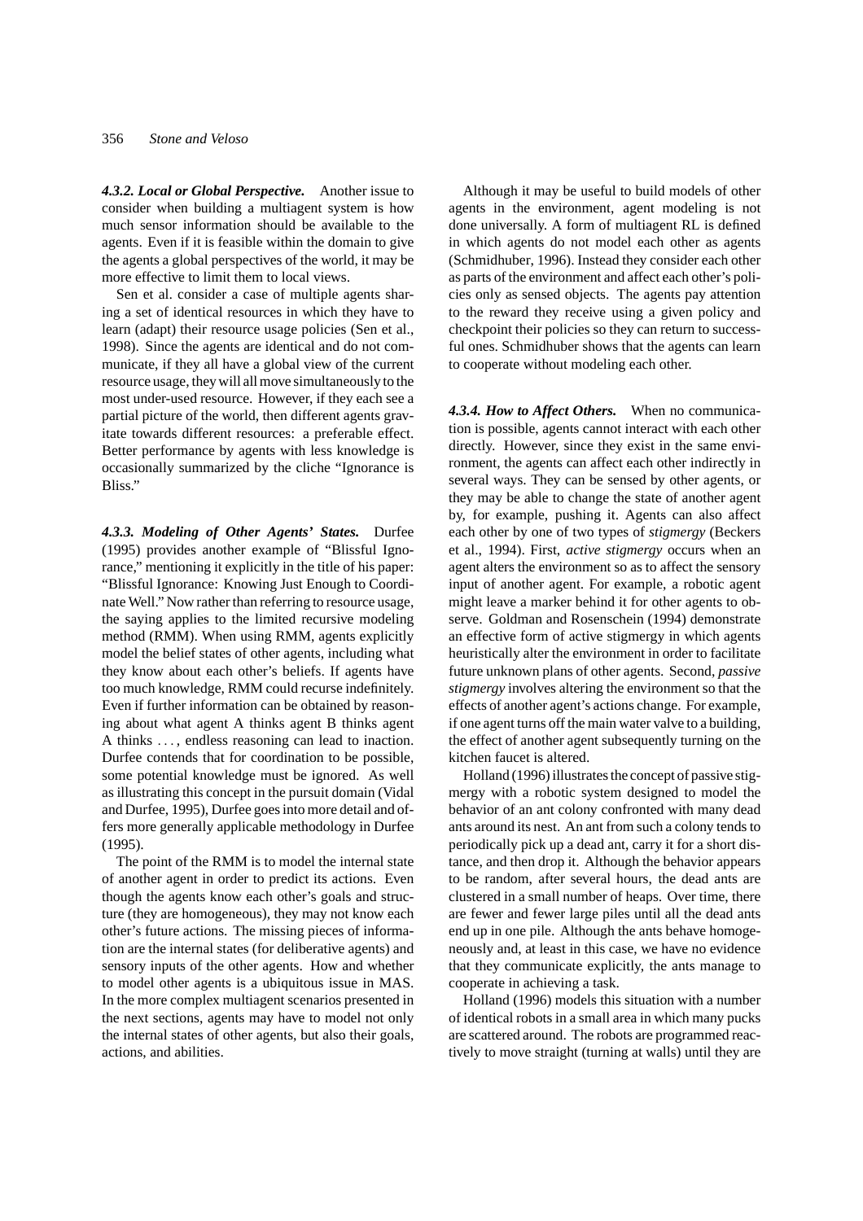#### *4.3.2. Local or Global Perspective.*

Another issue to consider when building a multiagent system is how much sensor information should be available to the agents. Even if it is feasible within the domain to give the agents a global perspectives of the world, it may be more effective to limit them to local views.

Sen et al. consider a case of multiple agents sharing a set of identical resources in which they have to learn (adapt) their resource usage policies (Sen et al., 1998). Since the agents are identical and do not communicate, if they all have a global view of the current resource usage, they will all move simultaneously to the most under-used resource. However, if they each see a partial picture of the world, then different agents gravitate towards different resources: a preferable effect. Better performance by agents with less knowledge is occasionally summarized by the cliche "Ignorance is Bliss."

#### *4.3.3. Modeling of Other Agents' States.*

Durfee (1995) provides another example of "Blissful Ignorance," mentioning it explicitly in the title of his paper: "Blissful Ignorance: Knowing Just Enough to Coordinate Well." Now rather than referring to resource usage, the saying applies to the limited recursive modeling method (RMM). When using RMM, agents explicitly model the belief states of other agents, including what they know about each other's beliefs. If agents have too much knowledge, RMM could recurse indefinitely. Even if further information can be obtained by reasoning about what agent A thinks agent B thinks agent A thinks ..., endless reasoning can lead to inaction. Durfee contends that for coordination to be possible, some potential knowledge must be ignored. As well as illustrating this concept in the pursuit domain (Vidal and Durfee, 1995), Durfee goes into more detail and offers more generally applicable methodology in Durfee (1995).

The point of the RMM is to model the internal state of another agent in order to predict its actions. Even though the agents know each other's goals and structure (they are homogeneous), they may not know each other's future actions. The missing pieces of information are the internal states (for deliberative agents) and sensory inputs of the other agents. How and whether to model other agents is a ubiquitous issue in MAS. In the more complex multiagent scenarios presented in the next sections, agents may have to model not only the internal states of other agents, but also their goals, actions, and abilities.

Although it may be useful to build models of other agents in the environment, agent modeling is not done universally. A form of multiagent RL is defined in which agents do not model each other as agents (Schmidhuber, 1996). Instead they consider each other as parts of the environment and affect each other's policies only as sensed objects. The agents pay attention to the reward they receive using a given policy and checkpoint their policies so they can return to successful ones. Schmidhuber shows that the agents can learn to cooperate without modeling each other.

#### *4.3.4. How to Affect Others.*

When no communication is possible, agents cannot interact with each other directly. However, since they exist in the same environment, the agents can affect each other indirectly in several ways. They can be sensed by other agents, or they may be able to change the state of another agent by, for example, pushing it. Agents can also affect each other by one of two types of *stigmergy* (Beckers et al., 1994). First, *active stigmergy* occurs when an agent alters the environment so as to affect the sensory input of another agent. For example, a robotic agent might leave a marker behind it for other agents to observe. Goldman and Rosenschein (1994) demonstrate an effective form of active stigmergy in which agents heuristically alter the environment in order to facilitate future unknown plans of other agents. Second, *passive stigmergy* involves altering the environment so that the effects of another agent's actions change. For example, if one agent turns off the main water valve to a building, the effect of another agent subsequently turning on the kitchen faucet is altered.

Holland (1996) illustrates the concept of passive stigmergy with a robotic system designed to model the behavior of an ant colony confronted with many dead ants around its nest. An ant from such a colony tends to periodically pick up a dead ant, carry it for a short distance, and then drop it. Although the behavior appears to be random, after several hours, the dead ants are clustered in a small number of heaps. Over time, there are fewer and fewer large piles until all the dead ants end up in one pile. Although the ants behave homogeneously and, at least in this case, we have no evidence that they communicate explicitly, the ants manage to cooperate in achieving a task.

Holland (1996) models this situation with a number of identical robots in a small area in which many pucks are scattered around. The robots are programmed reactively to move straight (turning at walls) until they are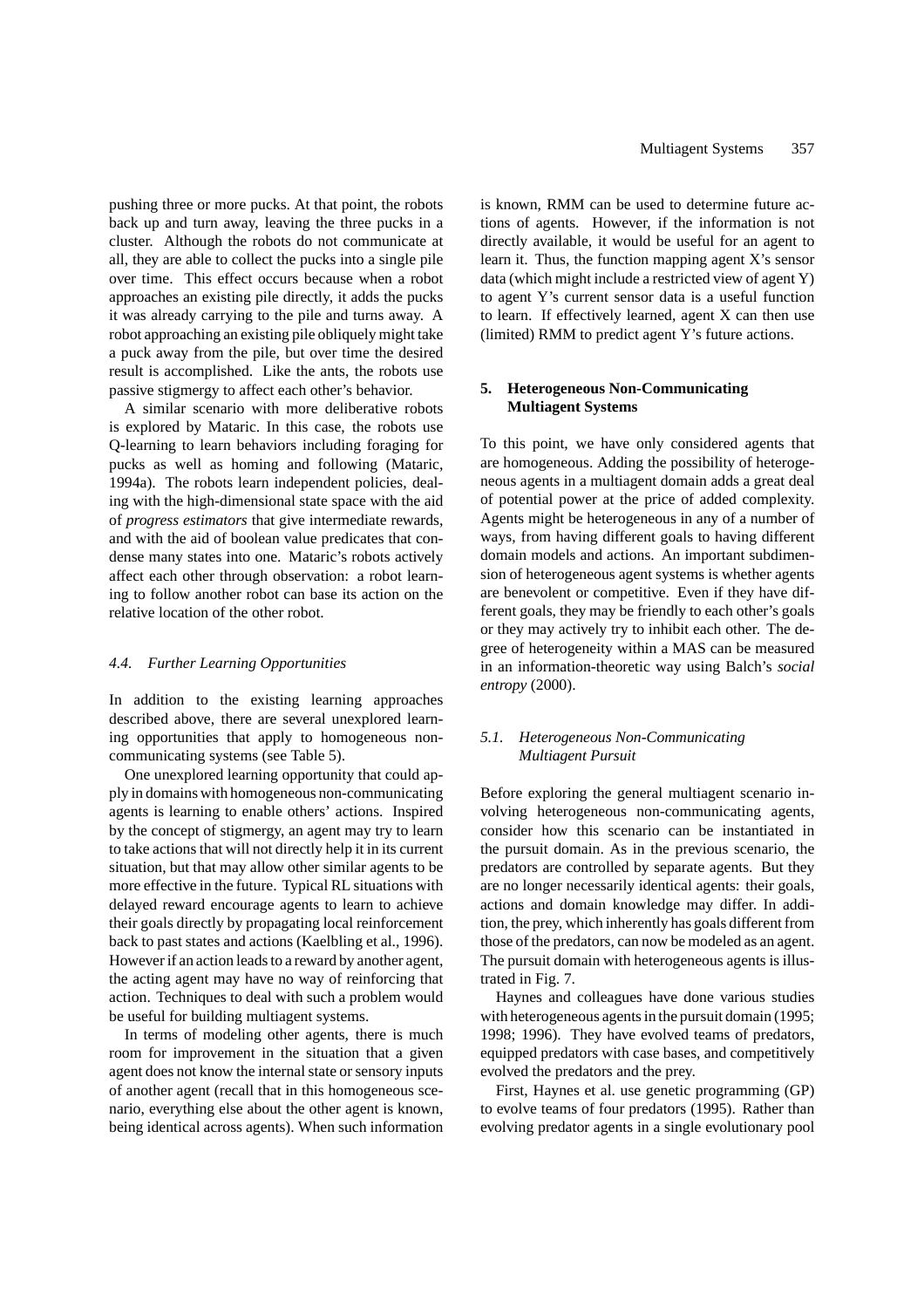pushing three or more pucks. At that point, the robots back up and turn away, leaving the three pucks in a cluster. Although the robots do not communicate at all, they are able to collect the pucks into a single pile over time. This effect occurs because when a robot approaches an existing pile directly, it adds the pucks it was already carrying to the pile and turns away. A robot approaching an existing pile obliquely might take a puck away from the pile, but over time the desired result is accomplished. Like the ants, the robots use passive stigmergy to affect each other's behavior.

A similar scenario with more deliberative robots is explored by Mataric. In this case, the robots use Q-learning to learn behaviors including foraging for pucks as well as homing and following (Mataric, 1994a). The robots learn independent policies, dealing with the high-dimensional state space with the aid of *progress estimators* that give intermediate rewards, and with the aid of boolean value predicates that condense many states into one. Mataric's robots actively affect each other through observation: a robot learning to follow another robot can base its action on the relative location of the other robot.

### *4.4. Further Learning Opportunities*

In addition to the existing learning approaches described above, there are several unexplored learning opportunities that apply to homogeneous non-communicating systems (see Table 5).

One unexplored learning opportunity that could apply in domains with homogeneous non-communicating agents is learning to enable others' actions. Inspired by the concept of stigmergy, an agent may try to learn to take actions that will not directly help it in its current situation, but that may allow other similar agents to be more effective in the future. Typical RL situations with delayed reward encourage agents to learn to achieve their goals directly by propagating local reinforcement back to past states and actions (Kaelbling et al., 1996). However if an action leads to a reward by another agent, the acting agent may have no way of reinforcing that action. Techniques to deal with such a problem would be useful for building multiagent systems.

In terms of modeling other agents, there is much room for improvement in the situation that a given agent does not know the internal state or sensory inputs of another agent (recall that in this homogeneous scenario, everything else about the other agent is known, being identical across agents). When such information is known, RMM can be used to determine future actions of agents. However, if the information is not directly available, it would be useful for an agent to learn it. Thus, the function mapping agent X's sensor data (which might include a restricted view of agent Y) to agent Y's current sensor data is a useful function to learn. If effectively learned, agent X can then use (limited) RMM to predict agent Y's future actions.

## **5. Heterogeneous Non-Communicating Multiagent Systems**

To this point, we have only considered agents that are homogeneous. Adding the possibility of heterogeneous agents in a multiagent domain adds a great deal of potential power at the price of added complexity. Agents might be heterogeneous in any of a number of ways, from having different goals to having different domain models and actions. An important subdimension of heterogeneous agent systems is whether agents are benevolent or competitive. Even if they have different goals, they may be friendly to each other's goals or they may actively try to inhibit each other. The degree of heterogeneity within a MAS can be measured in an information-theoretic way using Balch's *social entropy* (2000).

### *5.1. Heterogeneous Non-Communicating Multiagent Pursuit*

Before exploring the general multiagent scenario involving heterogeneous non-communicating agents, consider how this scenario can be instantiated in the pursuit domain. As in the previous scenario, the predators are controlled by separate agents. But they are no longer necessarily identical agents: their goals, actions and domain knowledge may differ. In addition, the prey, which inherently has goals different from those of the predators, can now be modeled as an agent. The pursuit domain with heterogeneous agents is illustrated in Fig. 7.

Haynes and colleagues have done various studies with heterogeneous agents in the pursuit domain (1995; 1998; 1996). They have evolved teams of predators, equipped predators with case bases, and competitively evolved the predators and the prey.

First, Haynes et al. use genetic programming (GP) to evolve teams of four predators (1995). Rather than evolving predator agents in a single evolutionary pool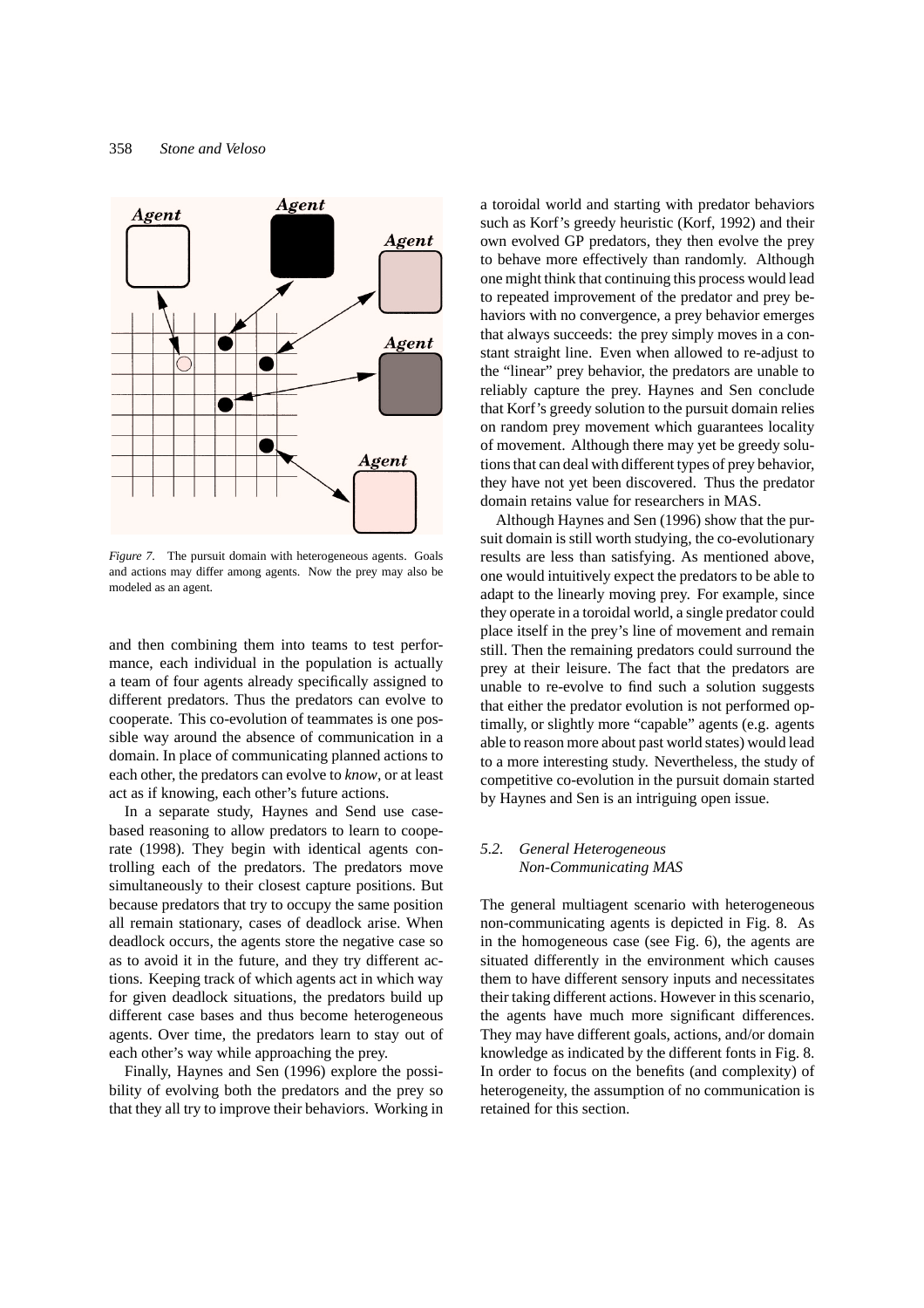*Figure 7*. The pursuit domain with heterogeneous agents. Goals and actions may differ among agents. Now the prey may also be modeled as an agent.

and then combining them into teams to test performance, each individual in the population is actually a team of four agents already specifically assigned to different predators. Thus the predators can evolve to cooperate. This co-evolution of teammates is one possible way around the absence of communication in a domain. In place of communicating planned actions to each other, the predators can evolve to *know*, or at least act as if knowing, each other's future actions.

In a separate study, Haynes and Send use case-based reasoning to allow predators to learn to cooperate (1998). They begin with identical agents controlling each of the predators. The predators move simultaneously to their closest capture positions. But because predators that try to occupy the same position all remain stationary, cases of deadlock arise. When deadlock occurs, the agents store the negative case so as to avoid it in the future, and they try different actions. Keeping track of which agents act in which way for given deadlock situations, the predators build up different case bases and thus become heterogeneous agents. Over time, the predators learn to stay out of each other's way while approaching the prey.

Finally, Haynes and Sen (1996) explore the possibility of evolving both the predators and the prey so that they all try to improve their behaviors. Working in a toroidal world and starting with predator behaviors such as Korf's greedy heuristic (Korf, 1992) and their own evolved GP predators, they then evolve the prey to behave more effectively than randomly. Although one might think that continuing this process would lead to repeated improvement of the predator and prey behaviors with no convergence, a prey behavior emerges that always succeeds: the prey simply moves in a constant straight line. Even when allowed to re-adjust to the "linear" prey behavior, the predators are unable to reliably capture the prey. Haynes and Sen conclude that Korf's greedy solution to the pursuit domain relies on random prey movement which guarantees locality of movement. Although there may yet be greedy solutions that can deal with different types of prey behavior, they have not yet been discovered. Thus the predator domain retains value for researchers in MAS.

Although Haynes and Sen (1996) show that the pursuit domain is still worth studying, the co-evolutionary results are less than satisfying. As mentioned above, one would intuitively expect the predators to be able to adapt to the linearly moving prey. For example, since they operate in a toroidal world, a single predator could place itself in the prey's line of movement and remain still. Then the remaining predators could surround the prey at their leisure. The fact that the predators are unable to re-evolve to find such a solution suggests that either the predator evolution is not performed optimally, or slightly more "capable" agents (e.g. agents able to reason more about past world states) would lead to a more interesting study. Nevertheless, the study of competitive co-evolution in the pursuit domain started by Haynes and Sen is an intriguing open issue.

### *5.2. General Heterogeneous Non-Communicating MAS*

The general multiagent scenario with heterogeneous non-communicating agents is depicted in Fig. 8. As in the homogeneous case (see Fig. 6), the agents are situated differently in the environment which causes them to have different sensory inputs and necessitates their taking different actions. However in this scenario, the agents have much more significant differences. They may have different goals, actions, and/or domain knowledge as indicated by the different fonts in Fig. 8. In order to focus on the benefits (and complexity) of heterogeneity, the assumption of no communication is retained for this section.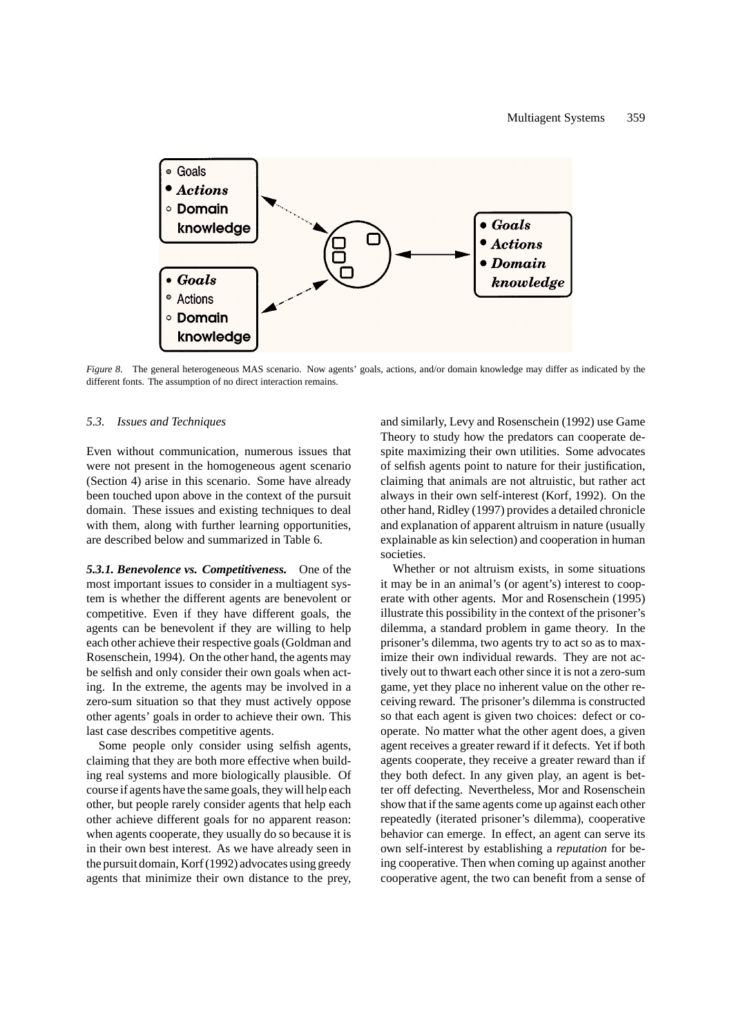*Figure 8*. The general heterogeneous MAS scenario. Now agents' goals, actions, and/or domain knowledge may differ as indicated by the different fonts. The assumption of no direct interaction remains.

### *5.3. Issues and Techniques*

Even without communication, numerous issues that were not present in the homogeneous agent scenario (Section 4) arise in this scenario. Some have already been touched upon above in the context of the pursuit domain. These issues and existing techniques to deal with them, along with further learning opportunities, are described below and summarized in Table 6.

***5.3.1. Benevolence vs. Competitiveness.*** One of the most important issues to consider in a multiagent system is whether the different agents are benevolent or competitive. Even if they have different goals, the agents can be benevolent if they are willing to help each other achieve their respective goals (Goldman and Rosenschein, 1994). On the other hand, the agents may be selfish and only consider their own goals when acting. In the extreme, the agents may be involved in a zero-sum situation so that they must actively oppose other agents' goals in order to achieve their own. This last case describes competitive agents.

Some people only consider using selfish agents, claiming that they are both more effective when building real systems and more biologically plausible. Of course if agents have the same goals, they will help each other, but people rarely consider agents that help each other achieve different goals for no apparent reason: when agents cooperate, they usually do so because it is in their own best interest. As we have already seen in the pursuit domain, Korf (1992) advocates using greedy agents that minimize their own distance to the prey, and similarly, Levy and Rosenschein (1992) use Game Theory to study how the predators can cooperate despite maximizing their own utilities. Some advocates of selfish agents point to nature for their justification, claiming that animals are not altruistic, but rather act always in their own self-interest (Korf, 1992). On the other hand, Ridley (1997) provides a detailed chronicle and explanation of apparent altruism in nature (usually explainable as kin selection) and cooperation in human societies.

Whether or not altruism exists, in some situations it may be in an animal's (or agent's) interest to cooperate with other agents. Mor and Rosenschein (1995) illustrate this possibility in the context of the prisoner's dilemma, a standard problem in game theory. In the prisoner's dilemma, two agents try to act so as to maximize their own individual rewards. They are not actively out to thwart each other since it is not a zero-sum game, yet they place no inherent value on the other receiving reward. The prisoner's dilemma is constructed so that each agent is given two choices: defect or cooperate. No matter what the other agent does, a given agent receives a greater reward if it defects. Yet if both agents cooperate, they receive a greater reward than if they both defect. In any given play, an agent is better off defecting. Nevertheless, Mor and Rosenschein show that if the same agents come up against each other repeatedly (iterated prisoner's dilemma), cooperative behavior can emerge. In effect, an agent can serve its own self-interest by establishing a *reputation* for being cooperative. Then when coming up against another cooperative agent, the two can benefit from a sense of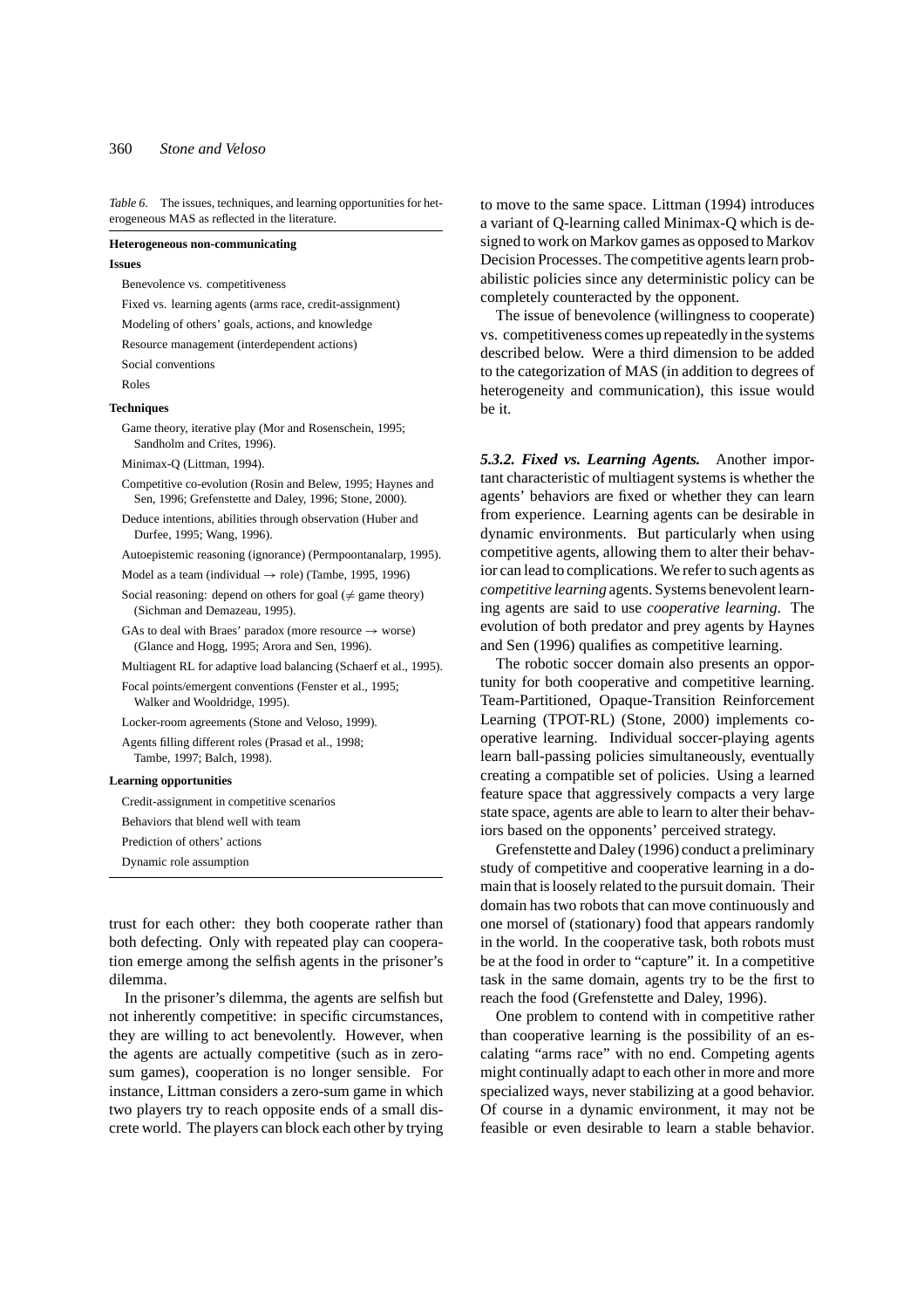*Table 6.* The issues, techniques, and learning opportunities for heterogeneous MAS as reflected in the literature.

**Heterogeneous non-communicating**

**Issues**

- Benevolence vs. competitiveness
- Fixed vs. learning agents (arms race, credit-assignment)
- Modeling of others' goals, actions, and knowledge
- Resource management (interdependent actions)
- Social conventions
- Roles

**Techniques**

- Game theory, iterative play (Mor and Rosenschein, 1995; Sandholm and Crites, 1996).
- Minimax-Q (Littman, 1994).
- Competitive co-evolution (Rosin and Belew, 1995; Haynes and Sen, 1996; Grefenstette and Daley, 1996; Stone, 2000).
- Deduce intentions, abilities through observation (Huber and Durfee, 1995; Wang, 1996).
- Autoepistemic reasoning (ignorance) (Permpoontanalarp, 1995).
- Model as a team (individual $\rightarrow$ role) (Tambe, 1995, 1996)
- Social reasoning: depend on others for goal ($\neq$ game theory) (Sichman and Demazeau, 1995).
- GAs to deal with Braes' paradox (more resource $\rightarrow$ worse) (Glance and Hogg, 1995; Arora and Sen, 1996).
- Multiagent RL for adaptive load balancing (Schaerf et al., 1995).
- Focal points/emergent conventions (Fenster et al., 1995; Walker and Wooldridge, 1995).
- Locker-room agreements (Stone and Veloso, 1999).
- Agents filling different roles (Prasad et al., 1998; Tambe, 1997; Balch, 1998).

**Learning opportunities**

- Credit-assignment in competitive scenarios
- Behaviors that blend well with team
- Prediction of others' actions
- Dynamic role assumption

trust for each other: they both cooperate rather than both defecting. Only with repeated play can cooperation emerge among the selfish agents in the prisoner's dilemma.

In the prisoner's dilemma, the agents are selfish but not inherently competitive: in specific circumstances, they are willing to act benevolently. However, when the agents are actually competitive (such as in zero-sum games), cooperation is no longer sensible. For instance, Littman considers a zero-sum game in which two players try to reach opposite ends of a small discrete world. The players can block each other by trying to move to the same space. Littman (1994) introduces a variant of Q-learning called Minimax-Q which is designed to work on Markov games as opposed to Markov Decision Processes. The competitive agents learn probabilistic policies since any deterministic policy can be completely counteracted by the opponent.

The issue of benevolence (willingness to cooperate) vs. competitiveness comes up repeatedly in the systems described below. Were a third dimension to be added to the categorization of MAS (in addition to degrees of heterogeneity and communication), this issue would be it.

***5.3.2. Fixed vs. Learning Agents.*** Another important characteristic of multiagent systems is whether the agents' behaviors are fixed or whether they can learn from experience. Learning agents can be desirable in dynamic environments. But particularly when using competitive agents, allowing them to alter their behavior can lead to complications. We refer to such agents as *competitive learning* agents. Systems benevolent learning agents are said to use *cooperative learning*. The evolution of both predator and prey agents by Haynes and Sen (1996) qualifies as competitive learning.

The robotic soccer domain also presents an opportunity for both cooperative and competitive learning. Team-Partitioned, Opaque-Transition Reinforcement Learning (TPOT-RL) (Stone, 2000) implements cooperative learning. Individual soccer-playing agents learn ball-passing policies simultaneously, eventually creating a compatible set of policies. Using a learned feature space that aggressively compacts a very large state space, agents are able to learn to alter their behaviors based on the opponents' perceived strategy.

Grefenstette and Daley (1996) conduct a preliminary study of competitive and cooperative learning in a domain that is loosely related to the pursuit domain. Their domain has two robots that can move continuously and one morsel of (stationary) food that appears randomly in the world. In the cooperative task, both robots must be at the food in order to "capture" it. In a competitive task in the same domain, agents try to be the first to reach the food (Grefenstette and Daley, 1996).

One problem to contend with in competitive rather than cooperative learning is the possibility of an escalating "arms race" with no end. Competing agents might continually adapt to each other in more and more specialized ways, never stabilizing at a good behavior. Of course in a dynamic environment, it may not be feasible or even desirable to learn a stable behavior.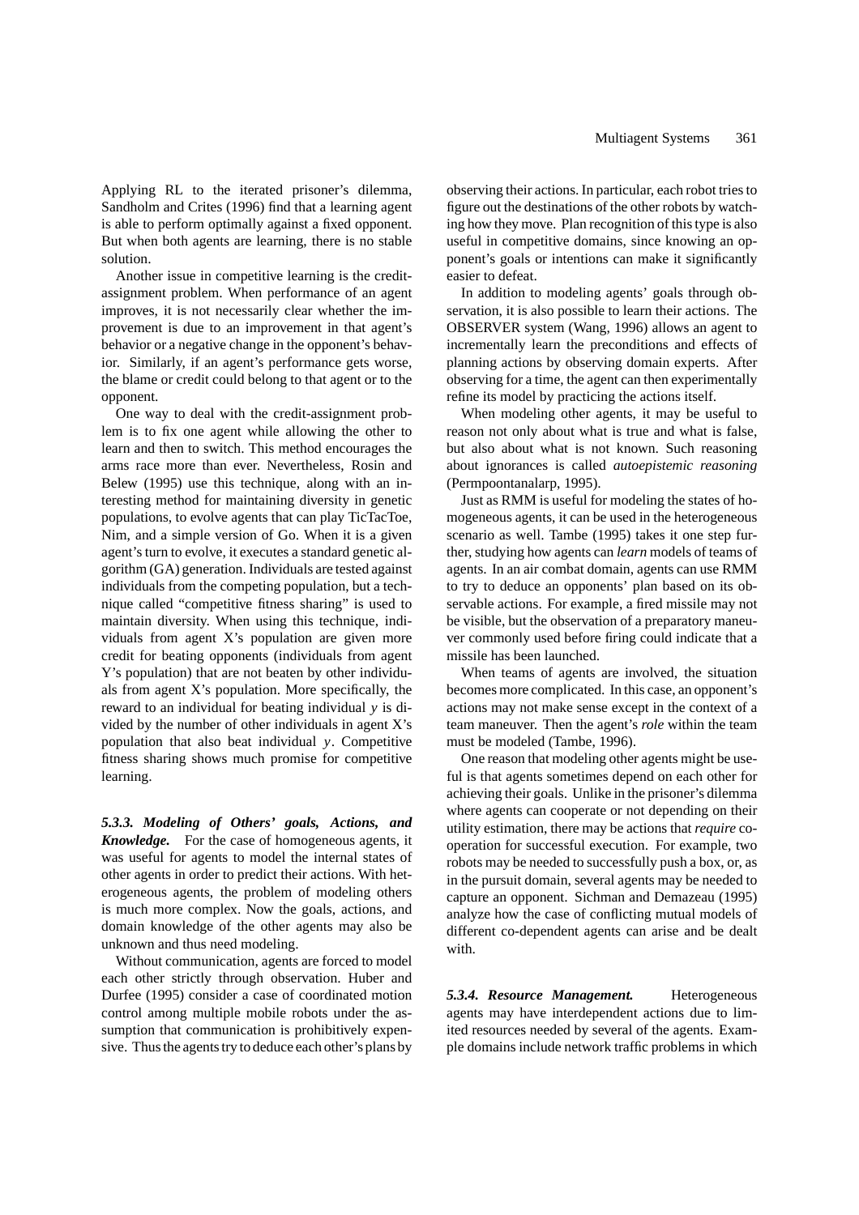Applying RL to the iterated prisoner's dilemma, Sandholm and Crites (1996) find that a learning agent is able to perform optimally against a fixed opponent. But when both agents are learning, there is no stable solution.

Another issue in competitive learning is the credit-assignment problem. When performance of an agent improves, it is not necessarily clear whether the improvement is due to an improvement in that agent's behavior or a negative change in the opponent's behavior. Similarly, if an agent's performance gets worse, the blame or credit could belong to that agent or to the opponent.

One way to deal with the credit-assignment problem is to fix one agent while allowing the other to learn and then to switch. This method encourages the arms race more than ever. Nevertheless, Rosin and Belew (1995) use this technique, along with an interesting method for maintaining diversity in genetic populations, to evolve agents that can play TicTacToe, Nim, and a simple version of Go. When it is a given agent's turn to evolve, it executes a standard genetic algorithm (GA) generation. Individuals are tested against individuals from the competing population, but a technique called "competitive fitness sharing" is used to maintain diversity. When using this technique, individuals from agent X's population are given more credit for beating opponents (individuals from agent Y's population) that are not beaten by other individuals from agent X's population. More specifically, the reward to an individual for beating individual $y$ is divided by the number of other individuals in agent X's population that also beat individual $y$. Competitive fitness sharing shows much promise for competitive learning.

***5.3.3. Modeling of Others' goals, Actions, and Knowledge.*** For the case of homogeneous agents, it was useful for agents to model the internal states of other agents in order to predict their actions. With heterogeneous agents, the problem of modeling others is much more complex. Now the goals, actions, and domain knowledge of the other agents may also be unknown and thus need modeling.

Without communication, agents are forced to model each other strictly through observation. Huber and Durfee (1995) consider a case of coordinated motion control among multiple mobile robots under the assumption that communication is prohibitively expensive. Thus the agents try to deduce each other's plans by observing their actions. In particular, each robot tries to figure out the destinations of the other robots by watching how they move. Plan recognition of this type is also useful in competitive domains, since knowing an opponent's goals or intentions can make it significantly easier to defeat.

In addition to modeling agents' goals through observation, it is also possible to learn their actions. The OBSERVER system (Wang, 1996) allows an agent to incrementally learn the preconditions and effects of planning actions by observing domain experts. After observing for a time, the agent can then experimentally refine its model by practicing the actions itself.

When modeling other agents, it may be useful to reason not only about what is true and what is false, but also about what is not known. Such reasoning about ignorances is called *autoepistemic reasoning* (Permpoontanalarp, 1995).

Just as RMM is useful for modeling the states of homogeneous agents, it can be used in the heterogeneous scenario as well. Tambe (1995) takes it one step further, studying how agents can *learn* models of teams of agents. In an air combat domain, agents can use RMM to try to deduce an opponents' plan based on its observable actions. For example, a fired missile may not be visible, but the observation of a preparatory maneuver commonly used before firing could indicate that a missile has been launched.

When teams of agents are involved, the situation becomes more complicated. In this case, an opponent's actions may not make sense except in the context of a team maneuver. Then the agent's *role* within the team must be modeled (Tambe, 1996).

One reason that modeling other agents might be useful is that agents sometimes depend on each other for achieving their goals. Unlike in the prisoner's dilemma where agents can cooperate or not depending on their utility estimation, there may be actions that *require* cooperation for successful execution. For example, two robots may be needed to successfully push a box, or, as in the pursuit domain, several agents may be needed to capture an opponent. Sichman and Demazeau (1995) analyze how the case of conflicting mutual models of different co-dependent agents can arise and be dealt with.

***5.3.4. Resource Management.*** Heterogeneous agents may have interdependent actions due to limited resources needed by several of the agents. Example domains include network traffic problems in which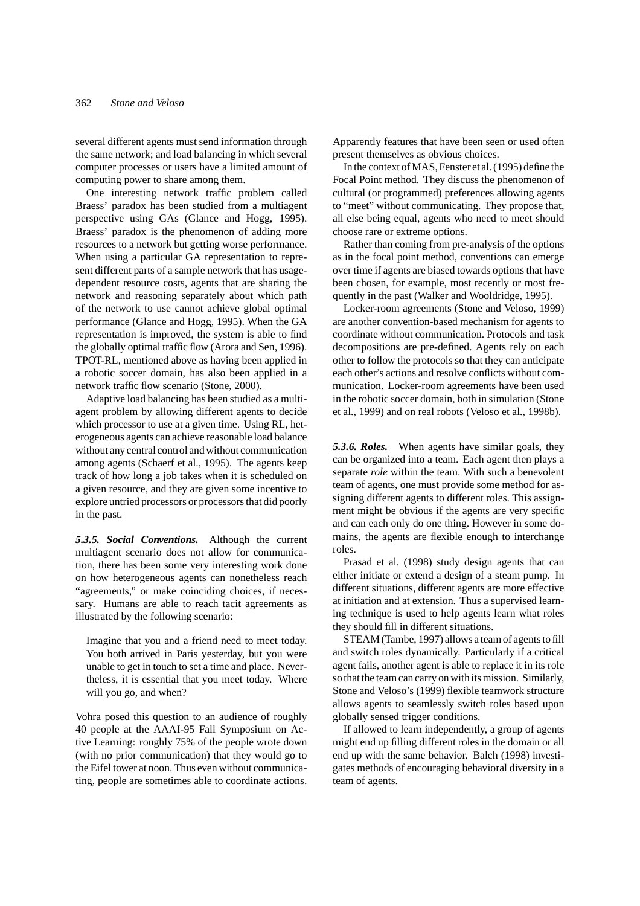several different agents must send information through the same network; and load balancing in which several computer processes or users have a limited amount of computing power to share among them.

One interesting network traffic problem called Braess' paradox has been studied from a multiagent perspective using GAs (Glance and Hogg, 1995). Braess' paradox is the phenomenon of adding more resources to a network but getting worse performance. When using a particular GA representation to represent different parts of a sample network that has usage-dependent resource costs, agents that are sharing the network and reasoning separately about which path of the network to use cannot achieve global optimal performance (Glance and Hogg, 1995). When the GA representation is improved, the system is able to find the globally optimal traffic flow (Arora and Sen, 1996). TPOT-RL, mentioned above as having been applied in a robotic soccer domain, has also been applied in a network traffic flow scenario (Stone, 2000).

Adaptive load balancing has been studied as a multiagent problem by allowing different agents to decide which processor to use at a given time. Using RL, heterogeneous agents can achieve reasonable load balance without any central control and without communication among agents (Schaerf et al., 1995). The agents keep track of how long a job takes when it is scheduled on a given resource, and they are given some incentive to explore untried processors or processors that did poorly in the past.

***5.3.5. Social Conventions.*** Although the current multiagent scenario does not allow for communication, there has been some very interesting work done on how heterogeneous agents can nonetheless reach "agreements," or make coinciding choices, if necessary. Humans are able to reach tacit agreements as illustrated by the following scenario:

> Imagine that you and a friend need to meet today. You both arrived in Paris yesterday, but you were unable to get in touch to set a time and place. Nevertheless, it is essential that you meet today. Where will you go, and when?

Vohra posed this question to an audience of roughly 40 people at the AAAI-95 Fall Symposium on Active Learning: roughly 75% of the people wrote down (with no prior communication) that they would go to the Eifel tower at noon. Thus even without communicating, people are sometimes able to coordinate actions. Apparently features that have been seen or used often present themselves as obvious choices.

In the context of MAS, Fenster et al. (1995) define the Focal Point method. They discuss the phenomenon of cultural (or programmed) preferences allowing agents to "meet" without communicating. They propose that, all else being equal, agents who need to meet should choose rare or extreme options.

Rather than coming from pre-analysis of the options as in the focal point method, conventions can emerge over time if agents are biased towards options that have been chosen, for example, most recently or most frequently in the past (Walker and Wooldridge, 1995).

Locker-room agreements (Stone and Veloso, 1999) are another convention-based mechanism for agents to coordinate without communication. Protocols and task decompositions are pre-defined. Agents rely on each other to follow the protocols so that they can anticipate each other's actions and resolve conflicts without communication. Locker-room agreements have been used in the robotic soccer domain, both in simulation (Stone et al., 1999) and on real robots (Veloso et al., 1998b).

***5.3.6. Roles.*** When agents have similar goals, they can be organized into a team. Each agent then plays a separate *role* within the team. With such a benevolent team of agents, one must provide some method for assigning different agents to different roles. This assignment might be obvious if the agents are very specific and can each only do one thing. However in some domains, the agents are flexible enough to interchange roles.

Prasad et al. (1998) study design agents that can either initiate or extend a design of a steam pump. In different situations, different agents are more effective at initiation and at extension. Thus a supervised learning technique is used to help agents learn what roles they should fill in different situations.

STEAM (Tambe, 1997) allows a team of agents to fill and switch roles dynamically. Particularly if a critical agent fails, another agent is able to replace it in its role so that the team can carry on with its mission. Similarly, Stone and Veloso's (1999) flexible teamwork structure allows agents to seamlessly switch roles based upon globally sensed trigger conditions.

If allowed to learn independently, a group of agents might end up filling different roles in the domain or all end up with the same behavior. Balch (1998) investigates methods of encouraging behavioral diversity in a team of agents.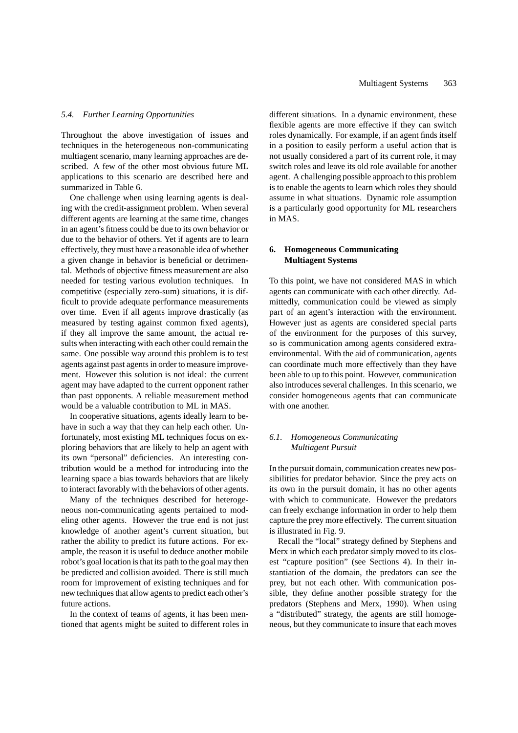### 5.4. Further Learning Opportunities

Throughout the above investigation of issues and techniques in the heterogeneous non-communicating multiagent scenario, many learning approaches are described. A few of the other most obvious future ML applications to this scenario are described here and summarized in Table 6.

One challenge when using learning agents is dealing with the credit-assignment problem. When several different agents are learning at the same time, changes in an agent's fitness could be due to its own behavior or due to the behavior of others. Yet if agents are to learn effectively, they must have a reasonable idea of whether a given change in behavior is beneficial or detrimental. Methods of objective fitness measurement are also needed for testing various evolution techniques. In competitive (especially zero-sum) situations, it is difficult to provide adequate performance measurements over time. Even if all agents improve drastically (as measured by testing against common fixed agents), if they all improve the same amount, the actual results when interacting with each other could remain the same. One possible way around this problem is to test agents against past agents in order to measure improvement. However this solution is not ideal: the current agent may have adapted to the current opponent rather than past opponents. A reliable measurement method would be a valuable contribution to ML in MAS.

In cooperative situations, agents ideally learn to behave in such a way that they can help each other. Unfortunately, most existing ML techniques focus on exploring behaviors that are likely to help an agent with its own "personal" deficiencies. An interesting contribution would be a method for introducing into the learning space a bias towards behaviors that are likely to interact favorably with the behaviors of other agents.

Many of the techniques described for heterogeneous non-communicating agents pertained to modeling other agents. However the true end is not just knowledge of another agent's current situation, but rather the ability to predict its future actions. For example, the reason it is useful to deduce another mobile robot's goal location is that its path to the goal may then be predicted and collision avoided. There is still much room for improvement of existing techniques and for new techniques that allow agents to predict each other's future actions.

In the context of teams of agents, it has been mentioned that agents might be suited to different roles in different situations. In a dynamic environment, these flexible agents are more effective if they can switch roles dynamically. For example, if an agent finds itself in a position to easily perform a useful action that is not usually considered a part of its current role, it may switch roles and leave its old role available for another agent. A challenging possible approach to this problem is to enable the agents to learn which roles they should assume in what situations. Dynamic role assumption is a particularly good opportunity for ML researchers in MAS.

## 6. Homogeneous Communicating Multiagent Systems

To this point, we have not considered MAS in which agents can communicate with each other directly. Admittedly, communication could be viewed as simply part of an agent's interaction with the environment. However just as agents are considered special parts of the environment for the purposes of this survey, so is communication among agents considered extra-environmental. With the aid of communication, agents can coordinate much more effectively than they have been able to up to this point. However, communication also introduces several challenges. In this scenario, we consider homogeneous agents that can communicate with one another.

### 6.1. Homogeneous Communicating Multiagent Pursuit

In the pursuit domain, communication creates new possibilities for predator behavior. Since the prey acts on its own in the pursuit domain, it has no other agents with which to communicate. However the predators can freely exchange information in order to help them capture the prey more effectively. The current situation is illustrated in Fig. 9.

Recall the "local" strategy defined by Stephens and Merx in which each predator simply moved to its closest "capture position" (see Sections 4). In their instantiation of the domain, the predators can see the prey, but not each other. With communication possible, they define another possible strategy for the predators (Stephens and Merx, 1990). When using a "distributed" strategy, the agents are still homogeneous, but they communicate to insure that each moves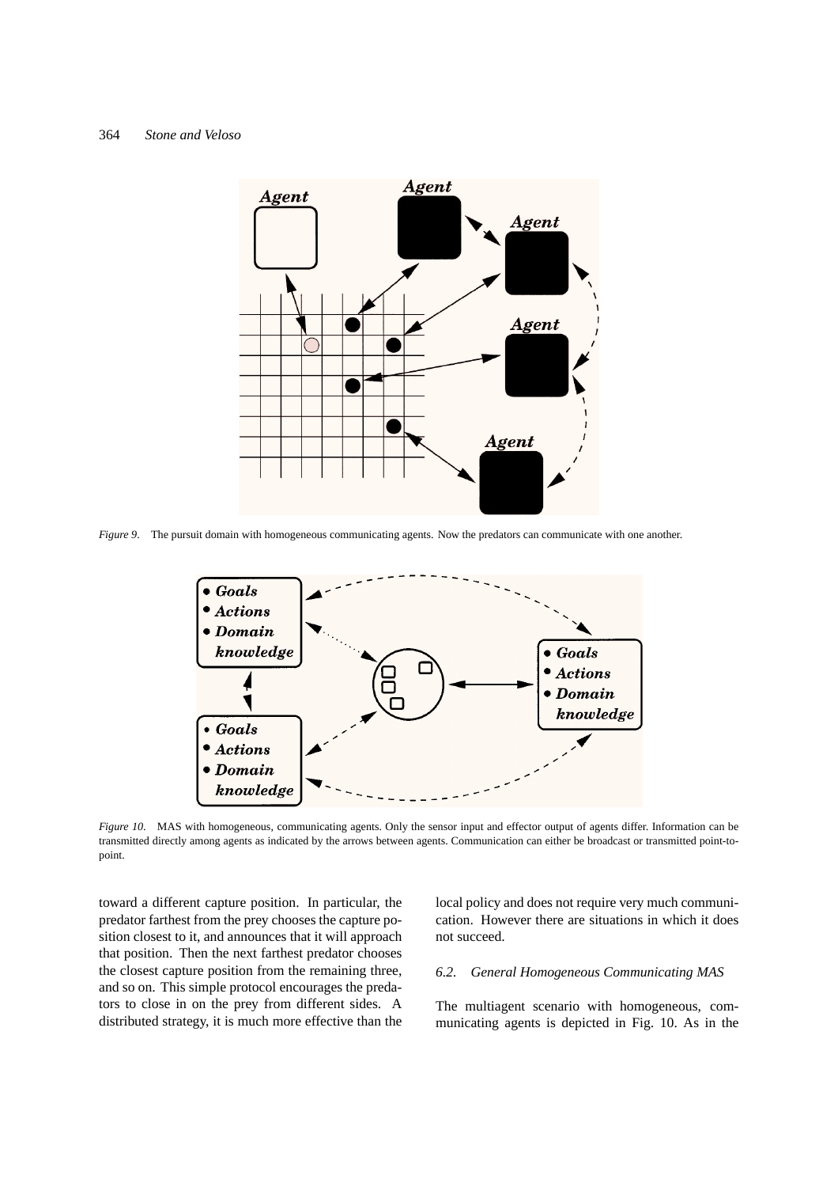*Figure 9*. The pursuit domain with homogeneous communicating agents. Now the predators can communicate with one another.

*Figure 10*. MAS with homogeneous, communicating agents. Only the sensor input and effector output of agents differ. Information can be transmitted directly among agents as indicated by the arrows between agents. Communication can either be broadcast or transmitted point-to-point.

toward a different capture position. In particular, the predator farthest from the prey chooses the capture position closest to it, and announces that it will approach that position. Then the next farthest predator chooses the closest capture position from the remaining three, and so on. This simple protocol encourages the predators to close in on the prey from different sides. A distributed strategy, it is much more effective than the local policy and does not require very much communication. However there are situations in which it does not succeed.

### 6.2. General Homogeneous Communicating MAS

The multiagent scenario with homogeneous, communicating agents is depicted in Fig. 10. As in the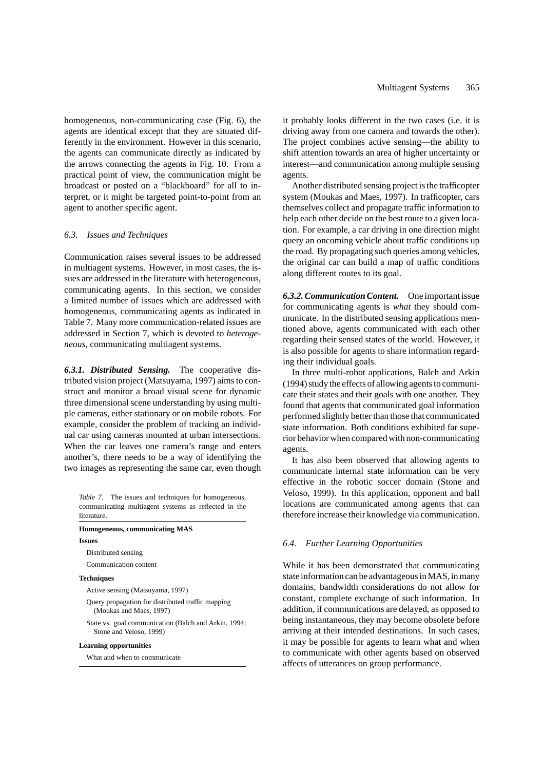homogeneous, non-communicating case (Fig. 6), the agents are identical except that they are situated differently in the environment. However in this scenario, the agents can communicate directly as indicated by the arrows connecting the agents in Fig. 10. From a practical point of view, the communication might be broadcast or posted on a "blackboard" for all to interpret, or it might be targeted point-to-point from an agent to another specific agent.

### *6.3. Issues and Techniques*

Communication raises several issues to be addressed in multiagent systems. However, in most cases, the issues are addressed in the literature with heterogeneous, communicating agents. In this section, we consider a limited number of issues which are addressed with homogeneous, communicating agents as indicated in Table 7. Many more communication-related issues are addressed in Section 7, which is devoted to *heterogeneous*, communicating multiagent systems.

***6.3.1. Distributed Sensing.*** The cooperative distributed vision project (Matsuyama, 1997) aims to construct and monitor a broad visual scene for dynamic three dimensional scene understanding by using multiple cameras, either stationary or on mobile robots. For example, consider the problem of tracking an individual car using cameras mounted at urban intersections. When the car leaves one camera's range and enters another's, there needs to be a way of identifying the two images as representing the same car, even though it probably looks different in the two cases (i.e. it is driving away from one camera and towards the other). The project combines active sensing—the ability to shift attention towards an area of higher uncertainty or interest—and communication among multiple sensing agents.

Another distributed sensing project is the trafficopter system (Moukas and Maes, 1997). In trafficopter, cars themselves collect and propagate traffic information to help each other decide on the best route to a given location. For example, a car driving in one direction might query an oncoming vehicle about traffic conditions up the road. By propagating such queries among vehicles, the original car can build a map of traffic conditions along different routes to its goal.

*Table 7.* The issues and techniques for homogeneous, communicating multiagent systems as reflected in the literature.

| **Homogeneous, communicating MAS** |
|---|
| **Issues** |
| Distributed sensing |
| Communication content |
| **Techniques** |
| Active sensing (Matsuyama, 1997) |
| Query propagation for distributed traffic mapping (Moukas and Maes, 1997) |
| State vs. goal communication (Balch and Arkin, 1994; Stone and Veloso, 1999) |
| **Learning opportunities** |
| What and when to communicate |

***6.3.2. Communication Content.*** One important issue for communicating agents is *what* they should communicate. In the distributed sensing applications mentioned above, agents communicated with each other regarding their sensed states of the world. However, it is also possible for agents to share information regarding their individual goals.

In three multi-robot applications, Balch and Arkin (1994) study the effects of allowing agents to communicate their states and their goals with one another. They found that agents that communicated goal information performed slightly better than those that communicated state information. Both conditions exhibited far superior behavior when compared with non-communicating agents.

It has also been observed that allowing agents to communicate internal state information can be very effective in the robotic soccer domain (Stone and Veloso, 1999). In this application, opponent and ball locations are communicated among agents that can therefore increase their knowledge via communication.

### *6.4. Further Learning Opportunities*

While it has been demonstrated that communicating state information can be advantageous in MAS, in many domains, bandwidth considerations do not allow for constant, complete exchange of such information. In addition, if communications are delayed, as opposed to being instantaneous, they may become obsolete before arriving at their intended destinations. In such cases, it may be possible for agents to learn what and when to communicate with other agents based on observed affects of utterances on group performance.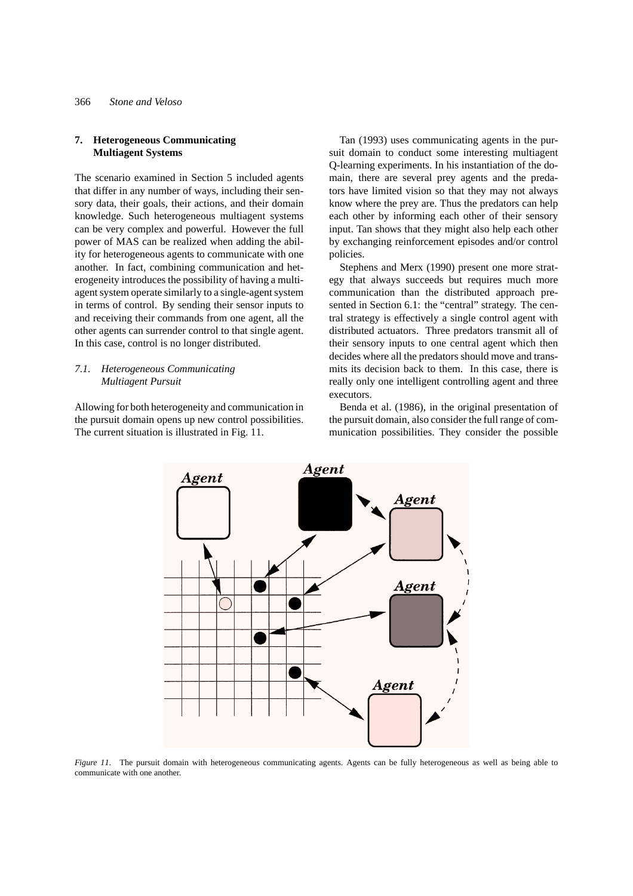## 7. Heterogeneous Communicating Multiagent Systems

The scenario examined in Section 5 included agents that differ in any number of ways, including their sensory data, their goals, their actions, and their domain knowledge. Such heterogeneous multiagent systems can be very complex and powerful. However the full power of MAS can be realized when adding the ability for heterogeneous agents to communicate with one another. In fact, combining communication and heterogeneity introduces the possibility of having a multiagent system operate similarly to a single-agent system in terms of control. By sending their sensor inputs to and receiving their commands from one agent, all the other agents can surrender control to that single agent. In this case, control is no longer distributed.

### 7.1. Heterogeneous Communicating Multiagent Pursuit

Allowing for both heterogeneity and communication in the pursuit domain opens up new control possibilities. The current situation is illustrated in Fig. 11.

Tan (1993) uses communicating agents in the pursuit domain to conduct some interesting multiagent Q-learning experiments. In his instantiation of the domain, there are several prey agents and the predators have limited vision so that they may not always know where the prey are. Thus the predators can help each other by informing each other of their sensory input. Tan shows that they might also help each other by exchanging reinforcement episodes and/or control policies.

Stephens and Merx (1990) present one more strategy that always succeeds but requires much more communication than the distributed approach presented in Section 6.1: the "central" strategy. The central strategy is effectively a single control agent with distributed actuators. Three predators transmit all of their sensory inputs to one central agent which then decides where all the predators should move and transmits its decision back to them. In this case, there is really only one intelligent controlling agent and three executors.

Benda et al. (1986), in the original presentation of the pursuit domain, also consider the full range of communication possibilities. They consider the possible

*Figure 11.* The pursuit domain with heterogeneous communicating agents. Agents can be fully heterogeneous as well as being able to communicate with one another.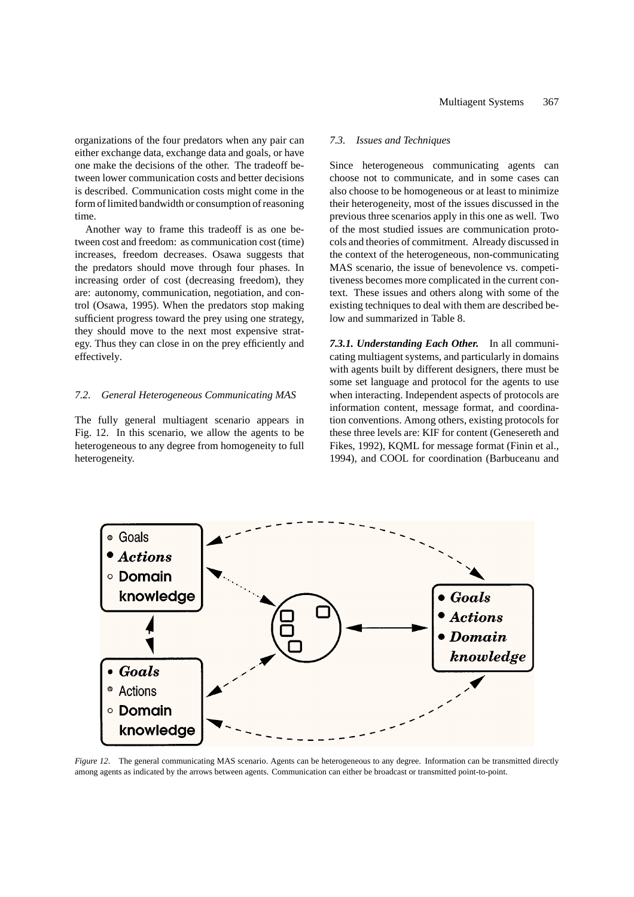organizations of the four predators when any pair can either exchange data, exchange data and goals, or have one make the decisions of the other. The tradeoff between lower communication costs and better decisions is described. Communication costs might come in the form of limited bandwidth or consumption of reasoning time.

Another way to frame this tradeoff is as one between cost and freedom: as communication cost (time) increases, freedom decreases. Osawa suggests that the predators should move through four phases. In increasing order of cost (decreasing freedom), they are: autonomy, communication, negotiation, and control (Osawa, 1995). When the predators stop making sufficient progress toward the prey using one strategy, they should move to the next most expensive strategy. Thus they can close in on the prey efficiently and effectively.

### *7.2. General Heterogeneous Communicating MAS*

The fully general multiagent scenario appears in Fig. 12. In this scenario, we allow the agents to be heterogeneous to any degree from homogeneity to full heterogeneity.

### *7.3. Issues and Techniques*

Since heterogeneous communicating agents can choose not to communicate, and in some cases can also choose to be homogeneous or at least to minimize their heterogeneity, most of the issues discussed in the previous three scenarios apply in this one as well. Two of the most studied issues are communication protocols and theories of commitment. Already discussed in the context of the heterogeneous, non-communicating MAS scenario, the issue of benevolence vs. competitiveness becomes more complicated in the current context. These issues and others along with some of the existing techniques to deal with them are described below and summarized in Table 8.

***7.3.1. Understanding Each Other.*** In all communicating multiagent systems, and particularly in domains with agents built by different designers, there must be some set language and protocol for the agents to use when interacting. Independent aspects of protocols are information content, message format, and coordination conventions. Among others, existing protocols for these three levels are: KIF for content (Genesereth and Fikes, 1992), KQML for message format (Finin et al., 1994), and COOL for coordination (Barbuceanu and

Goals
Actions
Domain knowledge

Goals
Actions
Domain knowledge

Goals
Actions
Domain knowledge

*Figure 12*. The general communicating MAS scenario. Agents can be heterogeneous to any degree. Information can be transmitted directly among agents as indicated by the arrows between agents. Communication can either be broadcast or transmitted point-to-point.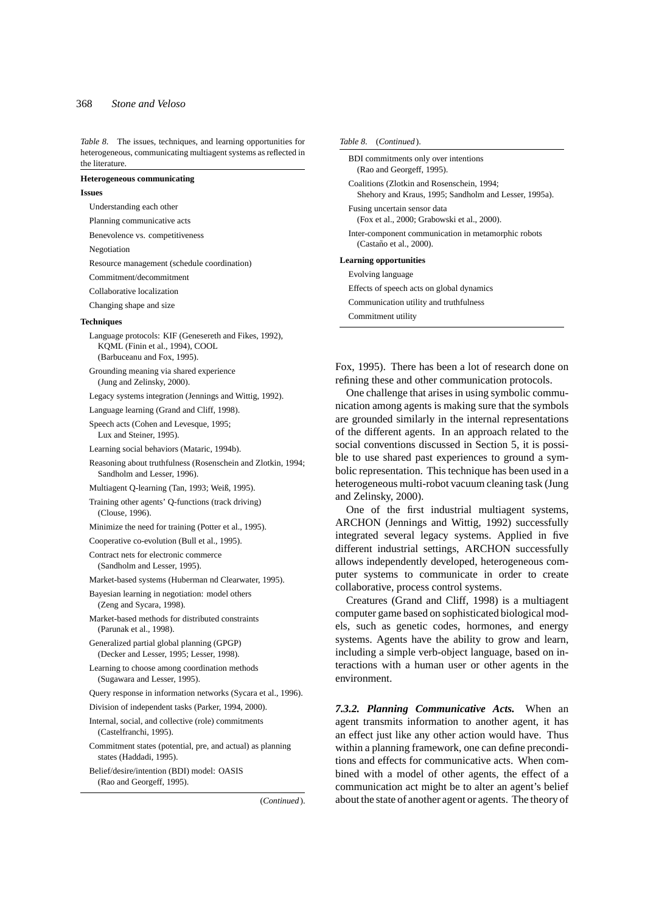*Table 8.* The issues, techniques, and learning opportunities for heterogeneous, communicating multiagent systems as reflected in the literature.

| Heterogeneous communicating |
|---|
| **Issues** |
| Understanding each other |
| Planning communicative acts |
| Benevolence vs. competitiveness |
| Negotiation |
| Resource management (schedule coordination) |
| Commitment/decommitment |
| Collaborative localization |
| Changing shape and size |
| **Techniques** |
| Language protocols: KIF (Genesereth and Fikes, 1992), KQML (Finin et al., 1994), COOL (Barbuceanu and Fox, 1995). |
| Grounding meaning via shared experience (Jung and Zelinsky, 2000). |
| Legacy systems integration (Jennings and Wittig, 1992). |
| Language learning (Grand and Cliff, 1998). |
| Speech acts (Cohen and Levesque, 1995; Lux and Steiner, 1995). |
| Learning social behaviors (Mataric, 1994b). |
| Reasoning about truthfulness (Rosenschein and Zlotkin, 1994; Sandholm and Lesser, 1996). |
| Multiagent Q-learning (Tan, 1993; Weiß, 1995). |
| Training other agents' Q-functions (track driving) (Clouse, 1996). |
| Minimize the need for training (Potter et al., 1995). |
| Cooperative co-evolution (Bull et al., 1995). |
| Contract nets for electronic commerce (Sandholm and Lesser, 1995). |
| Market-based systems (Huberman nd Clearwater, 1995). |
| Bayesian learning in negotiation: model others (Zeng and Sycara, 1998). |
| Market-based methods for distributed constraints (Parunak et al., 1998). |
| Generalized partial global planning (GPGP) (Decker and Lesser, 1995; Lesser, 1998). |
| Learning to choose among coordination methods (Sugawara and Lesser, 1995). |
| Query response in information networks (Sycara et al., 1996). |
| Division of independent tasks (Parker, 1994, 2000). |
| Internal, social, and collective (role) commitments (Castelfranchi, 1995). |
| Commitment states (potential, pre, and actual) as planning states (Haddadi, 1995). |
| Belief/desire/intention (BDI) model: OASIS (Rao and Georgeff, 1995). |
| BDI commitments only over intentions (Rao and Georgeff, 1995). |
| Coalitions (Zlotkin and Rosenschein, 1994; Shehory and Kraus, 1995; Sandholm and Lesser, 1995a). |
| Fusing uncertain sensor data (Fox et al., 2000; Grabowski et al., 2000). |
| Inter-component communication in metamorphic robots (Castaño et al., 2000). |
| **Learning opportunities** |
| Evolving language |
| Effects of speech acts on global dynamics |
| Communication utility and truthfulness |
| Commitment utility |

Fox, 1995). There has been a lot of research done on refining these and other communication protocols.

One challenge that arises in using symbolic communication among agents is making sure that the symbols are grounded similarly in the internal representations of the different agents. In an approach related to the social conventions discussed in Section 5, it is possible to use shared past experiences to ground a symbolic representation. This technique has been used in a heterogeneous multi-robot vacuum cleaning task (Jung and Zelinsky, 2000).

One of the first industrial multiagent systems, ARCHON (Jennings and Wittig, 1992) successfully integrated several legacy systems. Applied in five different industrial settings, ARCHON successfully allows independently developed, heterogeneous computer systems to communicate in order to create collaborative, process control systems.

Creatures (Grand and Cliff, 1998) is a multiagent computer game based on sophisticated biological models, such as genetic codes, hormones, and energy systems. Agents have the ability to grow and learn, including a simple verb-object language, based on interactions with a human user or other agents in the environment.

***7.3.2. Planning Communicative Acts.*** When an agent transmits information to another agent, it has an effect just like any other action would have. Thus within a planning framework, one can define preconditions and effects for communicative acts. When combined with a model of other agents, the effect of a communication act might be to alter an agent's belief about the state of another agent or agents. The theory of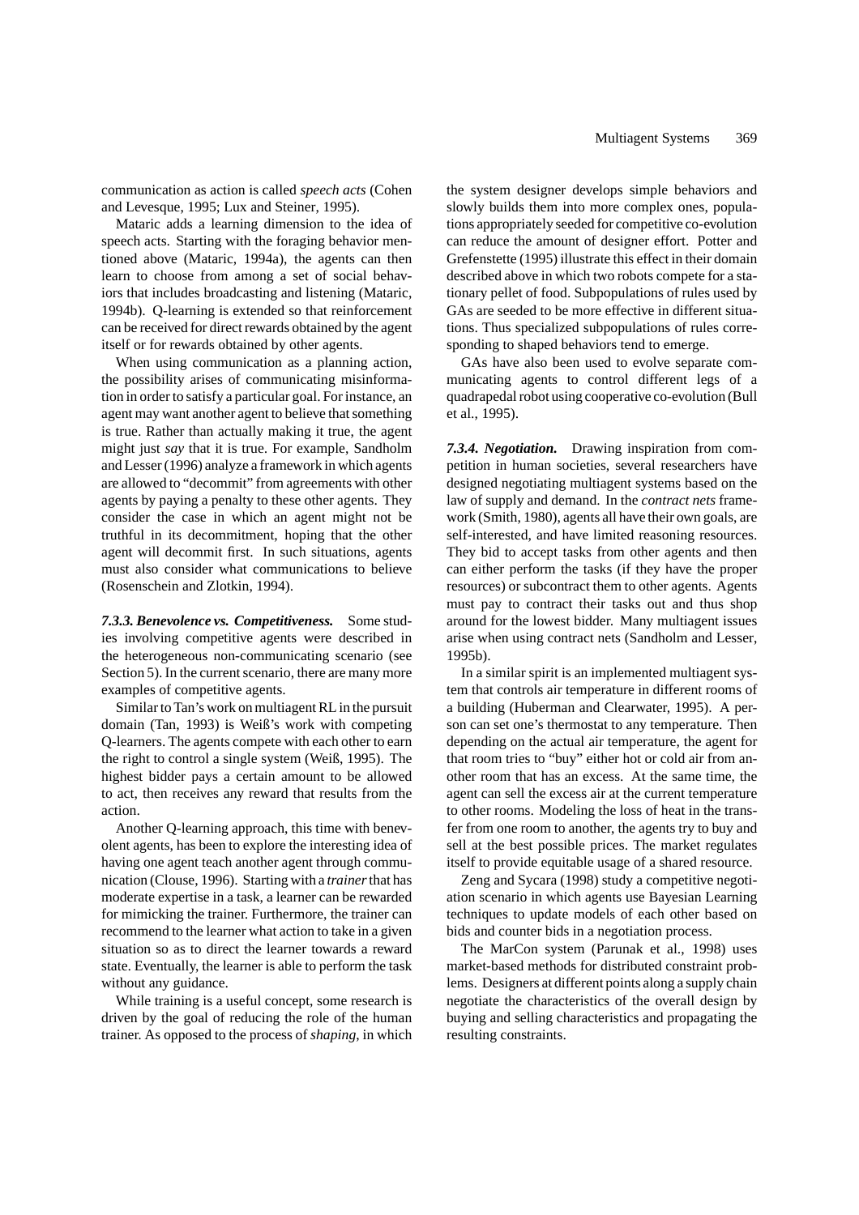communication as action is called *speech acts* (Cohen and Levesque, 1995; Lux and Steiner, 1995).

Mataric adds a learning dimension to the idea of speech acts. Starting with the foraging behavior mentioned above (Mataric, 1994a), the agents can then learn to choose from among a set of social behaviors that includes broadcasting and listening (Mataric, 1994b). Q-learning is extended so that reinforcement can be received for direct rewards obtained by the agent itself or for rewards obtained by other agents.

When using communication as a planning action, the possibility arises of communicating misinformation in order to satisfy a particular goal. For instance, an agent may want another agent to believe that something is true. Rather than actually making it true, the agent might just *say* that it is true. For example, Sandholm and Lesser (1996) analyze a framework in which agents are allowed to "decommit" from agreements with other agents by paying a penalty to these other agents. They consider the case in which an agent might not be truthful in its decommitment, hoping that the other agent will decommit first. In such situations, agents must also consider what communications to believe (Rosenschein and Zlotkin, 1994).

***7.3.3. Benevolence vs. Competitiveness.*** Some studies involving competitive agents were described in the heterogeneous non-communicating scenario (see Section 5). In the current scenario, there are many more examples of competitive agents.

Similar to Tan's work on multiagent RL in the pursuit domain (Tan, 1993) is Weiß's work with competing Q-learners. The agents compete with each other to earn the right to control a single system (Weiß, 1995). The highest bidder pays a certain amount to be allowed to act, then receives any reward that results from the action.

Another Q-learning approach, this time with benevolent agents, has been to explore the interesting idea of having one agent teach another agent through communication (Clouse, 1996). Starting with a *trainer* that has moderate expertise in a task, a learner can be rewarded for mimicking the trainer. Furthermore, the trainer can recommend to the learner what action to take in a given situation so as to direct the learner towards a reward state. Eventually, the learner is able to perform the task without any guidance.

While training is a useful concept, some research is driven by the goal of reducing the role of the human trainer. As opposed to the process of *shaping*, in which the system designer develops simple behaviors and slowly builds them into more complex ones, populations appropriately seeded for competitive co-evolution can reduce the amount of designer effort. Potter and Grefenstette (1995) illustrate this effect in their domain described above in which two robots compete for a stationary pellet of food. Subpopulations of rules used by GAs are seeded to be more effective in different situations. Thus specialized subpopulations of rules corresponding to shaped behaviors tend to emerge.

GAs have also been used to evolve separate communicating agents to control different legs of a quadrapedal robot using cooperative co-evolution (Bull et al., 1995).

***7.3.4. Negotiation.*** Drawing inspiration from competition in human societies, several researchers have designed negotiating multiagent systems based on the law of supply and demand. In the *contract nets* framework (Smith, 1980), agents all have their own goals, are self-interested, and have limited reasoning resources. They bid to accept tasks from other agents and then can either perform the tasks (if they have the proper resources) or subcontract them to other agents. Agents must pay to contract their tasks out and thus shop around for the lowest bidder. Many multiagent issues arise when using contract nets (Sandholm and Lesser, 1995b).

In a similar spirit is an implemented multiagent system that controls air temperature in different rooms of a building (Huberman and Clearwater, 1995). A person can set one's thermostat to any temperature. Then depending on the actual air temperature, the agent for that room tries to "buy" either hot or cold air from another room that has an excess. At the same time, the agent can sell the excess air at the current temperature to other rooms. Modeling the loss of heat in the transfer from one room to another, the agents try to buy and sell at the best possible prices. The market regulates itself to provide equitable usage of a shared resource.

Zeng and Sycara (1998) study a competitive negotiation scenario in which agents use Bayesian Learning techniques to update models of each other based on bids and counter bids in a negotiation process.

The MarCon system (Parunak et al., 1998) uses market-based methods for distributed constraint problems. Designers at different points along a supply chain negotiate the characteristics of the overall design by buying and selling characteristics and propagating the resulting constraints.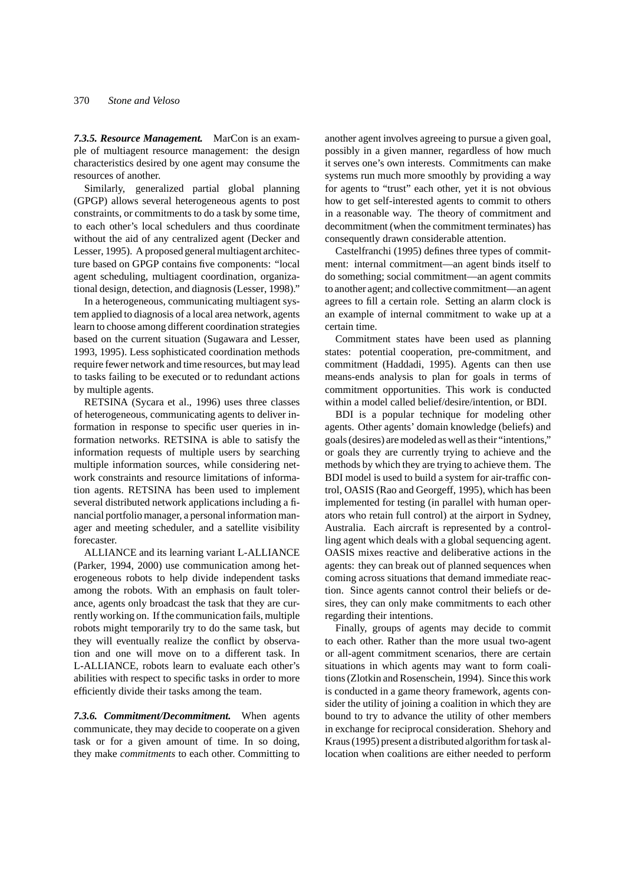***7.3.5. Resource Management.*** MarCon is an example of multiagent resource management: the design characteristics desired by one agent may consume the resources of another.

Similarly, generalized partial global planning (GPGP) allows several heterogeneous agents to post constraints, or commitments to do a task by some time, to each other's local schedulers and thus coordinate without the aid of any centralized agent (Decker and Lesser, 1995). A proposed general multiagent architecture based on GPGP contains five components: "local agent scheduling, multiagent coordination, organizational design, detection, and diagnosis (Lesser, 1998)."

In a heterogeneous, communicating multiagent system applied to diagnosis of a local area network, agents learn to choose among different coordination strategies based on the current situation (Sugawara and Lesser, 1993, 1995). Less sophisticated coordination methods require fewer network and time resources, but may lead to tasks failing to be executed or to redundant actions by multiple agents.

RETSINA (Sycara et al., 1996) uses three classes of heterogeneous, communicating agents to deliver information in response to specific user queries in information networks. RETSINA is able to satisfy the information requests of multiple users by searching multiple information sources, while considering network constraints and resource limitations of information agents. RETSINA has been used to implement several distributed network applications including a financial portfolio manager, a personal information manager and meeting scheduler, and a satellite visibility forecaster.

ALLIANCE and its learning variant L-ALLIANCE (Parker, 1994, 2000) use communication among heterogeneous robots to help divide independent tasks among the robots. With an emphasis on fault tolerance, agents only broadcast the task that they are currently working on. If the communication fails, multiple robots might temporarily try to do the same task, but they will eventually realize the conflict by observation and one will move on to a different task. In L-ALLIANCE, robots learn to evaluate each other's abilities with respect to specific tasks in order to more efficiently divide their tasks among the team.

***7.3.6. Commitment/Decommitment.*** When agents communicate, they may decide to cooperate on a given task or for a given amount of time. In so doing, they make *commitments* to each other. Committing to another agent involves agreeing to pursue a given goal, possibly in a given manner, regardless of how much it serves one's own interests. Commitments can make systems run much more smoothly by providing a way for agents to "trust" each other, yet it is not obvious how to get self-interested agents to commit to others in a reasonable way. The theory of commitment and decommitment (when the commitment terminates) has consequently drawn considerable attention.

Castelfranchi (1995) defines three types of commitment: internal commitment—an agent binds itself to do something; social commitment—an agent commits to another agent; and collective commitment—an agent agrees to fill a certain role. Setting an alarm clock is an example of internal commitment to wake up at a certain time.

Commitment states have been used as planning states: potential cooperation, pre-commitment, and commitment (Haddadi, 1995). Agents can then use means-ends analysis to plan for goals in terms of commitment opportunities. This work is conducted within a model called belief/desire/intention, or BDI.

BDI is a popular technique for modeling other agents. Other agents' domain knowledge (beliefs) and goals (desires) are modeled as well as their "intentions," or goals they are currently trying to achieve and the methods by which they are trying to achieve them. The BDI model is used to build a system for air-traffic control, OASIS (Rao and Georgeff, 1995), which has been implemented for testing (in parallel with human operators who retain full control) at the airport in Sydney, Australia. Each aircraft is represented by a controlling agent which deals with a global sequencing agent. OASIS mixes reactive and deliberative actions in the agents: they can break out of planned sequences when coming across situations that demand immediate reaction. Since agents cannot control their beliefs or desires, they can only make commitments to each other regarding their intentions.

Finally, groups of agents may decide to commit to each other. Rather than the more usual two-agent or all-agent commitment scenarios, there are certain situations in which agents may want to form coalitions (Zlotkin and Rosenschein, 1994). Since this work is conducted in a game theory framework, agents consider the utility of joining a coalition in which they are bound to try to advance the utility of other members in exchange for reciprocal consideration. Shehory and Kraus (1995) present a distributed algorithm for task allocation when coalitions are either needed to perform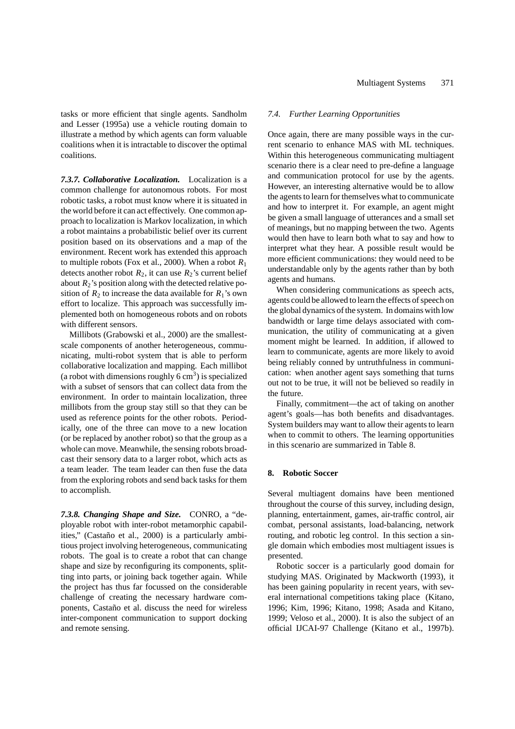tasks or more efficient that single agents. Sandholm and Lesser (1995a) use a vehicle routing domain to illustrate a method by which agents can form valuable coalitions when it is intractable to discover the optimal coalitions.

***7.3.7. Collaborative Localization.*** Localization is a common challenge for autonomous robots. For most robotic tasks, a robot must know where it is situated in the world before it can act effectively. One common approach to localization is Markov localization, in which a robot maintains a probabilistic belief over its current position based on its observations and a map of the environment. Recent work has extended this approach to multiple robots (Fox et al., 2000). When a robot $R_1$ detects another robot $R_2$, it can use $R_2$'s current belief about $R_2$'s position along with the detected relative position of $R_2$ to increase the data available for $R_1$'s own effort to localize. This approach was successfully implemented both on homogeneous robots and on robots with different sensors.

Millibots (Grabowski et al., 2000) are the smallest-scale components of another heterogeneous, communicating, multi-robot system that is able to perform collaborative localization and mapping. Each millibot (a robot with dimensions roughly 6 $cm^3$) is specialized with a subset of sensors that can collect data from the environment. In order to maintain localization, three millibots from the group stay still so that they can be used as reference points for the other robots. Periodically, one of the three can move to a new location (or be replaced by another robot) so that the group as a whole can move. Meanwhile, the sensing robots broadcast their sensory data to a larger robot, which acts as a team leader. The team leader can then fuse the data from the exploring robots and send back tasks for them to accomplish.

***7.3.8. Changing Shape and Size.*** CONRO, a "deployable robot with inter-robot metamorphic capabilities," (Castaño et al., 2000) is a particularly ambitious project involving heterogeneous, communicating robots. The goal is to create a robot that can change shape and size by reconfiguring its components, splitting into parts, or joining back together again. While the project has thus far focussed on the considerable challenge of creating the necessary hardware components, Castaño et al. discuss the need for wireless inter-component communication to support docking and remote sensing.

### *7.4. Further Learning Opportunities*

Once again, there are many possible ways in the current scenario to enhance MAS with ML techniques. Within this heterogeneous communicating multiagent scenario there is a clear need to pre-define a language and communication protocol for use by the agents. However, an interesting alternative would be to allow the agents to learn for themselves what to communicate and how to interpret it. For example, an agent might be given a small language of utterances and a small set of meanings, but no mapping between the two. Agents would then have to learn both what to say and how to interpret what they hear. A possible result would be more efficient communications: they would need to be understandable only by the agents rather than by both agents and humans.

When considering communications as speech acts, agents could be allowed to learn the effects of speech on the global dynamics of the system. In domains with low bandwidth or large time delays associated with communication, the utility of communicating at a given moment might be learned. In addition, if allowed to learn to communicate, agents are more likely to avoid being reliably conned by untruthfulness in communication: when another agent says something that turns out not to be true, it will not be believed so readily in the future.

Finally, commitment—the act of taking on another agent's goals—has both benefits and disadvantages. System builders may want to allow their agents to learn when to commit to others. The learning opportunities in this scenario are summarized in Table 8.

## 8. Robotic Soccer

Several multiagent domains have been mentioned throughout the course of this survey, including design, planning, entertainment, games, air-traffic control, air combat, personal assistants, load-balancing, network routing, and robotic leg control. In this section a single domain which embodies most multiagent issues is presented.

Robotic soccer is a particularly good domain for studying MAS. Originated by Mackworth (1993), it has been gaining popularity in recent years, with several international competitions taking place (Kitano, 1996; Kim, 1996; Kitano, 1998; Asada and Kitano, 1999; Veloso et al., 2000). It is also the subject of an official IJCAI-97 Challenge (Kitano et al., 1997b).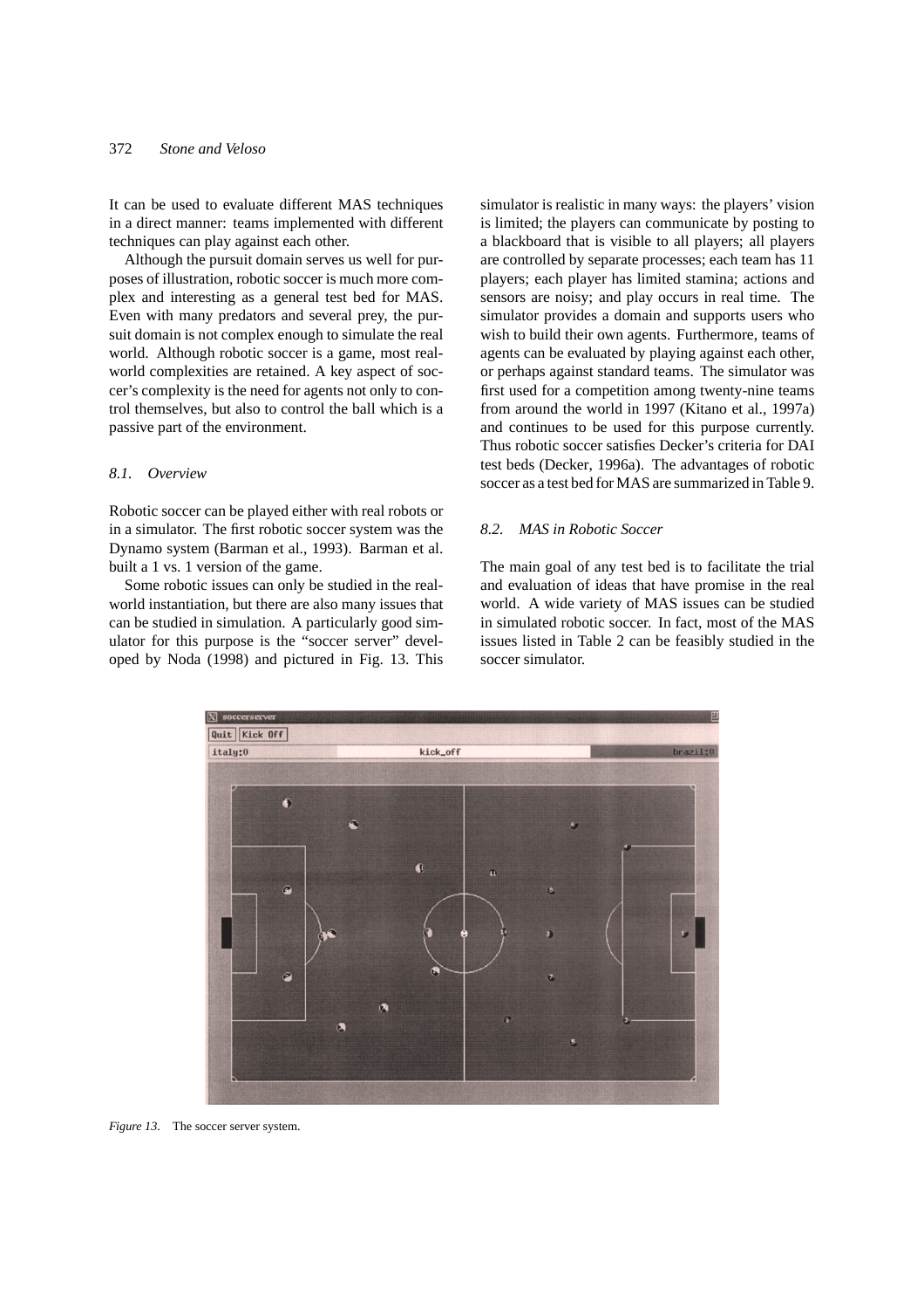It can be used to evaluate different MAS techniques in a direct manner: teams implemented with different techniques can play against each other.

Although the pursuit domain serves us well for purposes of illustration, robotic soccer is much more complex and interesting as a general test bed for MAS. Even with many predators and several prey, the pursuit domain is not complex enough to simulate the real world. Although robotic soccer is a game, most real-world complexities are retained. A key aspect of soccer's complexity is the need for agents not only to control themselves, but also to control the ball which is a passive part of the environment.

### *8.1. Overview*

Robotic soccer can be played either with real robots or in a simulator. The first robotic soccer system was the Dynamo system (Barman et al., 1993). Barman et al. built a 1 vs. 1 version of the game.

Some robotic issues can only be studied in the real-world instantiation, but there are also many issues that can be studied in simulation. A particularly good simulator for this purpose is the "soccer server" developed by Noda (1998) and pictured in Fig. 13. This simulator is realistic in many ways: the players' vision is limited; the players can communicate by posting to a blackboard that is visible to all players; all players are controlled by separate processes; each team has 11 players; each player has limited stamina; actions and sensors are noisy; and play occurs in real time. The simulator provides a domain and supports users who wish to build their own agents. Furthermore, teams of agents can be evaluated by playing against each other, or perhaps against standard teams. The simulator was first used for a competition among twenty-nine teams from around the world in 1997 (Kitano et al., 1997a) and continues to be used for this purpose currently. Thus robotic soccer satisfies Decker's criteria for DAI test beds (Decker, 1996a). The advantages of robotic soccer as a test bed for MAS are summarized in Table 9.

### *8.2. MAS in Robotic Soccer*

The main goal of any test bed is to facilitate the trial and evaluation of ideas that have promise in the real world. A wide variety of MAS issues can be studied in simulated robotic soccer. In fact, most of the MAS issues listed in Table 2 can be feasibly studied in the soccer simulator.

*Figure 13.* The soccer server system.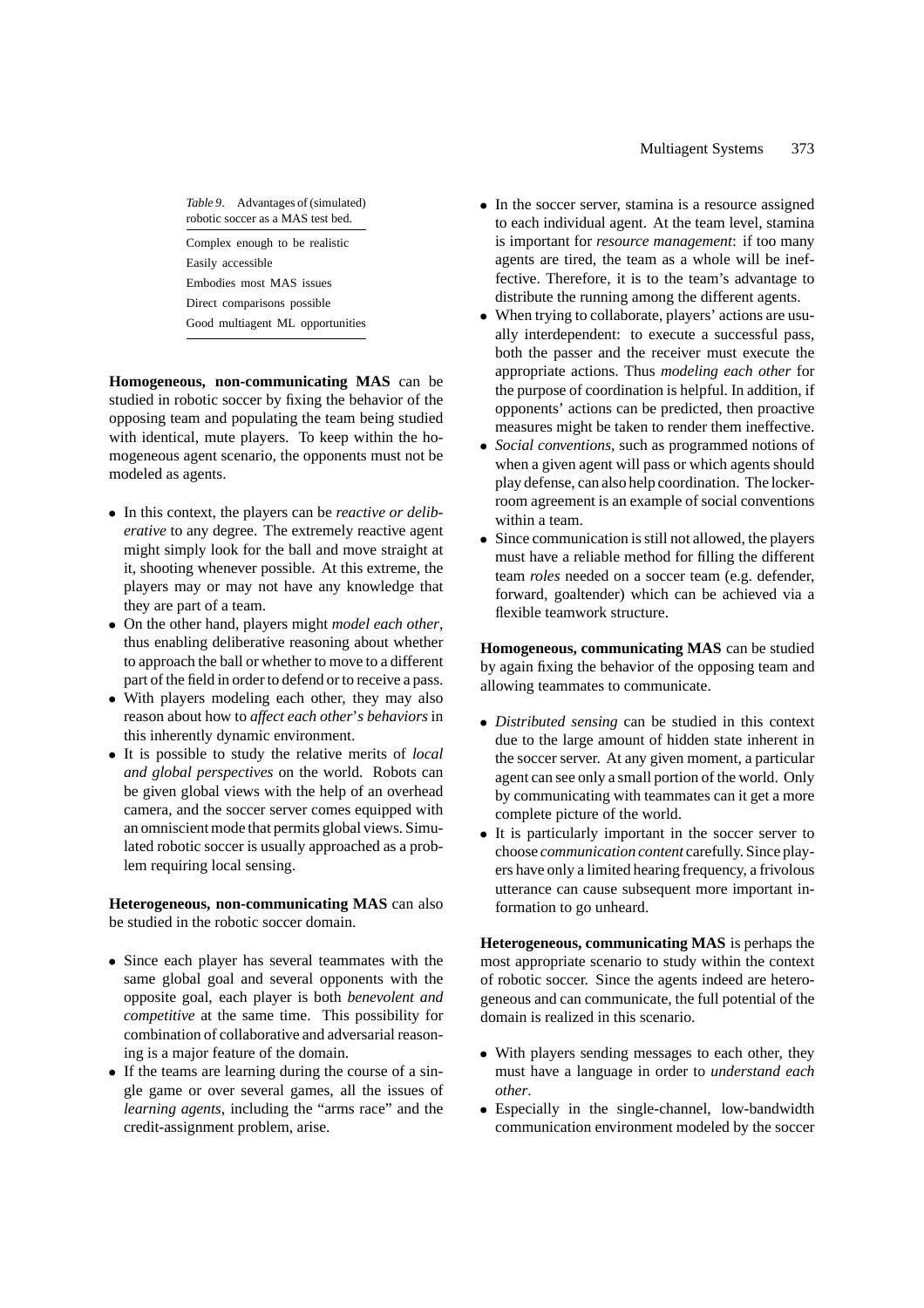*Table 9*. Advantages of (simulated) robotic soccer as a MAS test bed.

| |
|---|
| Complex enough to be realistic |
| Easily accessible |
| Embodies most MAS issues |
| Direct comparisons possible |
| Good multiagent ML opportunities |

**Homogeneous, non-communicating MAS** can be studied in robotic soccer by fixing the behavior of the opposing team and populating the team being studied with identical, mute players. To keep within the homogeneous agent scenario, the opponents must not be modeled as agents.

- In this context, the players can be *reactive or deliberative* to any degree. The extremely reactive agent might simply look for the ball and move straight at it, shooting whenever possible. At this extreme, the players may or may not have any knowledge that they are part of a team.
- On the other hand, players might *model each other*, thus enabling deliberative reasoning about whether to approach the ball or whether to move to a different part of the field in order to defend or to receive a pass.
- With players modeling each other, they may also reason about how to *affect each other's behaviors* in this inherently dynamic environment.
- It is possible to study the relative merits of *local and global perspectives* on the world. Robots can be given global views with the help of an overhead camera, and the soccer server comes equipped with an omniscient mode that permits global views. Simulated robotic soccer is usually approached as a problem requiring local sensing.

**Heterogeneous, non-communicating MAS** can also be studied in the robotic soccer domain.

- Since each player has several teammates with the same global goal and several opponents with the opposite goal, each player is both *benevolent and competitive* at the same time. This possibility for combination of collaborative and adversarial reasoning is a major feature of the domain.
- If the teams are learning during the course of a single game or over several games, all the issues of *learning agents*, including the "arms race" and the credit-assignment problem, arise.
- In the soccer server, stamina is a resource assigned to each individual agent. At the team level, stamina is important for *resource management*: if too many agents are tired, the team as a whole will be ineffective. Therefore, it is to the team's advantage to distribute the running among the different agents.
- When trying to collaborate, players' actions are usually interdependent: to execute a successful pass, both the passer and the receiver must execute the appropriate actions. Thus *modeling each other* for the purpose of coordination is helpful. In addition, if opponents' actions can be predicted, then proactive measures might be taken to render them ineffective.
- *Social conventions*, such as programmed notions of when a given agent will pass or which agents should play defense, can also help coordination. The locker-room agreement is an example of social conventions within a team.
- Since communication is still not allowed, the players must have a reliable method for filling the different team *roles* needed on a soccer team (e.g. defender, forward, goaltender) which can be achieved via a flexible teamwork structure.

**Homogeneous, communicating MAS** can be studied by again fixing the behavior of the opposing team and allowing teammates to communicate.

- *Distributed sensing* can be studied in this context due to the large amount of hidden state inherent in the soccer server. At any given moment, a particular agent can see only a small portion of the world. Only by communicating with teammates can it get a more complete picture of the world.
- It is particularly important in the soccer server to choose *communication content* carefully. Since players have only a limited hearing frequency, a frivolous utterance can cause subsequent more important information to go unheard.

**Heterogeneous, communicating MAS** is perhaps the most appropriate scenario to study within the context of robotic soccer. Since the agents indeed are heterogeneous and can communicate, the full potential of the domain is realized in this scenario.

- With players sending messages to each other, they must have a language in order to *understand each other*.
- Especially in the single-channel, low-bandwidth communication environment modeled by the soccer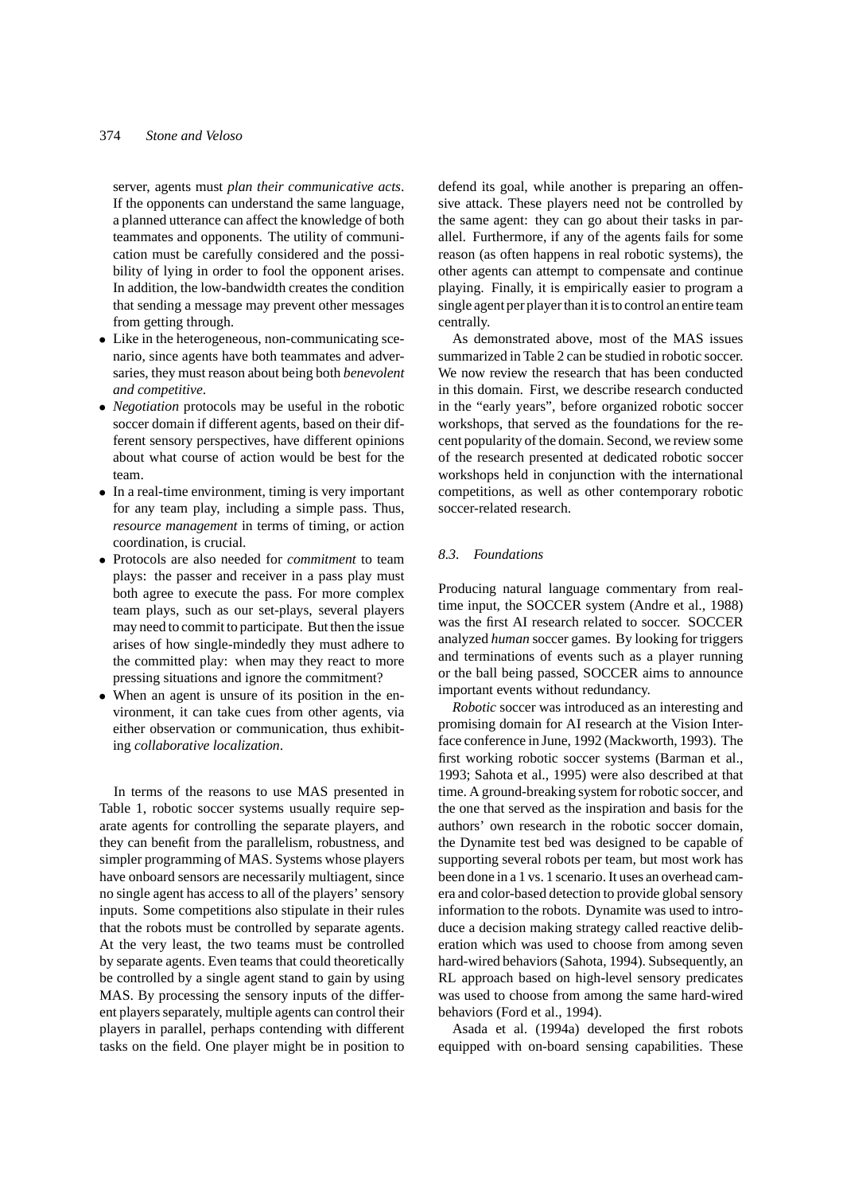server, agents must *plan their communicative acts*. If the opponents can understand the same language, a planned utterance can affect the knowledge of both teammates and opponents. The utility of communication must be carefully considered and the possibility of lying in order to fool the opponent arises. In addition, the low-bandwidth creates the condition that sending a message may prevent other messages from getting through.

- Like in the heterogeneous, non-communicating scenario, since agents have both teammates and adversaries, they must reason about being both *benevolent and competitive*.
- *Negotiation* protocols may be useful in the robotic soccer domain if different agents, based on their different sensory perspectives, have different opinions about what course of action would be best for the team.
- In a real-time environment, timing is very important for any team play, including a simple pass. Thus, *resource management* in terms of timing, or action coordination, is crucial.
- Protocols are also needed for *commitment* to team plays: the passer and receiver in a pass play must both agree to execute the pass. For more complex team plays, such as our set-plays, several players may need to commit to participate. But then the issue arises of how single-mindedly they must adhere to the committed play: when may they react to more pressing situations and ignore the commitment?
- When an agent is unsure of its position in the environment, it can take cues from other agents, via either observation or communication, thus exhibiting *collaborative localization*.

In terms of the reasons to use MAS presented in Table 1, robotic soccer systems usually require separate agents for controlling the separate players, and they can benefit from the parallelism, robustness, and simpler programming of MAS. Systems whose players have onboard sensors are necessarily multiagent, since no single agent has access to all of the players' sensory inputs. Some competitions also stipulate in their rules that the robots must be controlled by separate agents. At the very least, the two teams must be controlled by separate agents. Even teams that could theoretically be controlled by a single agent stand to gain by using MAS. By processing the sensory inputs of the different players separately, multiple agents can control their players in parallel, perhaps contending with different tasks on the field. One player might be in position to defend its goal, while another is preparing an offensive attack. These players need not be controlled by the same agent: they can go about their tasks in parallel. Furthermore, if any of the agents fails for some reason (as often happens in real robotic systems), the other agents can attempt to compensate and continue playing. Finally, it is empirically easier to program a single agent per player than it is to control an entire team centrally.

As demonstrated above, most of the MAS issues summarized in Table 2 can be studied in robotic soccer. We now review the research that has been conducted in this domain. First, we describe research conducted in the "early years", before organized robotic soccer workshops, that served as the foundations for the recent popularity of the domain. Second, we review some of the research presented at dedicated robotic soccer workshops held in conjunction with the international competitions, as well as other contemporary robotic soccer-related research.

### *8.3. Foundations*

Producing natural language commentary from real-time input, the SOCCER system (Andre et al., 1988) was the first AI research related to soccer. SOCCER analyzed *human* soccer games. By looking for triggers and terminations of events such as a player running or the ball being passed, SOCCER aims to announce important events without redundancy.

*Robotic* soccer was introduced as an interesting and promising domain for AI research at the Vision Interface conference in June, 1992 (Mackworth, 1993). The first working robotic soccer systems (Barman et al., 1993; Sahota et al., 1995) were also described at that time. A ground-breaking system for robotic soccer, and the one that served as the inspiration and basis for the authors' own research in the robotic soccer domain, the Dynamite test bed was designed to be capable of supporting several robots per team, but most work has been done in a 1 vs. 1 scenario. It uses an overhead camera and color-based detection to provide global sensory information to the robots. Dynamite was used to introduce a decision making strategy called reactive deliberation which was used to choose from among seven hard-wired behaviors (Sahota, 1994). Subsequently, an RL approach based on high-level sensory predicates was used to choose from among the same hard-wired behaviors (Ford et al., 1994).

Asada et al. (1994a) developed the first robots equipped with on-board sensing capabilities. These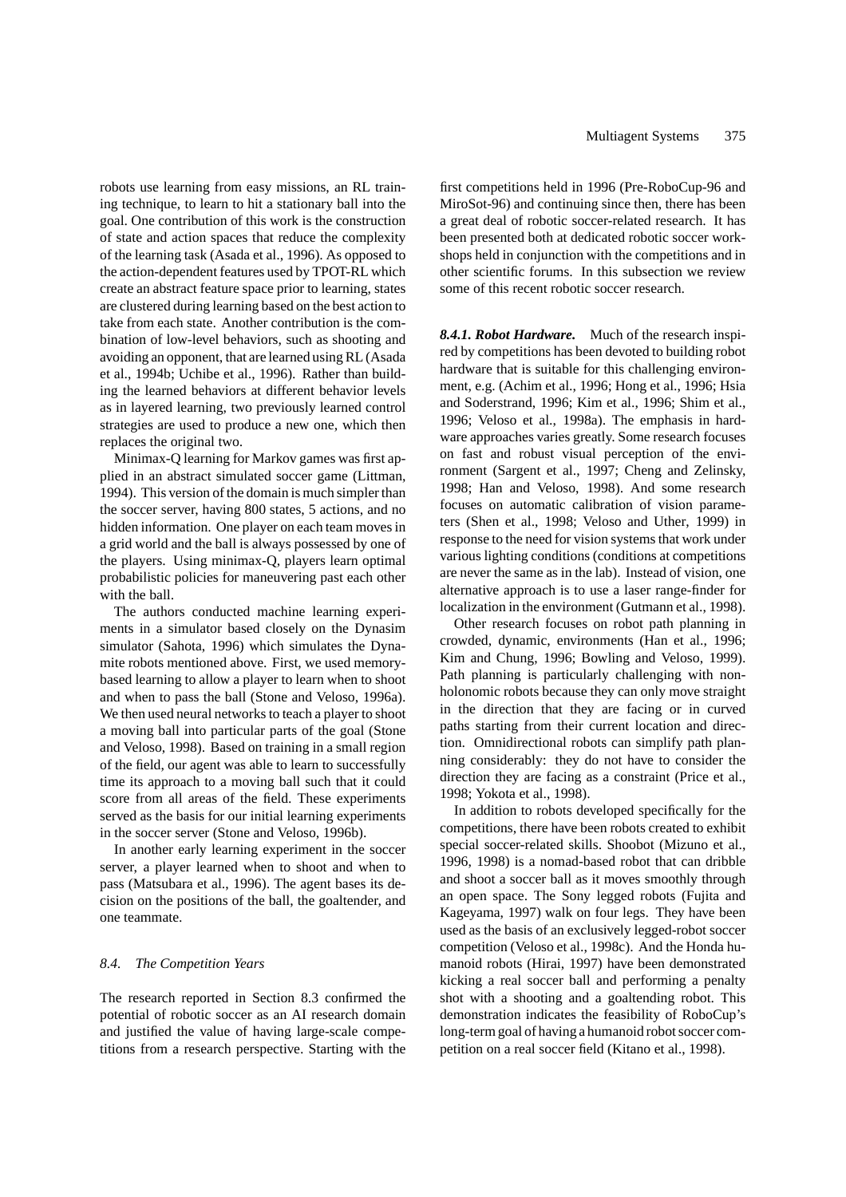robots use learning from easy missions, an RL training technique, to learn to hit a stationary ball into the goal. One contribution of this work is the construction of state and action spaces that reduce the complexity of the learning task (Asada et al., 1996). As opposed to the action-dependent features used by TPOT-RL which create an abstract feature space prior to learning, states are clustered during learning based on the best action to take from each state. Another contribution is the combination of low-level behaviors, such as shooting and avoiding an opponent, that are learned using RL (Asada et al., 1994b; Uchibe et al., 1996). Rather than building the learned behaviors at different behavior levels as in layered learning, two previously learned control strategies are used to produce a new one, which then replaces the original two.

Minimax-Q learning for Markov games was first applied in an abstract simulated soccer game (Littman, 1994). This version of the domain is much simpler than the soccer server, having 800 states, 5 actions, and no hidden information. One player on each team moves in a grid world and the ball is always possessed by one of the players. Using minimax-Q, players learn optimal probabilistic policies for maneuvering past each other with the ball.

The authors conducted machine learning experiments in a simulator based closely on the Dynasim simulator (Sahota, 1996) which simulates the Dynamite robots mentioned above. First, we used memory-based learning to allow a player to learn when to shoot and when to pass the ball (Stone and Veloso, 1996a). We then used neural networks to teach a player to shoot a moving ball into particular parts of the goal (Stone and Veloso, 1998). Based on training in a small region of the field, our agent was able to learn to successfully time its approach to a moving ball such that it could score from all areas of the field. These experiments served as the basis for our initial learning experiments in the soccer server (Stone and Veloso, 1996b).

In another early learning experiment in the soccer server, a player learned when to shoot and when to pass (Matsubara et al., 1996). The agent bases its decision on the positions of the ball, the goaltender, and one teammate.

### *8.4. The Competition Years*

The research reported in Section 8.3 confirmed the potential of robotic soccer as an AI research domain and justified the value of having large-scale competitions from a research perspective. Starting with the first competitions held in 1996 (Pre-RoboCup-96 and MiroSot-96) and continuing since then, there has been a great deal of robotic soccer-related research. It has been presented both at dedicated robotic soccer workshops held in conjunction with the competitions and in other scientific forums. In this subsection we review some of this recent robotic soccer research.

***8.4.1. Robot Hardware.*** Much of the research inspired by competitions has been devoted to building robot hardware that is suitable for this challenging environment, e.g. (Achim et al., 1996; Hong et al., 1996; Hsia and Soderstrand, 1996; Kim et al., 1996; Shim et al., 1996; Veloso et al., 1998a). The emphasis in hardware approaches varies greatly. Some research focuses on fast and robust visual perception of the environment (Sargent et al., 1997; Cheng and Zelinsky, 1998; Han and Veloso, 1998). And some research focuses on automatic calibration of vision parameters (Shen et al., 1998; Veloso and Uther, 1999) in response to the need for vision systems that work under various lighting conditions (conditions at competitions are never the same as in the lab). Instead of vision, one alternative approach is to use a laser range-finder for localization in the environment (Gutmann et al., 1998).

Other research focuses on robot path planning in crowded, dynamic, environments (Han et al., 1996; Kim and Chung, 1996; Bowling and Veloso, 1999). Path planning is particularly challenging with nonholonomic robots because they can only move straight in the direction that they are facing or in curved paths starting from their current location and direction. Omnidirectional robots can simplify path planning considerably: they do not have to consider the direction they are facing as a constraint (Price et al., 1998; Yokota et al., 1998).

In addition to robots developed specifically for the competitions, there have been robots created to exhibit special soccer-related skills. Shoobot (Mizuno et al., 1996, 1998) is a nomad-based robot that can dribble and shoot a soccer ball as it moves smoothly through an open space. The Sony legged robots (Fujita and Kageyama, 1997) walk on four legs. They have been used as the basis of an exclusively legged-robot soccer competition (Veloso et al., 1998c). And the Honda humanoid robots (Hirai, 1997) have been demonstrated kicking a real soccer ball and performing a penalty shot with a shooting and a goaltending robot. This demonstration indicates the feasibility of RoboCup's long-term goal of having a humanoid robot soccer competition on a real soccer field (Kitano et al., 1998).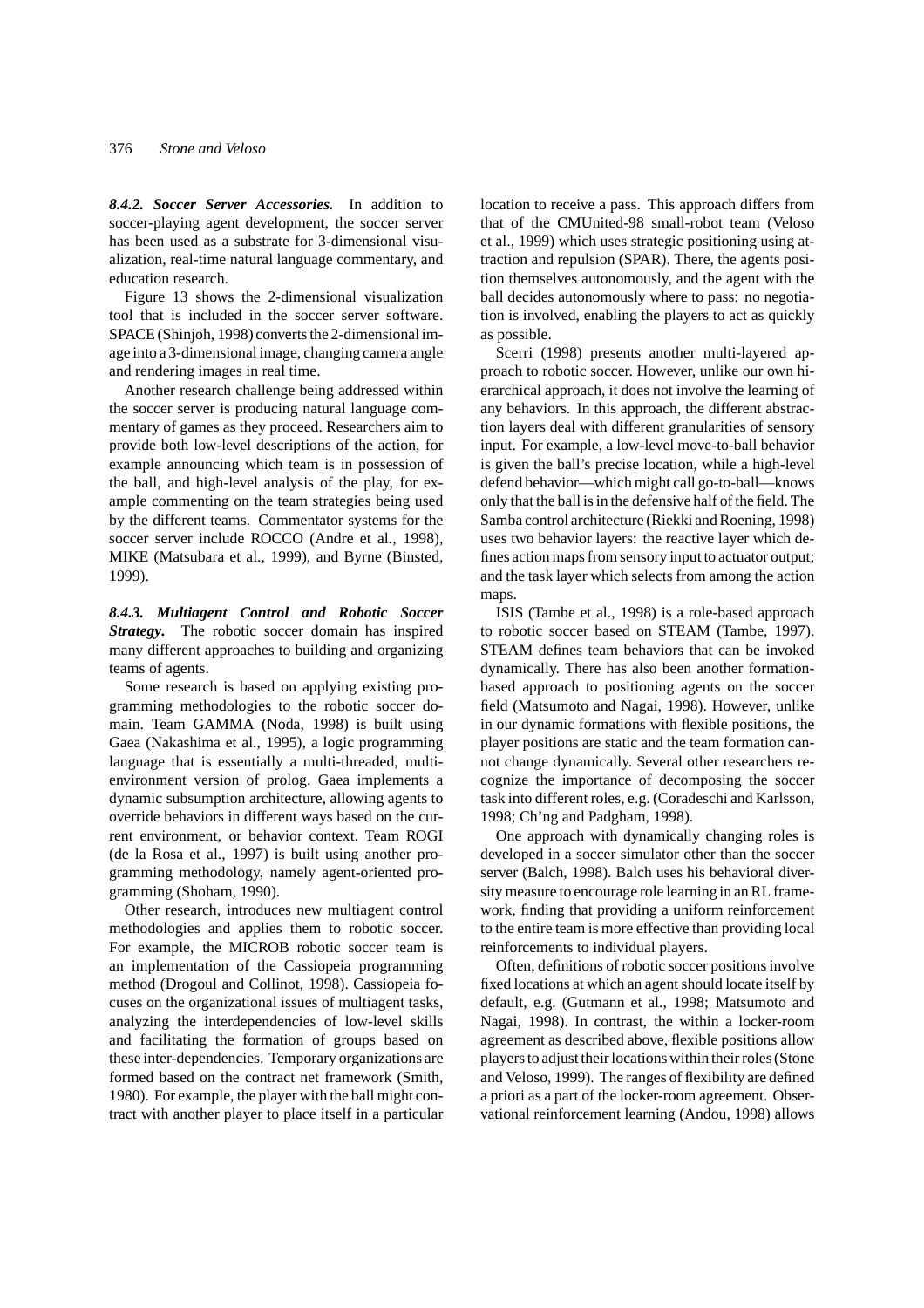***8.4.2. Soccer Server Accessories.*** In addition to soccer-playing agent development, the soccer server has been used as a substrate for 3-dimensional visualization, real-time natural language commentary, and education research.

Figure 13 shows the 2-dimensional visualization tool that is included in the soccer server software. SPACE (Shinjoh, 1998) converts the 2-dimensional image into a 3-dimensional image, changing camera angle and rendering images in real time.

Another research challenge being addressed within the soccer server is producing natural language commentary of games as they proceed. Researchers aim to provide both low-level descriptions of the action, for example announcing which team is in possession of the ball, and high-level analysis of the play, for example commenting on the team strategies being used by the different teams. Commentator systems for the soccer server include ROCCO (Andre et al., 1998), MIKE (Matsubara et al., 1999), and Byrne (Binsted, 1999).

***8.4.3. Multiagent Control and Robotic Soccer Strategy.*** The robotic soccer domain has inspired many different approaches to building and organizing teams of agents.

Some research is based on applying existing programming methodologies to the robotic soccer domain. Team GAMMA (Noda, 1998) is built using Gaea (Nakashima et al., 1995), a logic programming language that is essentially a multi-threaded, multi-environment version of prolog. Gaea implements a dynamic subsumption architecture, allowing agents to override behaviors in different ways based on the current environment, or behavior context. Team ROGI (de la Rosa et al., 1997) is built using another programming methodology, namely agent-oriented programming (Shoham, 1990).

Other research, introduces new multiagent control methodologies and applies them to robotic soccer. For example, the MICROB robotic soccer team is an implementation of the Cassiopeia programming method (Drogoul and Collinot, 1998). Cassiopeia focuses on the organizational issues of multiagent tasks, analyzing the interdependencies of low-level skills and facilitating the formation of groups based on these inter-dependencies. Temporary organizations are formed based on the contract net framework (Smith, 1980). For example, the player with the ball might contract with another player to place itself in a particular location to receive a pass. This approach differs from that of the CMUnited-98 small-robot team (Veloso et al., 1999) which uses strategic positioning using attraction and repulsion (SPAR). There, the agents position themselves autonomously, and the agent with the ball decides autonomously where to pass: no negotiation is involved, enabling the players to act as quickly as possible.

Scerri (1998) presents another multi-layered approach to robotic soccer. However, unlike our own hierarchical approach, it does not involve the learning of any behaviors. In this approach, the different abstraction layers deal with different granularities of sensory input. For example, a low-level move-to-ball behavior is given the ball's precise location, while a high-level defend behavior—which might call go-to-ball—knows only that the ball is in the defensive half of the field. The Samba control architecture (Riekki and Roening, 1998) uses two behavior layers: the reactive layer which defines action maps from sensory input to actuator output; and the task layer which selects from among the action maps.

ISIS (Tambe et al., 1998) is a role-based approach to robotic soccer based on STEAM (Tambe, 1997). STEAM defines team behaviors that can be invoked dynamically. There has also been another formation-based approach to positioning agents on the soccer field (Matsumoto and Nagai, 1998). However, unlike in our dynamic formations with flexible positions, the player positions are static and the team formation cannot change dynamically. Several other researchers recognize the importance of decomposing the soccer task into different roles, e.g. (Coradeschi and Karlsson, 1998; Ch'ng and Padgham, 1998).

One approach with dynamically changing roles is developed in a soccer simulator other than the soccer server (Balch, 1998). Balch uses his behavioral diversity measure to encourage role learning in an RL framework, finding that providing a uniform reinforcement to the entire team is more effective than providing local reinforcements to individual players.

Often, definitions of robotic soccer positions involve fixed locations at which an agent should locate itself by default, e.g. (Gutmann et al., 1998; Matsumoto and Nagai, 1998). In contrast, the within a locker-room agreement as described above, flexible positions allow players to adjust their locations within their roles (Stone and Veloso, 1999). The ranges of flexibility are defined a priori as a part of the locker-room agreement. Observational reinforcement learning (Andou, 1998) allows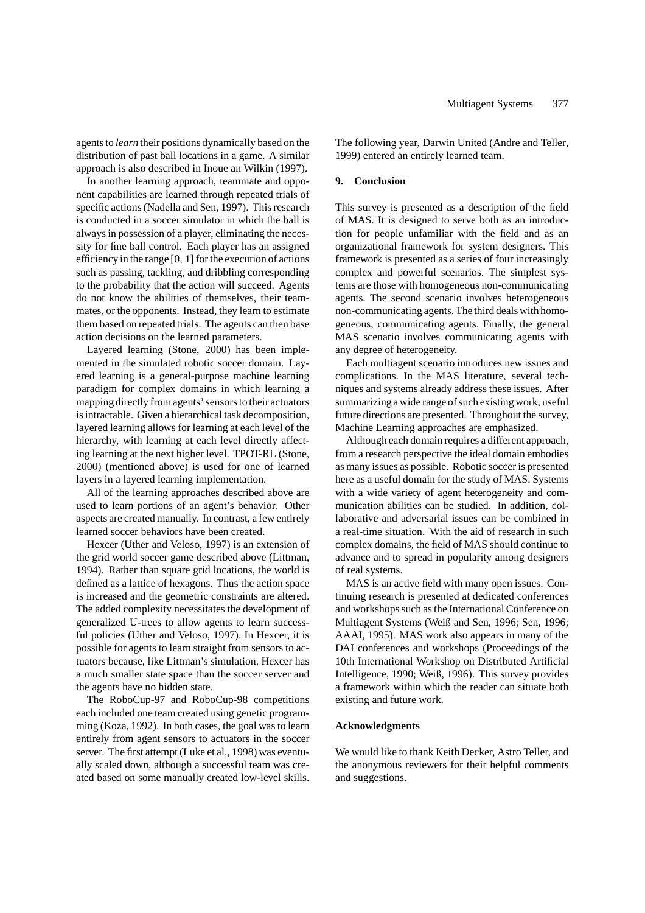agents to *learn* their positions dynamically based on the distribution of past ball locations in a game. A similar approach is also described in Inoue an Wilkin (1997).

In another learning approach, teammate and opponent capabilities are learned through repeated trials of specific actions (Nadella and Sen, 1997). This research is conducted in a soccer simulator in which the ball is always in possession of a player, eliminating the necessity for fine ball control. Each player has an assigned efficiency in the range $[0, 1]$ for the execution of actions such as passing, tackling, and dribbling corresponding to the probability that the action will succeed. Agents do not know the abilities of themselves, their teammates, or the opponents. Instead, they learn to estimate them based on repeated trials. The agents can then base action decisions on the learned parameters.

Layered learning (Stone, 2000) has been implemented in the simulated robotic soccer domain. Layered learning is a general-purpose machine learning paradigm for complex domains in which learning a mapping directly from agents' sensors to their actuators is intractable. Given a hierarchical task decomposition, layered learning allows for learning at each level of the hierarchy, with learning at each level directly affecting learning at the next higher level. TPOT-RL (Stone, 2000) (mentioned above) is used for one of learned layers in a layered learning implementation.

All of the learning approaches described above are used to learn portions of an agent's behavior. Other aspects are created manually. In contrast, a few entirely learned soccer behaviors have been created.

Hexcer (Uther and Veloso, 1997) is an extension of the grid world soccer game described above (Littman, 1994). Rather than square grid locations, the world is defined as a lattice of hexagons. Thus the action space is increased and the geometric constraints are altered. The added complexity necessitates the development of generalized U-trees to allow agents to learn successful policies (Uther and Veloso, 1997). In Hexcer, it is possible for agents to learn straight from sensors to actuators because, like Littman's simulation, Hexcer has a much smaller state space than the soccer server and the agents have no hidden state.

The RoboCup-97 and RoboCup-98 competitions each included one team created using genetic programming (Koza, 1992). In both cases, the goal was to learn entirely from agent sensors to actuators in the soccer server. The first attempt (Luke et al., 1998) was eventually scaled down, although a successful team was created based on some manually created low-level skills. The following year, Darwin United (Andre and Teller, 1999) entered an entirely learned team.

## 9. Conclusion

This survey is presented as a description of the field of MAS. It is designed to serve both as an introduction for people unfamiliar with the field and as an organizational framework for system designers. This framework is presented as a series of four increasingly complex and powerful scenarios. The simplest systems are those with homogeneous non-communicating agents. The second scenario involves heterogeneous non-communicating agents. The third deals with homogeneous, communicating agents. Finally, the general MAS scenario involves communicating agents with any degree of heterogeneity.

Each multiagent scenario introduces new issues and complications. In the MAS literature, several techniques and systems already address these issues. After summarizing a wide range of such existing work, useful future directions are presented. Throughout the survey, Machine Learning approaches are emphasized.

Although each domain requires a different approach, from a research perspective the ideal domain embodies as many issues as possible. Robotic soccer is presented here as a useful domain for the study of MAS. Systems with a wide variety of agent heterogeneity and communication abilities can be studied. In addition, collaborative and adversarial issues can be combined in a real-time situation. With the aid of research in such complex domains, the field of MAS should continue to advance and to spread in popularity among designers of real systems.

MAS is an active field with many open issues. Continuing research is presented at dedicated conferences and workshops such as the International Conference on Multiagent Systems (Weiß and Sen, 1996; Sen, 1996; AAAI, 1995). MAS work also appears in many of the DAI conferences and workshops (Proceedings of the 10th International Workshop on Distributed Artificial Intelligence, 1990; Weiß, 1996). This survey provides a framework within which the reader can situate both existing and future work.

### Acknowledgments

We would like to thank Keith Decker, Astro Teller, and the anonymous reviewers for their helpful comments and suggestions.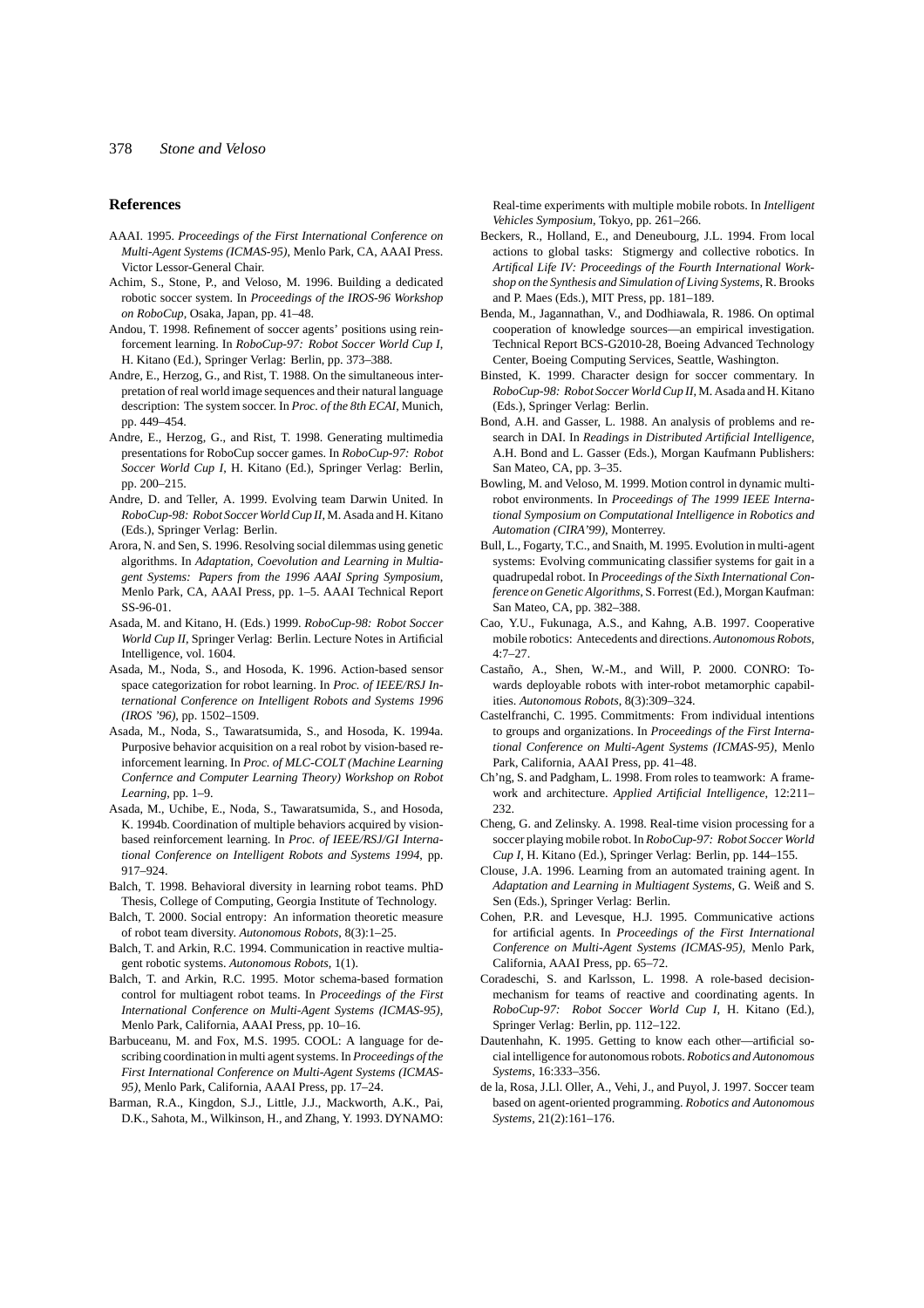## References

AAAI. 1995. *Proceedings of the First International Conference on Multi-Agent Systems (ICMAS-95)*, Menlo Park, CA, AAAI Press. Victor Lessor-General Chair.

Achim, S., Stone, P., and Veloso, M. 1996. Building a dedicated robotic soccer system. In *Proceedings of the IROS-96 Workshop on RoboCup*, Osaka, Japan, pp. 41–48.

Andou, T. 1998. Refinement of soccer agents' positions using reinforcement learning. In *RoboCup-97: Robot Soccer World Cup I*, H. Kitano (Ed.), Springer Verlag: Berlin, pp. 373–388.

Andre, E., Herzog, G., and Rist, T. 1988. On the simultaneous interpretation of real world image sequences and their natural language description: The system soccer. In *Proc. of the 8th ECAI*, Munich, pp. 449–454.

Andre, E., Herzog, G., and Rist, T. 1998. Generating multimedia presentations for RoboCup soccer games. In *RoboCup-97: Robot Soccer World Cup I*, H. Kitano (Ed.), Springer Verlag: Berlin, pp. 200–215.

Andre, D. and Teller, A. 1999. Evolving team Darwin United. In *RoboCup-98: Robot Soccer World Cup II*, M. Asada and H. Kitano (Eds.), Springer Verlag: Berlin.

Arora, N. and Sen, S. 1996. Resolving social dilemmas using genetic algorithms. In *Adaptation, Coevolution and Learning in Multiagent Systems: Papers from the 1996 AAAI Spring Symposium*, Menlo Park, CA, AAAI Press, pp. 1–5. AAAI Technical Report SS-96-01.

Asada, M. and Kitano, H. (Eds.) 1999. *RoboCup-98: Robot Soccer World Cup II*, Springer Verlag: Berlin. Lecture Notes in Artificial Intelligence, vol. 1604.

Asada, M., Noda, S., and Hosoda, K. 1996. Action-based sensor space categorization for robot learning. In *Proc. of IEEE/RSJ International Conference on Intelligent Robots and Systems 1996 (IROS '96)*, pp. 1502–1509.

Asada, M., Noda, S., Tawaratsumida, S., and Hosoda, K. 1994a. Purposive behavior acquisition on a real robot by vision-based reinforcement learning. In *Proc. of MLC-COLT (Machine Learning Confernce and Computer Learning Theory) Workshop on Robot Learning*, pp. 1–9.

Asada, M., Uchibe, E., Noda, S., Tawaratsumida, S., and Hosoda, K. 1994b. Coordination of multiple behaviors acquired by vision-based reinforcement learning. In *Proc. of IEEE/RSJ/GI International Conference on Intelligent Robots and Systems 1994*, pp. 917–924.

Balch, T. 1998. Behavioral diversity in learning robot teams. PhD Thesis, College of Computing, Georgia Institute of Technology.

Balch, T. 2000. Social entropy: An information theoretic measure of robot team diversity. *Autonomous Robots*, 8(3):1–25.

Balch, T. and Arkin, R.C. 1994. Communication in reactive multiagent robotic systems. *Autonomous Robots*, 1(1).

Balch, T. and Arkin, R.C. 1995. Motor schema-based formation control for multiagent robot teams. In *Proceedings of the First International Conference on Multi-Agent Systems (ICMAS-95)*, Menlo Park, California, AAAI Press, pp. 10–16.

Barbuceanu, M. and Fox, M.S. 1995. COOL: A language for describing coordination in multi agent systems. In *Proceedings of the First International Conference on Multi-Agent Systems (ICMAS-95)*, Menlo Park, California, AAAI Press, pp. 17–24.

Barman, R.A., Kingdon, S.J., Little, J.J., Mackworth, A.K., Pai, D.K., Sahota, M., Wilkinson, H., and Zhang, Y. 1993. DYNAMO: Real-time experiments with multiple mobile robots. In *Intelligent Vehicles Symposium*, Tokyo, pp. 261–266.

Beckers, R., Holland, E., and Deneubourg, J.L. 1994. From local actions to global tasks: Stigmergy and collective robotics. In *Artifical Life IV: Proceedings of the Fourth International Workshop on the Synthesis and Simulation of Living Systems*, R. Brooks and P. Maes (Eds.), MIT Press, pp. 181–189.

Benda, M., Jagannathan, V., and Dodhiawala, R. 1986. On optimal cooperation of knowledge sources—an empirical investigation. Technical Report BCS-G2010-28, Boeing Advanced Technology Center, Boeing Computing Services, Seattle, Washington.

Binsted, K. 1999. Character design for soccer commentary. In *RoboCup-98: Robot Soccer World Cup II*, M. Asada and H. Kitano (Eds.), Springer Verlag: Berlin.

Bond, A.H. and Gasser, L. 1988. An analysis of problems and research in DAI. In *Readings in Distributed Artificial Intelligence*, A.H. Bond and L. Gasser (Eds.), Morgan Kaufmann Publishers: San Mateo, CA, pp. 3–35.

Bowling, M. and Veloso, M. 1999. Motion control in dynamic multi-robot environments. In *Proceedings of The 1999 IEEE International Symposium on Computational Intelligence in Robotics and Automation (CIRA'99)*, Monterrey.

Bull, L., Fogarty, T.C., and Snaith, M. 1995. Evolution in multi-agent systems: Evolving communicating classifier systems for gait in a quadrupedal robot. In *Proceedings of the Sixth International Conference on Genetic Algorithms*, S. Forrest (Ed.), Morgan Kaufman: San Mateo, CA, pp. 382–388.

Cao, Y.U., Fukunaga, A.S., and Kahng, A.B. 1997. Cooperative mobile robotics: Antecedents and directions. *Autonomous Robots*, 4:7–27.

Castaño, A., Shen, W.-M., and Will, P. 2000. CONRO: Towards deployable robots with inter-robot metamorphic capabilities. *Autonomous Robots*, 8(3):309–324.

Castelfranchi, C. 1995. Commitments: From individual intentions to groups and organizations. In *Proceedings of the First International Conference on Multi-Agent Systems (ICMAS-95)*, Menlo Park, California, AAAI Press, pp. 41–48.

Ch'ng, S. and Padgham, L. 1998. From roles to teamwork: A framework and architecture. *Applied Artificial Intelligence*, 12:211–232.

Cheng, G. and Zelinsky. A. 1998. Real-time vision processing for a soccer playing mobile robot. In *RoboCup-97: Robot Soccer World Cup I*, H. Kitano (Ed.), Springer Verlag: Berlin, pp. 144–155.

Clouse, J.A. 1996. Learning from an automated training agent. In *Adaptation and Learning in Multiagent Systems*, G. Weiß and S. Sen (Eds.), Springer Verlag: Berlin.

Cohen, P.R. and Levesque, H.J. 1995. Communicative actions for artificial agents. In *Proceedings of the First International Conference on Multi-Agent Systems (ICMAS-95)*, Menlo Park, California, AAAI Press, pp. 65–72.

Coradeschi, S. and Karlsson, L. 1998. A role-based decision-mechanism for teams of reactive and coordinating agents. In *RoboCup-97: Robot Soccer World Cup I*, H. Kitano (Ed.), Springer Verlag: Berlin, pp. 112–122.

Dautenhahn, K. 1995. Getting to know each other—artificial social intelligence for autonomous robots. *Robotics and Autonomous Systems*, 16:333–356.

de la, Rosa, J.Ll. Oller, A., Vehi, J., and Puyol, J. 1997. Soccer team based on agent-oriented programming. *Robotics and Autonomous Systems*, 21(2):161–176.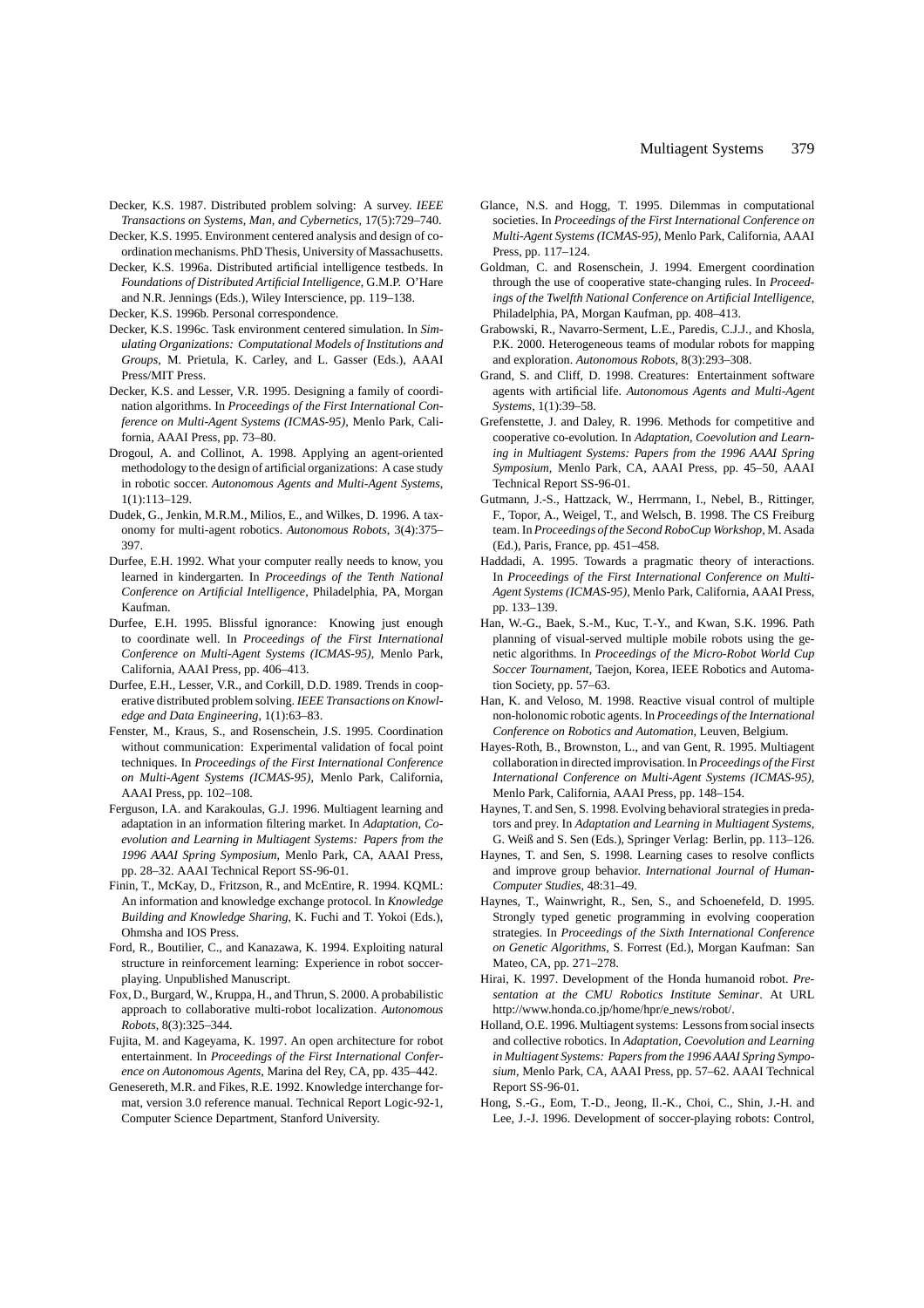Decker, K.S. 1987. Distributed problem solving: A survey. *IEEE Transactions on Systems, Man, and Cybernetics*, 17(5):729–740.

Decker, K.S. 1995. Environment centered analysis and design of coordination mechanisms. PhD Thesis, University of Massachusetts.

Decker, K.S. 1996a. Distributed artificial intelligence testbeds. In *Foundations of Distributed Artificial Intelligence*, G.M.P. O'Hare and N.R. Jennings (Eds.), Wiley Interscience, pp. 119–138.

Decker, K.S. 1996b. Personal correspondence.

Decker, K.S. 1996c. Task environment centered simulation. In *Simulating Organizations: Computational Models of Institutions and Groups*, M. Prietula, K. Carley, and L. Gasser (Eds.), AAAI Press/MIT Press.

Decker, K.S. and Lesser, V.R. 1995. Designing a family of coordination algorithms. In *Proceedings of the First International Conference on Multi-Agent Systems (ICMAS-95)*, Menlo Park, California, AAAI Press, pp. 73–80.

Drogoul, A. and Collinot, A. 1998. Applying an agent-oriented methodology to the design of artificial organizations: A case study in robotic soccer. *Autonomous Agents and Multi-Agent Systems*, 1(1):113–129.

Dudek, G., Jenkin, M.R.M., Milios, E., and Wilkes, D. 1996. A taxonomy for multi-agent robotics. *Autonomous Robots*, 3(4):375–397.

Durfee, E.H. 1992. What your computer really needs to know, you learned in kindergarten. In *Proceedings of the Tenth National Conference on Artificial Intelligence*, Philadelphia, PA, Morgan Kaufman.

Durfee, E.H. 1995. Blissful ignorance: Knowing just enough to coordinate well. In *Proceedings of the First International Conference on Multi-Agent Systems (ICMAS-95)*, Menlo Park, California, AAAI Press, pp. 406–413.

Durfee, E.H., Lesser, V.R., and Corkill, D.D. 1989. Trends in cooperative distributed problem solving. *IEEE Transactions on Knowledge and Data Engineering*, 1(1):63–83.

Fenster, M., Kraus, S., and Rosenschein, J.S. 1995. Coordination without communication: Experimental validation of focal point techniques. In *Proceedings of the First International Conference on Multi-Agent Systems (ICMAS-95)*, Menlo Park, California, AAAI Press, pp. 102–108.

Ferguson, I.A. and Karakoulas, G.J. 1996. Multiagent learning and adaptation in an information filtering market. In *Adaptation, Coevolution and Learning in Multiagent Systems: Papers from the 1996 AAAI Spring Symposium*, Menlo Park, CA, AAAI Press, pp. 28–32. AAAI Technical Report SS-96-01.

Finin, T., McKay, D., Fritzson, R., and McEntire, R. 1994. KQML: An information and knowledge exchange protocol. In *Knowledge Building and Knowledge Sharing*, K. Fuchi and T. Yokoi (Eds.), Ohmsha and IOS Press.

Ford, R., Boutilier, C., and Kanazawa, K. 1994. Exploiting natural structure in reinforcement learning: Experience in robot soccer-playing. Unpublished Manuscript.

Fox, D., Burgard, W., Kruppa, H., and Thrun, S. 2000. A probabilistic approach to collaborative multi-robot localization. *Autonomous Robots*, 8(3):325–344.

Fujita, M. and Kageyama, K. 1997. An open architecture for robot entertainment. In *Proceedings of the First International Conference on Autonomous Agents*, Marina del Rey, CA, pp. 435–442.

Genesereth, M.R. and Fikes, R.E. 1992. Knowledge interchange format, version 3.0 reference manual. Technical Report Logic-92-1, Computer Science Department, Stanford University.

Glance, N.S. and Hogg, T. 1995. Dilemmas in computational societies. In *Proceedings of the First International Conference on Multi-Agent Systems (ICMAS-95)*, Menlo Park, California, AAAI Press, pp. 117–124.

Goldman, C. and Rosenschein, J. 1994. Emergent coordination through the use of cooperative state-changing rules. In *Proceedings of the Twelfth National Conference on Artificial Intelligence*, Philadelphia, PA, Morgan Kaufman, pp. 408–413.

Grabowski, R., Navarro-Serment, L.E., Paredis, C.J.J., and Khosla, P.K. 2000. Heterogeneous teams of modular robots for mapping and exploration. *Autonomous Robots*, 8(3):293–308.

Grand, S. and Cliff, D. 1998. Creatures: Entertainment software agents with artificial life. *Autonomous Agents and Multi-Agent Systems*, 1(1):39–58.

Grefenstette, J. and Daley, R. 1996. Methods for competitive and cooperative co-evolution. In *Adaptation, Coevolution and Learning in Multiagent Systems: Papers from the 1996 AAAI Spring Symposium*, Menlo Park, CA, AAAI Press, pp. 45–50, AAAI Technical Report SS-96-01.

Gutmann, J.-S., Hattzack, W., Herrmann, I., Nebel, B., Rittinger, F., Topor, A., Weigel, T., and Welsch, B. 1998. The CS Freiburg team. In *Proceedings of the Second RoboCup Workshop*, M. Asada (Ed.), Paris, France, pp. 451–458.

Haddadi, A. 1995. Towards a pragmatic theory of interactions. In *Proceedings of the First International Conference on Multi-Agent Systems (ICMAS-95)*, Menlo Park, California, AAAI Press, pp. 133–139.

Han, W.-G., Baek, S.-M., Kuc, T.-Y., and Kwan, S.K. 1996. Path planning of visual-served multiple mobile robots using the genetic algorithms. In *Proceedings of the Micro-Robot World Cup Soccer Tournament*, Taejon, Korea, IEEE Robotics and Automation Society, pp. 57–63.

Han, K. and Veloso, M. 1998. Reactive visual control of multiple non-holonomic robotic agents. In *Proceedings of the International Conference on Robotics and Automation*, Leuven, Belgium.

Hayes-Roth, B., Brownston, L., and van Gent, R. 1995. Multiagent collaboration in directed improvisation. In *Proceedings of the First International Conference on Multi-Agent Systems (ICMAS-95)*, Menlo Park, California, AAAI Press, pp. 148–154.

Haynes, T. and Sen, S. 1998. Evolving behavioral strategies in predators and prey. In *Adaptation and Learning in Multiagent Systems*, G. Weiß and S. Sen (Eds.), Springer Verlag: Berlin, pp. 113–126.

Haynes, T. and Sen, S. 1998. Learning cases to resolve conflicts and improve group behavior. *International Journal of Human-Computer Studies*, 48:31–49.

Haynes, T., Wainwright, R., Sen, S., and Schoenefeld, D. 1995. Strongly typed genetic programming in evolving cooperation strategies. In *Proceedings of the Sixth International Conference on Genetic Algorithms*, S. Forrest (Ed.), Morgan Kaufman: San Mateo, CA, pp. 271–278.

Hirai, K. 1997. Development of the Honda humanoid robot. *Presentation at the CMU Robotics Institute Seminar*. At URL http://www.honda.co.jp/home/hpr/e_news/robot/.

Holland, O.E. 1996. Multiagent systems: Lessons from social insects and collective robotics. In *Adaptation, Coevolution and Learning in Multiagent Systems: Papers from the 1996 AAAI Spring Symposium*, Menlo Park, CA, AAAI Press, pp. 57–62. AAAI Technical Report SS-96-01.

Hong, S.-G., Eom, T.-D., Jeong, Il.-K., Choi, C., Shin, J.-H. and Lee, J.-J. 1996. Development of soccer-playing robots: Control,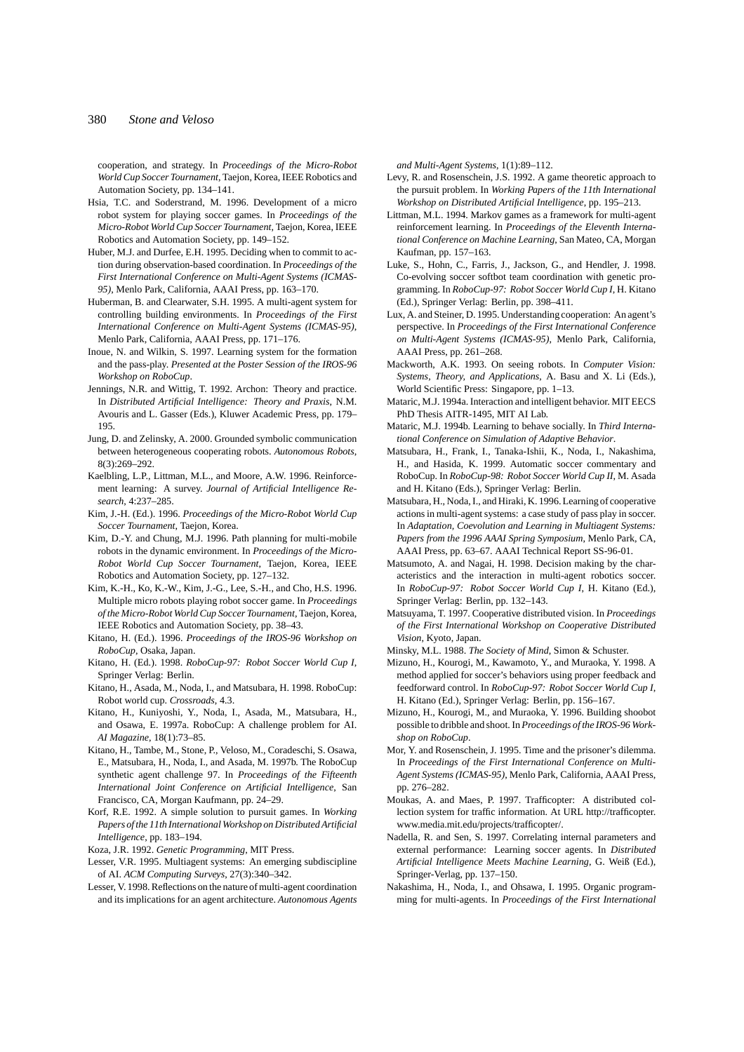cooperation, and strategy. In *Proceedings of the Micro-Robot World Cup Soccer Tournament*, Taejon, Korea, IEEE Robotics and Automation Society, pp. 134–141.

Hsia, T.C. and Soderstrand, M. 1996. Development of a micro robot system for playing soccer games. In *Proceedings of the Micro-Robot World Cup Soccer Tournament*, Taejon, Korea, IEEE Robotics and Automation Society, pp. 149–152.

Huber, M.J. and Durfee, E.H. 1995. Deciding when to commit to action during observation-based coordination. In *Proceedings of the First International Conference on Multi-Agent Systems (ICMAS-95)*, Menlo Park, California, AAAI Press, pp. 163–170.

Huberman, B. and Clearwater, S.H. 1995. A multi-agent system for controlling building environments. In *Proceedings of the First International Conference on Multi-Agent Systems (ICMAS-95)*, Menlo Park, California, AAAI Press, pp. 171–176.

Inoue, N. and Wilkin, S. 1997. Learning system for the formation and the pass-play. *Presented at the Poster Session of the IROS-96 Workshop on RoboCup*.

Jennings, N.R. and Wittig, T. 1992. Archon: Theory and practice. In *Distributed Artificial Intelligence: Theory and Praxis*, N.M. Avouris and L. Gasser (Eds.), Kluwer Academic Press, pp. 179–195.

Jung, D. and Zelinsky, A. 2000. Grounded symbolic communication between heterogeneous cooperating robots. *Autonomous Robots*, 8(3):269–292.

Kaelbling, L.P., Littman, M.L., and Moore, A.W. 1996. Reinforcement learning: A survey. *Journal of Artificial Intelligence Research*, 4:237–285.

Kim, J.-H. (Ed.). 1996. *Proceedings of the Micro-Robot World Cup Soccer Tournament*, Taejon, Korea.

Kim, D.-Y. and Chung, M.J. 1996. Path planning for multi-mobile robots in the dynamic environment. In *Proceedings of the Micro-Robot World Cup Soccer Tournament*, Taejon, Korea, IEEE Robotics and Automation Society, pp. 127–132.

Kim, K.-H., Ko, K.-W., Kim, J.-G., Lee, S.-H., and Cho, H.S. 1996. Multiple micro robots playing robot soccer game. In *Proceedings of the Micro-Robot World Cup Soccer Tournament*, Taejon, Korea, IEEE Robotics and Automation Society, pp. 38–43.

Kitano, H. (Ed.). 1996. *Proceedings of the IROS-96 Workshop on RoboCup*, Osaka, Japan.

Kitano, H. (Ed.). 1998. *RoboCup-97: Robot Soccer World Cup I*, Springer Verlag: Berlin.

Kitano, H., Asada, M., Noda, I., and Matsubara, H. 1998. RoboCup: Robot world cup. *Crossroads*, 4.3.

Kitano, H., Kuniyoshi, Y., Noda, I., Asada, M., Matsubara, H., and Osawa, E. 1997a. RoboCup: A challenge problem for AI. *AI Magazine*, 18(1):73–85.

Kitano, H., Tambe, M., Stone, P., Veloso, M., Coradeschi, S. Osawa, E., Matsubara, H., Noda, I., and Asada, M. 1997b. The RoboCup synthetic agent challenge 97. In *Proceedings of the Fifteenth International Joint Conference on Artificial Intelligence*, San Francisco, CA, Morgan Kaufmann, pp. 24–29.

Korf, R.E. 1992. A simple solution to pursuit games. In *Working Papers of the 11th International Workshop on Distributed Artificial Intelligence*, pp. 183–194.

Koza, J.R. 1992. *Genetic Programming*, MIT Press.

Lesser, V.R. 1995. Multiagent systems: An emerging subdiscipline of AI. *ACM Computing Surveys*, 27(3):340–342.

Lesser, V. 1998. Reflections on the nature of multi-agent coordination and its implications for an agent architecture. *Autonomous Agents and Multi-Agent Systems*, 1(1):89–112.

Levy, R. and Rosenschein, J.S. 1992. A game theoretic approach to the pursuit problem. In *Working Papers of the 11th International Workshop on Distributed Artificial Intelligence*, pp. 195–213.

Littman, M.L. 1994. Markov games as a framework for multi-agent reinforcement learning. In *Proceedings of the Eleventh International Conference on Machine Learning*, San Mateo, CA, Morgan Kaufman, pp. 157–163.

Luke, S., Hohn, C., Farris, J., Jackson, G., and Hendler, J. 1998. Co-evolving soccer softbot team coordination with genetic programming. In *RoboCup-97: Robot Soccer World Cup I*, H. Kitano (Ed.), Springer Verlag: Berlin, pp. 398–411.

Lux, A. and Steiner, D. 1995. Understanding cooperation: An agent's perspective. In *Proceedings of the First International Conference on Multi-Agent Systems (ICMAS-95)*, Menlo Park, California, AAAI Press, pp. 261–268.

Mackworth, A.K. 1993. On seeing robots. In *Computer Vision: Systems, Theory, and Applications*, A. Basu and X. Li (Eds.), World Scientific Press: Singapore, pp. 1–13.

Mataric, M.J. 1994a. Interaction and intelligent behavior. MIT EECS PhD Thesis AITR-1495, MIT AI Lab.

Mataric, M.J. 1994b. Learning to behave socially. In *Third International Conference on Simulation of Adaptive Behavior*.

Matsubara, H., Frank, I., Tanaka-Ishii, K., Noda, I., Nakashima, H., and Hasida, K. 1999. Automatic soccer commentary and RoboCup. In *RoboCup-98: Robot Soccer World Cup II*, M. Asada and H. Kitano (Eds.), Springer Verlag: Berlin.

Matsubara, H., Noda, I., and Hiraki, K. 1996. Learning of cooperative actions in multi-agent systems: a case study of pass play in soccer. In *Adaptation, Coevolution and Learning in Multiagent Systems: Papers from the 1996 AAAI Spring Symposium*, Menlo Park, CA, AAAI Press, pp. 63–67. AAAI Technical Report SS-96-01.

Matsumoto, A. and Nagai, H. 1998. Decision making by the characteristics and the interaction in multi-agent robotics soccer. In *RoboCup-97: Robot Soccer World Cup I*, H. Kitano (Ed.), Springer Verlag: Berlin, pp. 132–143.

Matsuyama, T. 1997. Cooperative distributed vision. In *Proceedings of the First International Workshop on Cooperative Distributed Vision*, Kyoto, Japan.

Minsky, M.L. 1988. *The Society of Mind*, Simon & Schuster.

Mizuno, H., Kourogi, M., Kawamoto, Y., and Muraoka, Y. 1998. A method applied for soccer's behaviors using proper feedback and feedforward control. In *RoboCup-97: Robot Soccer World Cup I*, H. Kitano (Ed.), Springer Verlag: Berlin, pp. 156–167.

Mizuno, H., Kourogi, M., and Muraoka, Y. 1996. Building shoobot possible to dribble and shoot. In *Proceedings of the IROS-96 Workshop on RoboCup*.

Mor, Y. and Rosenschein, J. 1995. Time and the prisoner's dilemma. In *Proceedings of the First International Conference on Multi-Agent Systems (ICMAS-95)*, Menlo Park, California, AAAI Press, pp. 276–282.

Moukas, A. and Maes, P. 1997. Trafficopter: A distributed collection system for traffic information. At URL http://trafficopter.www.media.mit.edu/projects/trafficopter/.

Nadella, R. and Sen, S. 1997. Correlating internal parameters and external performance: Learning soccer agents. In *Distributed Artificial Intelligence Meets Machine Learning*, G. Weiß (Ed.), Springer-Verlag, pp. 137–150.

Nakashima, H., Noda, I., and Ohsawa, I. 1995. Organic programming for multi-agents. In *Proceedings of the First International*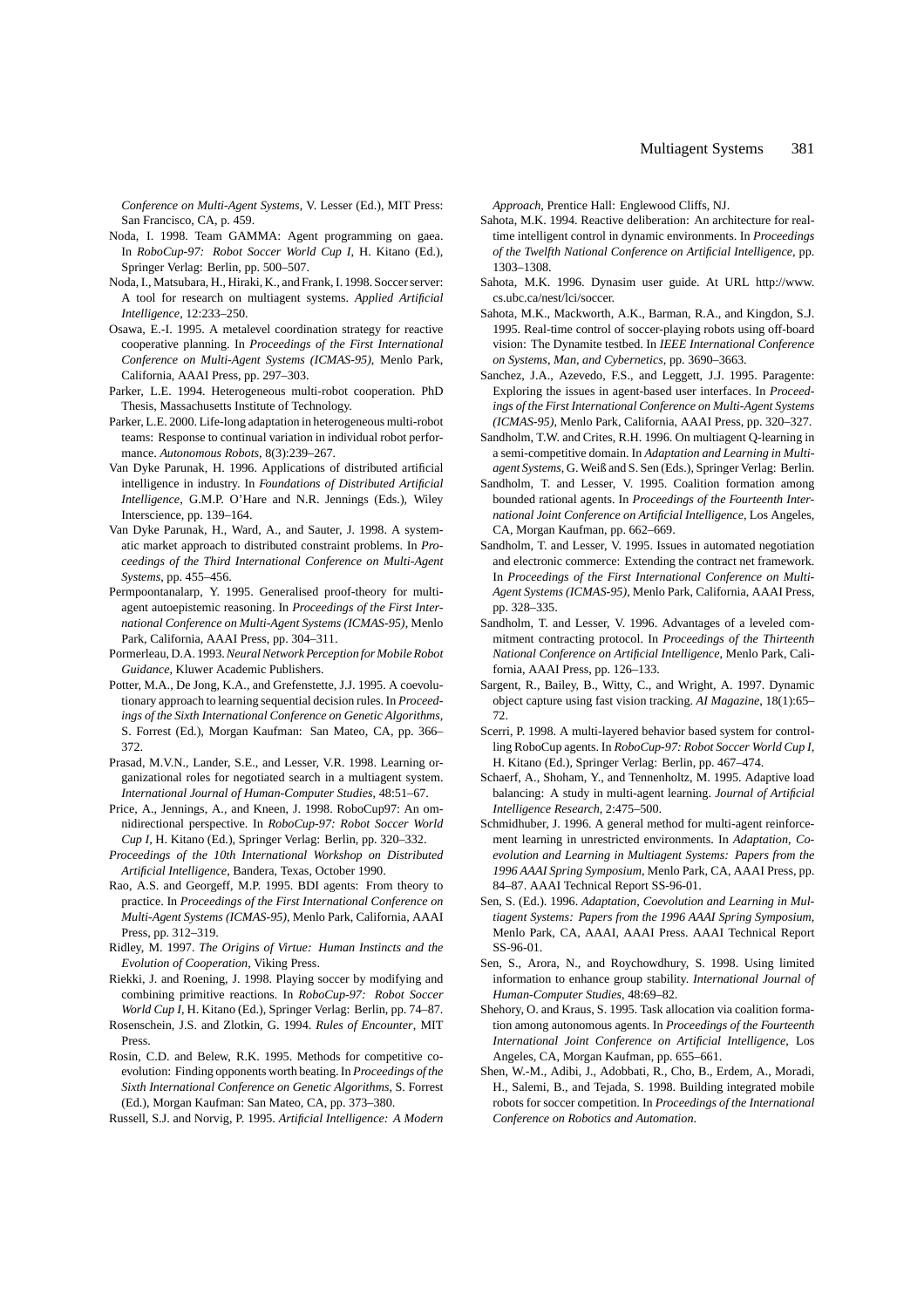*Conference on Multi-Agent Systems*, V. Lesser (Ed.), MIT Press: San Francisco, CA, p. 459.

Noda, I. 1998. Team GAMMA: Agent programming on gaea. In *RoboCup-97: Robot Soccer World Cup I*, H. Kitano (Ed.), Springer Verlag: Berlin, pp. 500–507.

Noda, I., Matsubara, H., Hiraki, K., and Frank, I. 1998. Soccer server: A tool for research on multiagent systems. *Applied Artificial Intelligence*, 12:233–250.

Osawa, E.-I. 1995. A metalevel coordination strategy for reactive cooperative planning. In *Proceedings of the First International Conference on Multi-Agent Systems (ICMAS-95)*, Menlo Park, California, AAAI Press, pp. 297–303.

Parker, L.E. 1994. Heterogeneous multi-robot cooperation. PhD Thesis, Massachusetts Institute of Technology.

Parker, L.E. 2000. Life-long adaptation in heterogeneous multi-robot teams: Response to continual variation in individual robot performance. *Autonomous Robots*, 8(3):239–267.

Van Dyke Parunak, H. 1996. Applications of distributed artificial intelligence in industry. In *Foundations of Distributed Artificial Intelligence*, G.M.P. O'Hare and N.R. Jennings (Eds.), Wiley Interscience, pp. 139–164.

Van Dyke Parunak, H., Ward, A., and Sauter, J. 1998. A systematic market approach to distributed constraint problems. In *Proceedings of the Third International Conference on Multi-Agent Systems*, pp. 455–456.

Permpoontanalarp, Y. 1995. Generalised proof-theory for multi-agent autoepistemic reasoning. In *Proceedings of the First International Conference on Multi-Agent Systems (ICMAS-95)*, Menlo Park, California, AAAI Press, pp. 304–311.

Pormerleau, D.A. 1993. *Neural Network Perception for Mobile Robot Guidance*, Kluwer Academic Publishers.

Potter, M.A., De Jong, K.A., and Grefenstette, J.J. 1995. A coevolutionary approach to learning sequential decision rules. In *Proceedings of the Sixth International Conference on Genetic Algorithms*, S. Forrest (Ed.), Morgan Kaufman: San Mateo, CA, pp. 366–372.

Prasad, M.V.N., Lander, S.E., and Lesser, V.R. 1998. Learning organizational roles for negotiated search in a multiagent system. *International Journal of Human-Computer Studies*, 48:51–67.

Price, A., Jennings, A., and Kneen, J. 1998. RoboCup97: An omnidirectional perspective. In *RoboCup-97: Robot Soccer World Cup I*, H. Kitano (Ed.), Springer Verlag: Berlin, pp. 320–332.

*Proceedings of the 10th International Workshop on Distributed Artificial Intelligence*, Bandera, Texas, October 1990.

Rao, A.S. and Georgeff, M.P. 1995. BDI agents: From theory to practice. In *Proceedings of the First International Conference on Multi-Agent Systems (ICMAS-95)*, Menlo Park, California, AAAI Press, pp. 312–319.

Ridley, M. 1997. *The Origins of Virtue: Human Instincts and the Evolution of Cooperation*, Viking Press.

Riekki, J. and Roening, J. 1998. Playing soccer by modifying and combining primitive reactions. In *RoboCup-97: Robot Soccer World Cup I*, H. Kitano (Ed.), Springer Verlag: Berlin, pp. 74–87.

Rosenschein, J.S. and Zlotkin, G. 1994. *Rules of Encounter*, MIT Press.

Rosin, C.D. and Belew, R.K. 1995. Methods for competitive co-evolution: Finding opponents worth beating. In *Proceedings of the Sixth International Conference on Genetic Algorithms*, S. Forrest (Ed.), Morgan Kaufman: San Mateo, CA, pp. 373–380.

Russell, S.J. and Norvig, P. 1995. *Artificial Intelligence: A Modern Approach*, Prentice Hall: Englewood Cliffs, NJ.

Sahota, M.K. 1994. Reactive deliberation: An architecture for real-time intelligent control in dynamic environments. In *Proceedings of the Twelfth National Conference on Artificial Intelligence*, pp. 1303–1308.

Sahota, M.K. 1996. Dynasim user guide. At URL http://www.cs.ubc.ca/nest/lci/soccer.

Sahota, M.K., Mackworth, A.K., Barman, R.A., and Kingdon, S.J. 1995. Real-time control of soccer-playing robots using off-board vision: The Dynamite testbed. In *IEEE International Conference on Systems, Man, and Cybernetics*, pp. 3690–3663.

Sanchez, J.A., Azevedo, F.S., and Leggett, J.J. 1995. Paragente: Exploring the issues in agent-based user interfaces. In *Proceedings of the First International Conference on Multi-Agent Systems (ICMAS-95)*, Menlo Park, California, AAAI Press, pp. 320–327.

Sandholm, T.W. and Crites, R.H. 1996. On multiagent Q-learning in a semi-competitive domain. In *Adaptation and Learning in Multiagent Systems*, G. Weiß and S. Sen (Eds.), Springer Verlag: Berlin.

Sandholm, T. and Lesser, V. 1995. Coalition formation among bounded rational agents. In *Proceedings of the Fourteenth International Joint Conference on Artificial Intelligence*, Los Angeles, CA, Morgan Kaufman, pp. 662–669.

Sandholm, T. and Lesser, V. 1995. Issues in automated negotiation and electronic commerce: Extending the contract net framework. In *Proceedings of the First International Conference on Multi-Agent Systems (ICMAS-95)*, Menlo Park, California, AAAI Press, pp. 328–335.

Sandholm, T. and Lesser, V. 1996. Advantages of a leveled commitment contracting protocol. In *Proceedings of the Thirteenth National Conference on Artificial Intelligence*, Menlo Park, California, AAAI Press, pp. 126–133.

Sargent, R., Bailey, B., Witty, C., and Wright, A. 1997. Dynamic object capture using fast vision tracking. *AI Magazine*, 18(1):65–72.

Scerri, P. 1998. A multi-layered behavior based system for controlling RoboCup agents. In *RoboCup-97: Robot Soccer World Cup I*, H. Kitano (Ed.), Springer Verlag: Berlin, pp. 467–474.

Schaerf, A., Shoham, Y., and Tennenholtz, M. 1995. Adaptive load balancing: A study in multi-agent learning. *Journal of Artificial Intelligence Research*, 2:475–500.

Schmidhuber, J. 1996. A general method for multi-agent reinforcement learning in unrestricted environments. In *Adaptation, Coevolution and Learning in Multiagent Systems: Papers from the 1996 AAAI Spring Symposium*, Menlo Park, CA, AAAI Press, pp. 84–87. AAAI Technical Report SS-96-01.

Sen, S. (Ed.). 1996. *Adaptation, Coevolution and Learning in Multiagent Systems: Papers from the 1996 AAAI Spring Symposium*, Menlo Park, CA, AAAI, AAAI Press. AAAI Technical Report SS-96-01.

Sen, S., Arora, N., and Roychowdhury, S. 1998. Using limited information to enhance group stability. *International Journal of Human-Computer Studies*, 48:69–82.

Shehory, O. and Kraus, S. 1995. Task allocation via coalition formation among autonomous agents. In *Proceedings of the Fourteenth International Joint Conference on Artificial Intelligence*, Los Angeles, CA, Morgan Kaufman, pp. 655–661.

Shen, W.-M., Adibi, J., Adobbati, R., Cho, B., Erdem, A., Moradi, H., Salemi, B., and Tejada, S. 1998. Building integrated mobile robots for soccer competition. In *Proceedings of the International Conference on Robotics and Automation*.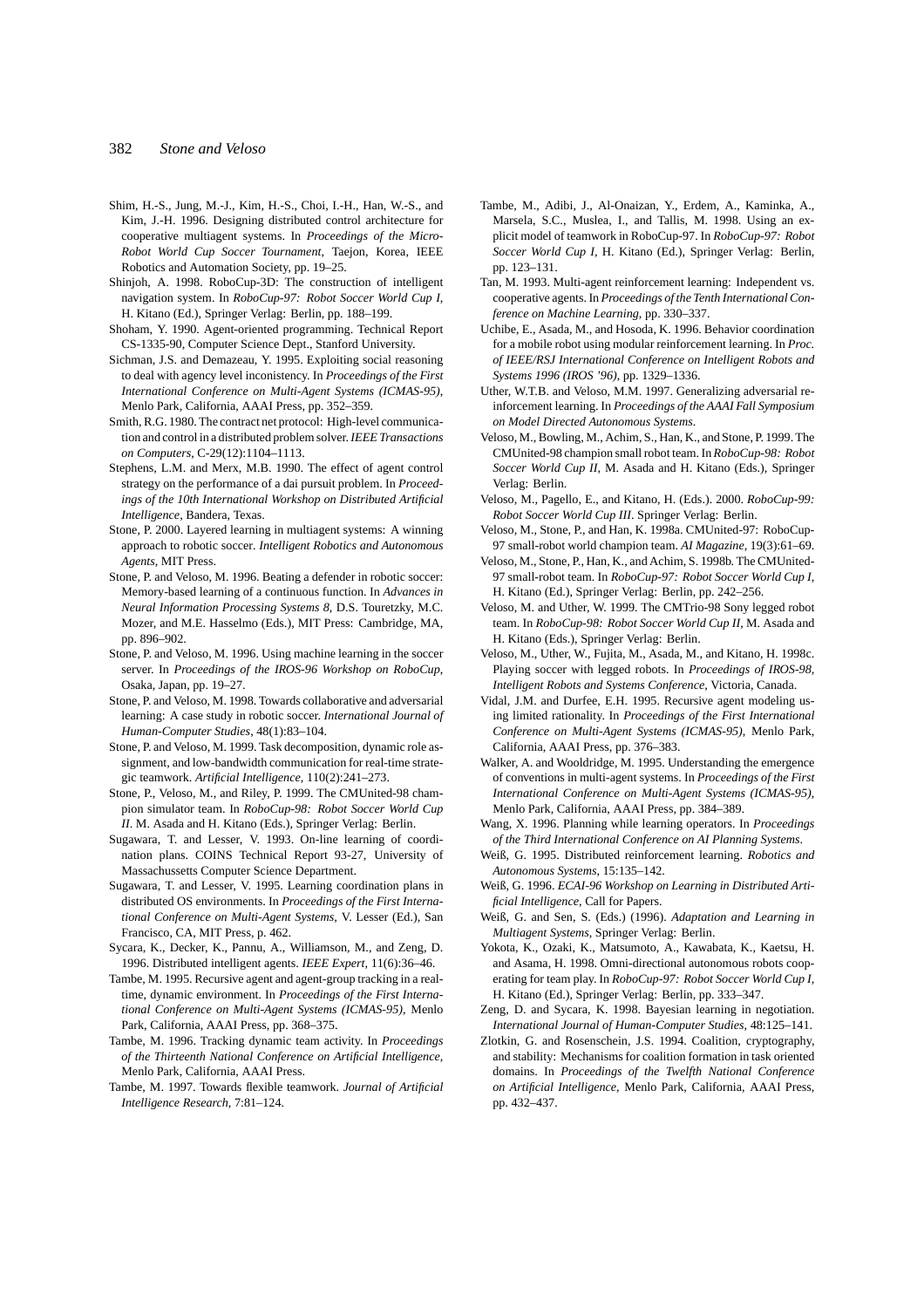Shim, H.-S., Jung, M.-J., Kim, H.-S., Choi, I.-H., Han, W.-S., and Kim, J.-H. 1996. Designing distributed control architecture for cooperative multiagent systems. In *Proceedings of the Micro-Robot World Cup Soccer Tournament*, Taejon, Korea, IEEE Robotics and Automation Society, pp. 19–25.

Shinjoh, A. 1998. RoboCup-3D: The construction of intelligent navigation system. In *RoboCup-97: Robot Soccer World Cup I*, H. Kitano (Ed.), Springer Verlag: Berlin, pp. 188–199.

Shoham, Y. 1990. Agent-oriented programming. Technical Report CS-1335-90, Computer Science Dept., Stanford University.

Sichman, J.S. and Demazeau, Y. 1995. Exploiting social reasoning to deal with agency level inconsistency. In *Proceedings of the First International Conference on Multi-Agent Systems (ICMAS-95)*, Menlo Park, California, AAAI Press, pp. 352–359.

Smith, R.G. 1980. The contract net protocol: High-level communication and control in a distributed problem solver. *IEEE Transactions on Computers*, C-29(12):1104–1113.

Stephens, L.M. and Merx, M.B. 1990. The effect of agent control strategy on the performance of a dai pursuit problem. In *Proceedings of the 10th International Workshop on Distributed Artificial Intelligence*, Bandera, Texas.

Stone, P. 2000. Layered learning in multiagent systems: A winning approach to robotic soccer. *Intelligent Robotics and Autonomous Agents*, MIT Press.

Stone, P. and Veloso, M. 1996. Beating a defender in robotic soccer: Memory-based learning of a continuous function. In *Advances in Neural Information Processing Systems 8*, D.S. Touretzky, M.C. Mozer, and M.E. Hasselmo (Eds.), MIT Press: Cambridge, MA, pp. 896–902.

Stone, P. and Veloso, M. 1996. Using machine learning in the soccer server. In *Proceedings of the IROS-96 Workshop on RoboCup*, Osaka, Japan, pp. 19–27.

Stone, P. and Veloso, M. 1998. Towards collaborative and adversarial learning: A case study in robotic soccer. *International Journal of Human-Computer Studies*, 48(1):83–104.

Stone, P. and Veloso, M. 1999. Task decomposition, dynamic role assignment, and low-bandwidth communication for real-time strategic teamwork. *Artificial Intelligence*, 110(2):241–273.

Stone, P., Veloso, M., and Riley, P. 1999. The CMUnited-98 champion simulator team. In *RoboCup-98: Robot Soccer World Cup II*. M. Asada and H. Kitano (Eds.), Springer Verlag: Berlin.

Sugawara, T. and Lesser, V. 1993. On-line learning of coordination plans. COINS Technical Report 93-27, University of Massachussetts Computer Science Department.

Sugawara, T. and Lesser, V. 1995. Learning coordination plans in distributed OS environments. In *Proceedings of the First International Conference on Multi-Agent Systems*, V. Lesser (Ed.), San Francisco, CA, MIT Press, p. 462.

Sycara, K., Decker, K., Pannu, A., Williamson, M., and Zeng, D. 1996. Distributed intelligent agents. *IEEE Expert*, 11(6):36–46.

Tambe, M. 1995. Recursive agent and agent-group tracking in a real-time, dynamic environment. In *Proceedings of the First International Conference on Multi-Agent Systems (ICMAS-95)*, Menlo Park, California, AAAI Press, pp. 368–375.

Tambe, M. 1996. Tracking dynamic team activity. In *Proceedings of the Thirteenth National Conference on Artificial Intelligence*, Menlo Park, California, AAAI Press.

Tambe, M. 1997. Towards flexible teamwork. *Journal of Artificial Intelligence Research*, 7:81–124.

Tambe, M., Adibi, J., Al-Onaizan, Y., Erdem, A., Kaminka, A., Marsela, S.C., Muslea, I., and Tallis, M. 1998. Using an explicit model of teamwork in RoboCup-97. In *RoboCup-97: Robot Soccer World Cup I*, H. Kitano (Ed.), Springer Verlag: Berlin, pp. 123–131.

Tan, M. 1993. Multi-agent reinforcement learning: Independent vs. cooperative agents. In *Proceedings of the Tenth International Conference on Machine Learning*, pp. 330–337.

Uchibe, E., Asada, M., and Hosoda, K. 1996. Behavior coordination for a mobile robot using modular reinforcement learning. In *Proc. of IEEE/RSJ International Conference on Intelligent Robots and Systems 1996 (IROS '96)*, pp. 1329–1336.

Uther, W.T.B. and Veloso, M.M. 1997. Generalizing adversarial reinforcement learning. In *Proceedings of the AAAI Fall Symposium on Model Directed Autonomous Systems*.

Veloso, M., Bowling, M., Achim, S., Han, K., and Stone, P. 1999. The CMUnited-98 champion small robot team. In *RoboCup-98: Robot Soccer World Cup II*, M. Asada and H. Kitano (Eds.), Springer Verlag: Berlin.

Veloso, M., Pagello, E., and Kitano, H. (Eds.). 2000. *RoboCup-99: Robot Soccer World Cup III*. Springer Verlag: Berlin.

Veloso, M., Stone, P., and Han, K. 1998a. CMUnited-97: RoboCup-97 small-robot world champion team. *AI Magazine*, 19(3):61–69.

Veloso, M., Stone, P., Han, K., and Achim, S. 1998b. The CMUnited-97 small-robot team. In *RoboCup-97: Robot Soccer World Cup I*, H. Kitano (Ed.), Springer Verlag: Berlin, pp. 242–256.

Veloso, M. and Uther, W. 1999. The CMTrio-98 Sony legged robot team. In *RoboCup-98: Robot Soccer World Cup II*, M. Asada and H. Kitano (Eds.), Springer Verlag: Berlin.

Veloso, M., Uther, W., Fujita, M., Asada, M., and Kitano, H. 1998c. Playing soccer with legged robots. In *Proceedings of IROS-98, Intelligent Robots and Systems Conference*, Victoria, Canada.

Vidal, J.M. and Durfee, E.H. 1995. Recursive agent modeling using limited rationality. In *Proceedings of the First International Conference on Multi-Agent Systems (ICMAS-95)*, Menlo Park, California, AAAI Press, pp. 376–383.

Walker, A. and Wooldridge, M. 1995. Understanding the emergence of conventions in multi-agent systems. In *Proceedings of the First International Conference on Multi-Agent Systems (ICMAS-95)*, Menlo Park, California, AAAI Press, pp. 384–389.

Wang, X. 1996. Planning while learning operators. In *Proceedings of the Third International Conference on AI Planning Systems*.

Weiß, G. 1995. Distributed reinforcement learning. *Robotics and Autonomous Systems*, 15:135–142.

Weiß, G. 1996. *ECAI-96 Workshop on Learning in Distributed Artificial Intelligence*, Call for Papers.

Weiß, G. and Sen, S. (Eds.) (1996). *Adaptation and Learning in Multiagent Systems*, Springer Verlag: Berlin.

Yokota, K., Ozaki, K., Matsumoto, A., Kawabata, K., Kaetsu, H. and Asama, H. 1998. Omni-directional autonomous robots cooperating for team play. In *RoboCup-97: Robot Soccer World Cup I*, H. Kitano (Ed.), Springer Verlag: Berlin, pp. 333–347.

Zeng, D. and Sycara, K. 1998. Bayesian learning in negotiation. *International Journal of Human-Computer Studies*, 48:125–141.

Zlotkin, G. and Rosenschein, J.S. 1994. Coalition, cryptography, and stability: Mechanisms for coalition formation in task oriented domains. In *Proceedings of the Twelfth National Conference on Artificial Intelligence*, Menlo Park, California, AAAI Press, pp. 432–437.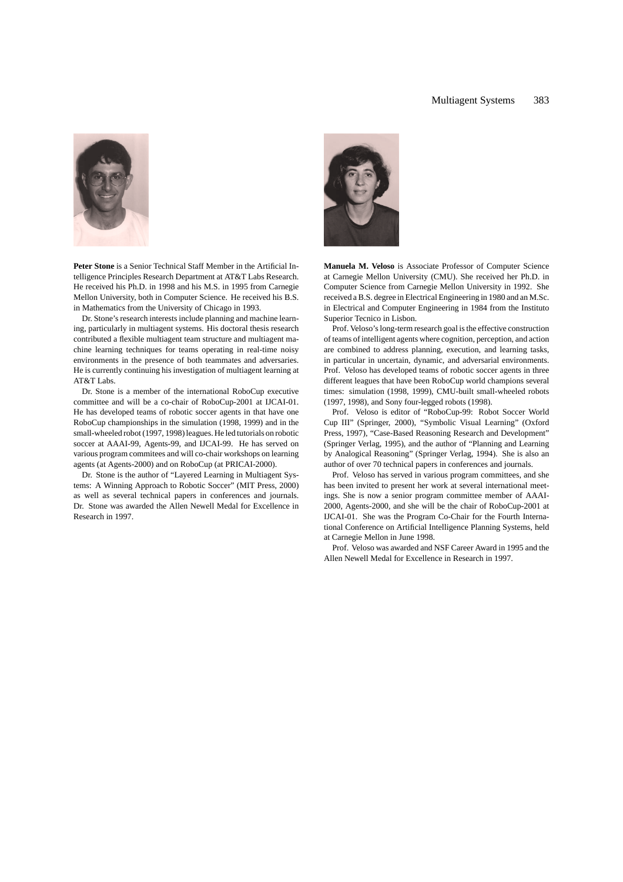**Peter Stone** is a Senior Technical Staff Member in the Artificial Intelligence Principles Research Department at AT&T Labs Research. He received his Ph.D. in 1998 and his M.S. in 1995 from Carnegie Mellon University, both in Computer Science. He received his B.S. in Mathematics from the University of Chicago in 1993.

Dr. Stone's research interests include planning and machine learning, particularly in multiagent systems. His doctoral thesis research contributed a flexible multiagent team structure and multiagent machine learning techniques for teams operating in real-time noisy environments in the presence of both teammates and adversaries. He is currently continuing his investigation of multiagent learning at AT&T Labs.

Dr. Stone is a member of the international RoboCup executive committee and will be a co-chair of RoboCup-2001 at IJCAI-01. He has developed teams of robotic soccer agents in that have one RoboCup championships in the simulation (1998, 1999) and in the small-wheeled robot (1997, 1998) leagues. He led tutorials on robotic soccer at AAAI-99, Agents-99, and IJCAI-99. He has served on various program commitees and will co-chair workshops on learning agents (at Agents-2000) and on RoboCup (at PRICAI-2000).

Dr. Stone is the author of "Layered Learning in Multiagent Systems: A Winning Approach to Robotic Soccer" (MIT Press, 2000) as well as several technical papers in conferences and journals. Dr. Stone was awarded the Allen Newell Medal for Excellence in Research in 1997.

**Manuela M. Veloso** is Associate Professor of Computer Science at Carnegie Mellon University (CMU). She received her Ph.D. in Computer Science from Carnegie Mellon University in 1992. She received a B.S. degree in Electrical Engineering in 1980 and an M.Sc. in Electrical and Computer Engineering in 1984 from the Instituto Superior Tecnico in Lisbon.

Prof. Veloso's long-term research goal is the effective construction of teams of intelligent agents where cognition, perception, and action are combined to address planning, execution, and learning tasks, in particular in uncertain, dynamic, and adversarial environments. Prof. Veloso has developed teams of robotic soccer agents in three different leagues that have been RoboCup world champions several times: simulation (1998, 1999), CMU-built small-wheeled robots (1997, 1998), and Sony four-legged robots (1998).

Prof. Veloso is editor of "RoboCup-99: Robot Soccer World Cup III" (Springer, 2000), "Symbolic Visual Learning" (Oxford Press, 1997), "Case-Based Reasoning Research and Development" (Springer Verlag, 1995), and the author of "Planning and Learning by Analogical Reasoning" (Springer Verlag, 1994). She is also an author of over 70 technical papers in conferences and journals.

Prof. Veloso has served in various program committees, and she has been invited to present her work at several international meetings. She is now a senior program committee member of AAAI-2000, Agents-2000, and she will be the chair of RoboCup-2001 at IJCAI-01. She was the Program Co-Chair for the Fourth International Conference on Artificial Intelligence Planning Systems, held at Carnegie Mellon in June 1998.

Prof. Veloso was awarded and NSF Career Award in 1995 and the Allen Newell Medal for Excellence in Research in 1997.